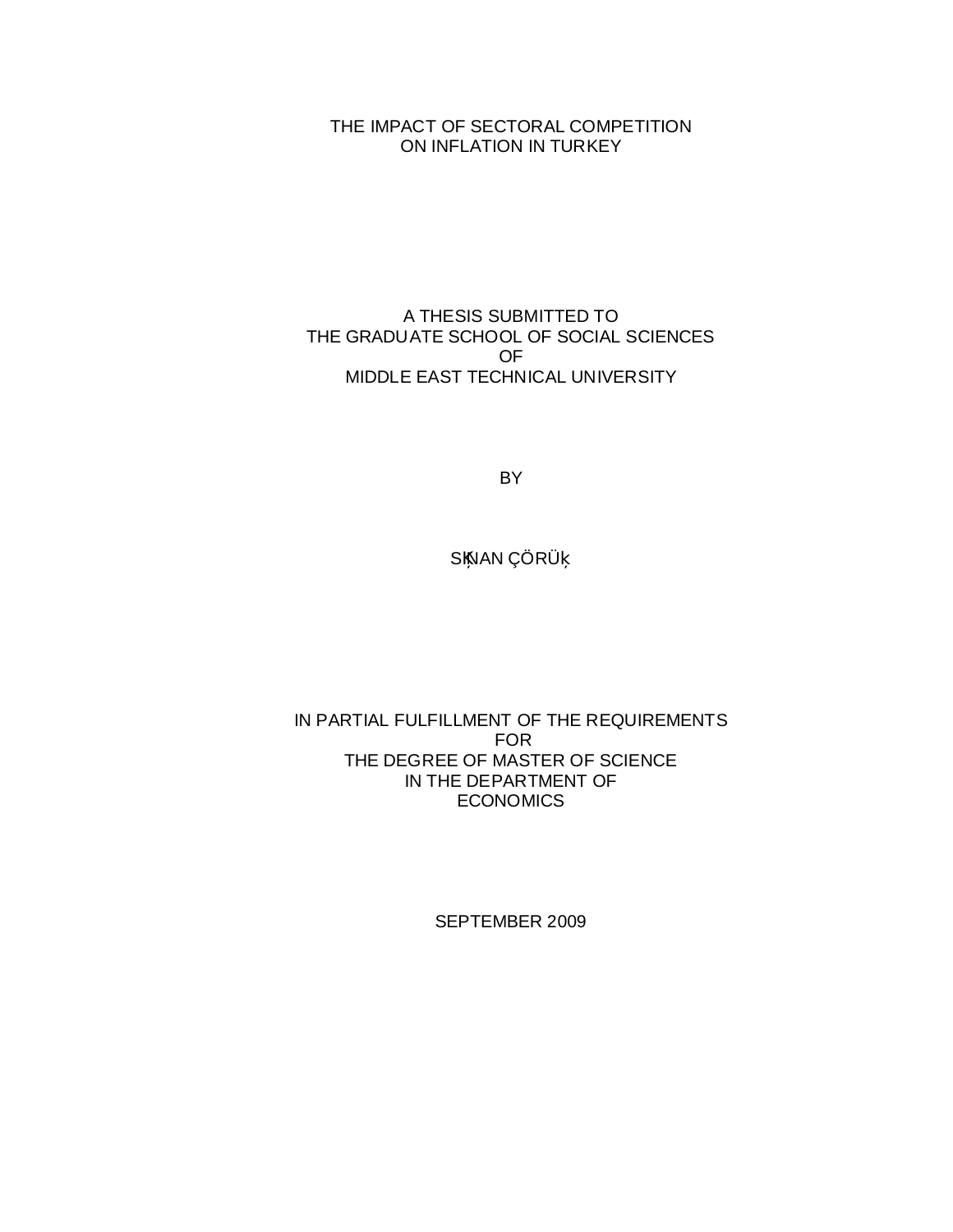THE IMPACT OF SECTORAL COMPETITION
ON INFLATION IN TURKEY

A THESIS SUBMITTED TO
THE GRADUATE SCHOOL OF SOCIAL SCIENCES
OF
MIDDLE EAST TECHNICAL UNIVERSITY

BY

SĶNAN ÇÖRÜķ

IN PARTIAL FULFILLMENT OF THE REQUIREMENTS
FOR
THE DEGREE OF MASTER OF SCIENCE
IN THE DEPARTMENT OF
ECONOMICS

SEPTEMBER 2009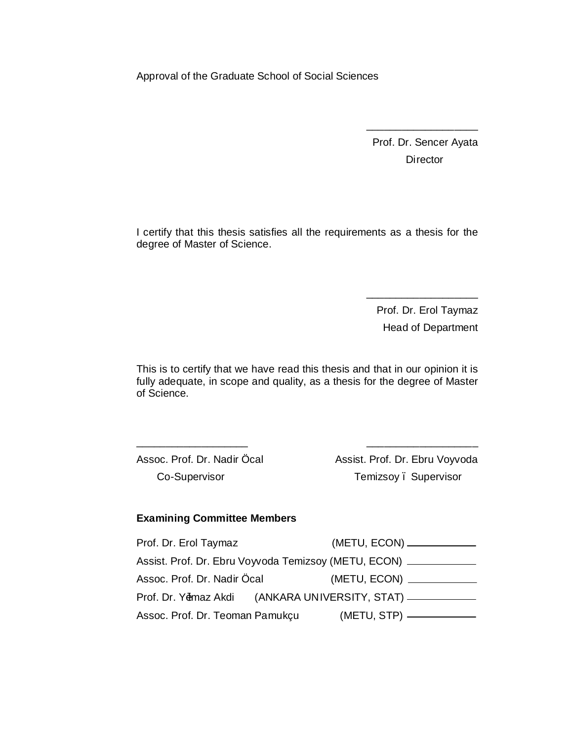Approval of the Graduate School of Social Sciences

\_\_\_\_\_\_\_\_\_\_\_\_\_\_\_\_\_\_\_\_

Prof. Dr. Sencer Ayata

Director

I certify that this thesis satisfies all the requirements as a thesis for the degree of Master of Science.

\_\_\_\_\_\_\_\_\_\_\_\_\_\_\_\_\_\_\_\_

Prof. Dr. Erol Taymaz

Head of Department

This is to certify that we have read this thesis and that in our opinion it is fully adequate, in scope and quality, as a thesis for the degree of Master of Science.

\_\_\_\_\_\_\_\_\_\_\_\_\_\_\_\_\_\_\_\_

Assoc. Prof. Dr. Nadir Öcal

Co-Supervisor

\_\_\_\_\_\_\_\_\_\_\_\_\_\_\_\_\_\_\_\_

Assist. Prof. Dr. Ebru Voyvoda Temizsoy – Supervisor

**Examining Committee Members**

| Name | Affiliation | Signature |
|---|---|---|
| Prof. Dr. Erol Taymaz | (METU, ECON) | |
| Assist. Prof. Dr. Ebru Voyvoda Temizsoy | (METU, ECON) | |
| Assoc. Prof. Dr. Nadir Öcal | (METU, ECON) | |
| Prof. Dr. Yılmaz Akdi | (ANKARA UNIVERSITY, STAT) | |
| Assoc. Prof. Dr. Teoman Pamukçu | (METU, STP) | |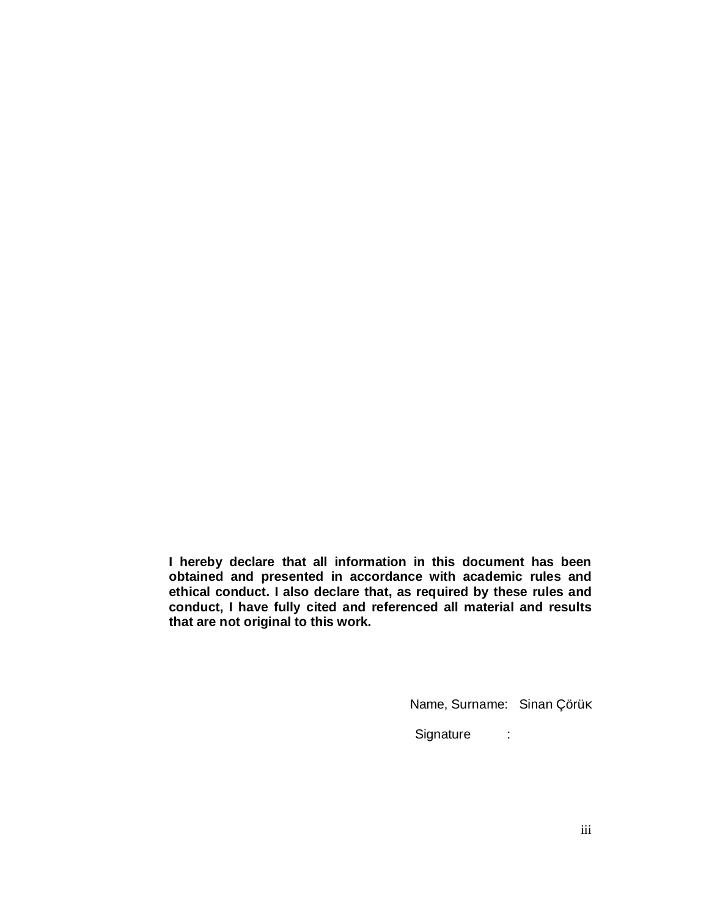**I hereby declare that all information in this document has been obtained and presented in accordance with academic rules and ethical conduct. I also declare that, as required by these rules and conduct, I have fully cited and referenced all material and results that are not original to this work.**

Name, Surname: Sinan Çörük

Signature :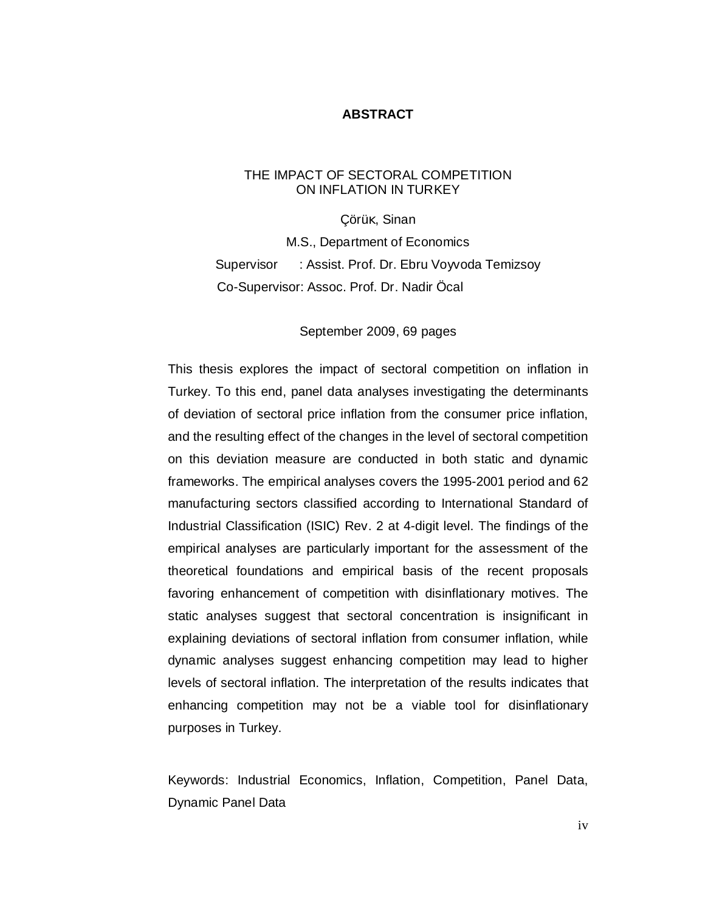# ABSTRACT

THE IMPACT OF SECTORAL COMPETITION ON INFLATION IN TURKEY

Çörük, Sinan

M.S., Department of Economics

Supervisor : Assist. Prof. Dr. Ebru Voyvoda Temizsoy

Co-Supervisor: Assoc. Prof. Dr. Nadir Öcal

September 2009, 69 pages

This thesis explores the impact of sectoral competition on inflation in Turkey. To this end, panel data analyses investigating the determinants of deviation of sectoral price inflation from the consumer price inflation, and the resulting effect of the changes in the level of sectoral competition on this deviation measure are conducted in both static and dynamic frameworks. The empirical analyses covers the 1995-2001 period and 62 manufacturing sectors classified according to International Standard of Industrial Classification (ISIC) Rev. 2 at 4-digit level. The findings of the empirical analyses are particularly important for the assessment of the theoretical foundations and empirical basis of the recent proposals favoring enhancement of competition with disinflationary motives. The static analyses suggest that sectoral concentration is insignificant in explaining deviations of sectoral inflation from consumer inflation, while dynamic analyses suggest enhancing competition may lead to higher levels of sectoral inflation. The interpretation of the results indicates that enhancing competition may not be a viable tool for disinflationary purposes in Turkey.

Keywords: Industrial Economics, Inflation, Competition, Panel Data, Dynamic Panel Data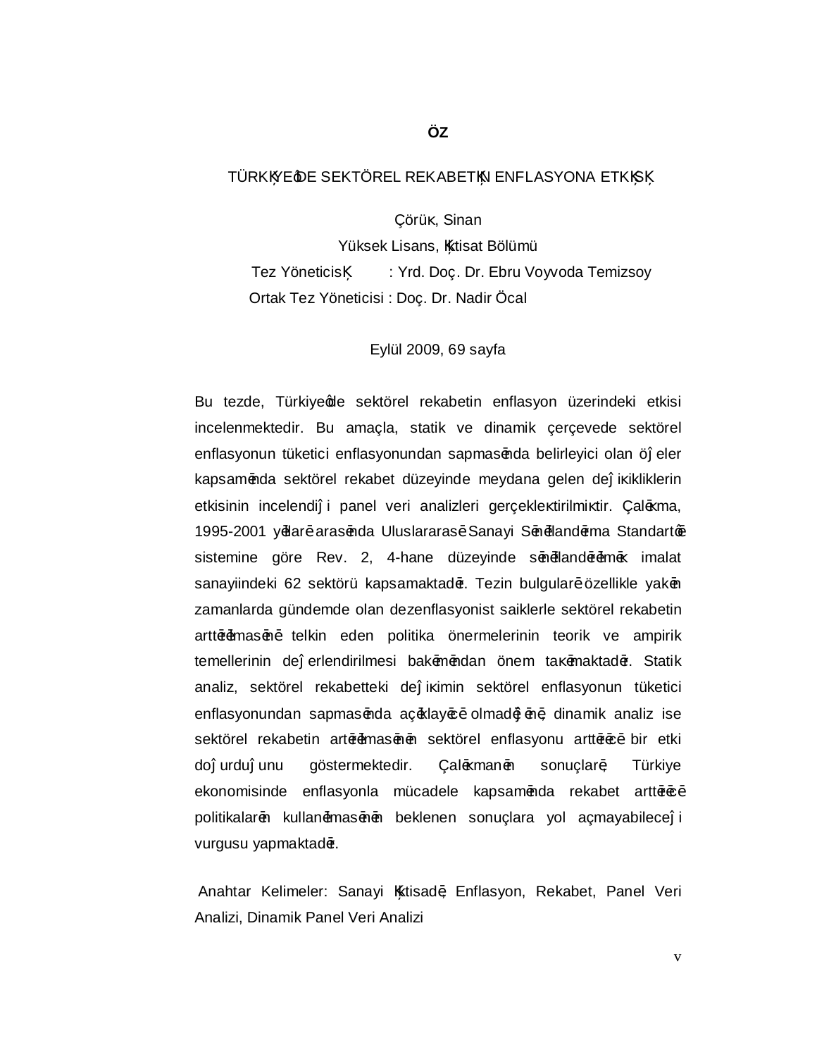# ÖZ

## TÜRKİYE'DE SEKTÖREL REKABETİN ENFLASYONA ETKİSİ

Çörüş, Sinan
Yüksek Lisans, İktisat Bölümü
Tez Yöneticisi : Yrd. Doç. Dr. Ebru Voyvoda Temizsoy
Ortak Tez Yöneticisi : Doç. Dr. Nadir Öcal

Eylül 2009, 69 sayfa

Bu tezde, Türkiye'de sektörel rekabetin enflasyon üzerindeki etkisi incelenmektedir. Bu amaçla, statik ve dinamik çerçevede sektörel enflasyonun tüketici enflasyonundan sapmasında belirleyici olan öğeler kapsamında sektörel rekabet düzeyinde meydana gelen değişikliklerin etkisinin incelendiği panel veri analizleri gerçekleştirilmiştir. Çalışma, 1995-2001 yılları arasında Uluslararası Sanayi Sınıflandırma Standartı sistemine göre Rev. 2, 4-hane düzeyinde sınıflandırılmış imalat sanayiindeki 62 sektörü kapsamaktadır. Tezin bulguları özellikle yakın zamanlarda gündemde olan dezenflasyonist saiklerle sektörel rekabetin arttırılmasını telkin eden politika önermelerinin teorik ve ampirik temellerinin değerlendirilmesi bakımından önem taşımaktadır. Statik analiz, sektörel rekabetteki değişimin sektörel enflasyonun tüketici enflasyonundan sapmasında açıklayıcı olmadığını; dinamik analiz ise sektörel rekabetin artırılmasının sektörel enflasyonu arttırıcı bir etki doğurduğunu göstermektedir. Çalışmanın sonuçları, Türkiye ekonomisinde enflasyonla mücadele kapsamında rekabet arttırıcı politikaların kullanılmasının beklenen sonuçlara yol açmayabileceği vurgusu yapmaktadır.

Anahtar Kelimeler: Sanayi İktisadı, Enflasyon, Rekabet, Panel Veri Analizi, Dinamik Panel Veri Analizi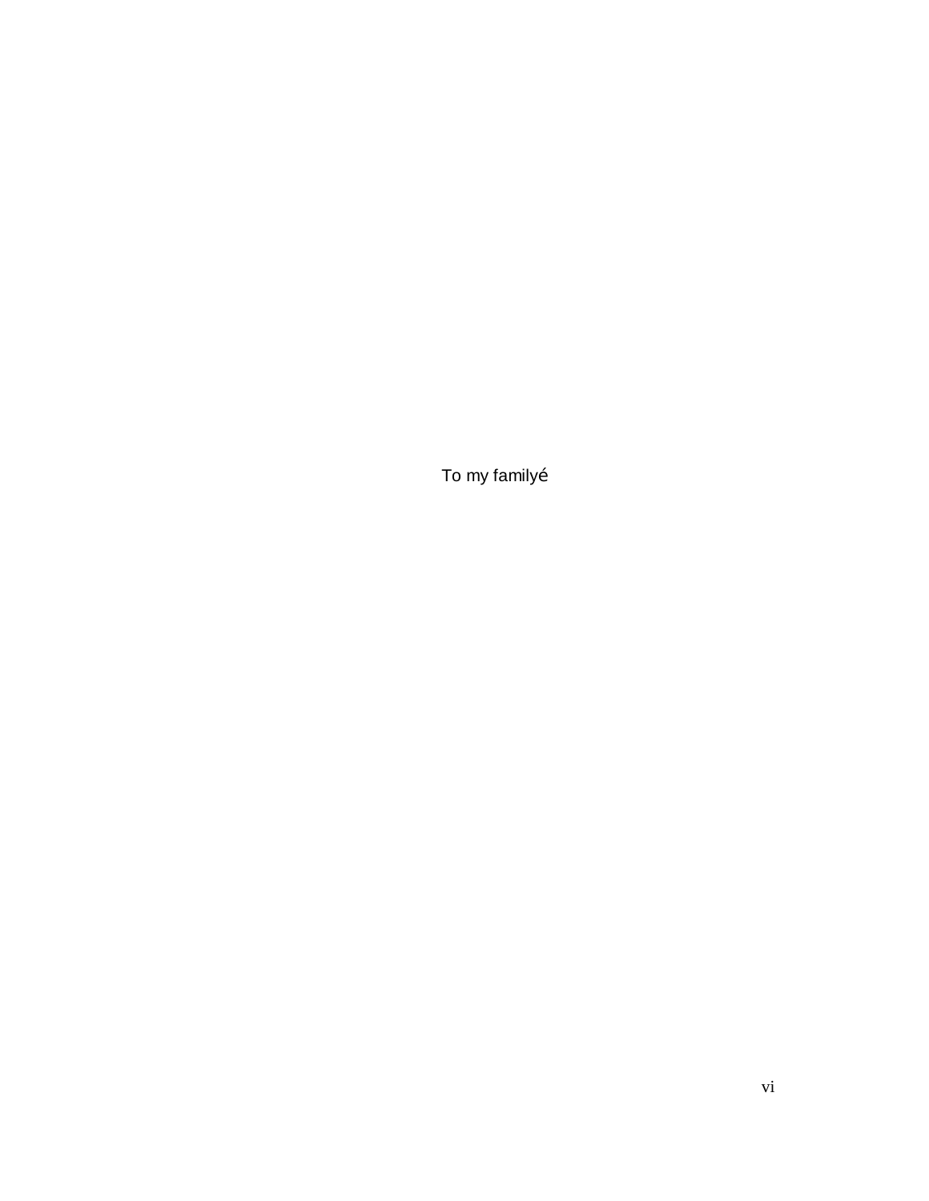To my familyé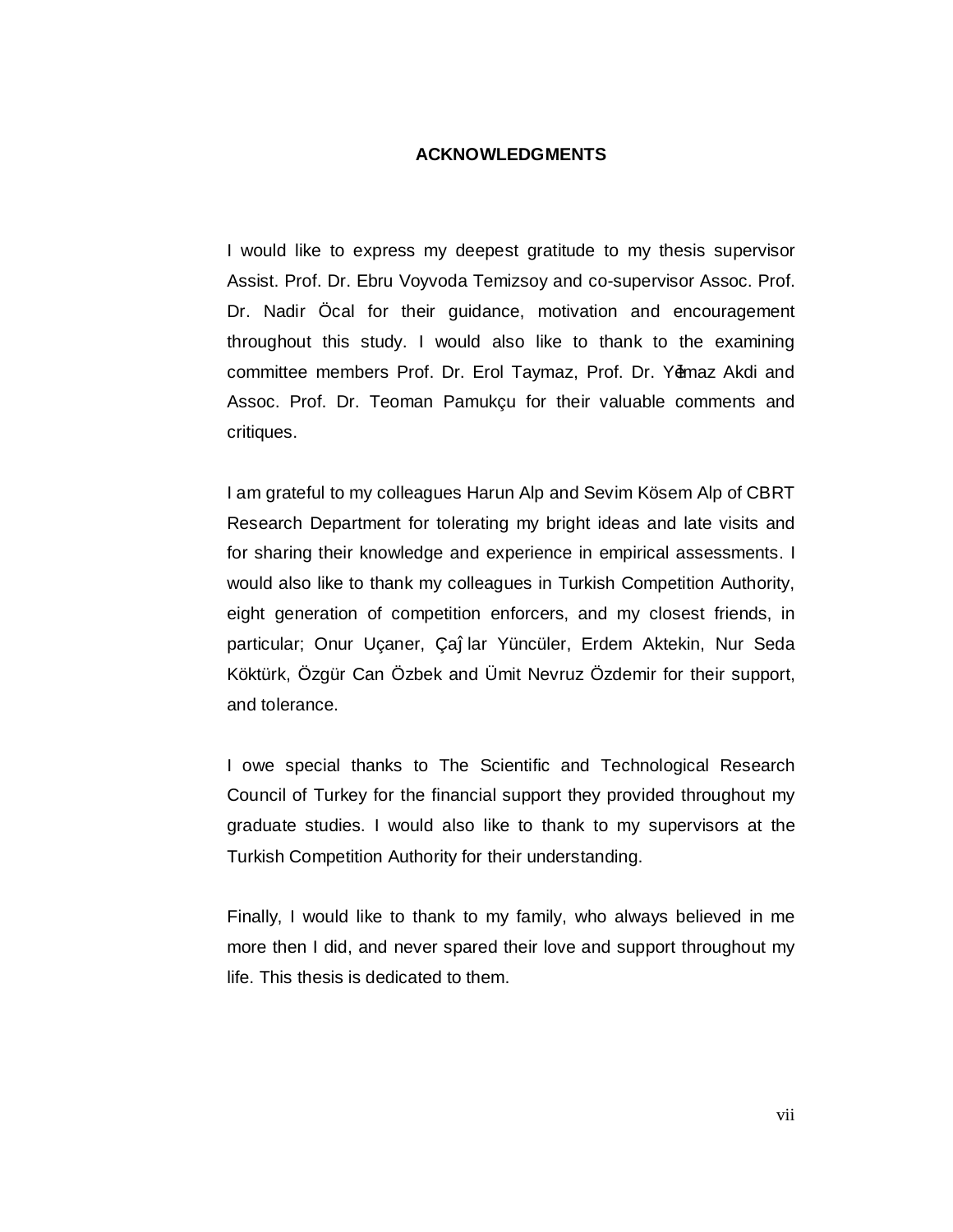# ACKNOWLEDGMENTS

I would like to express my deepest gratitude to my thesis supervisor Assist. Prof. Dr. Ebru Voyvoda Temizsoy and co-supervisor Assoc. Prof. Dr. Nadir Öcal for their guidance, motivation and encouragement throughout this study. I would also like to thank to the examining committee members Prof. Dr. Erol Taymaz, Prof. Dr. Yılmaz Akdi and Assoc. Prof. Dr. Teoman Pamukçu for their valuable comments and critiques.

I am grateful to my colleagues Harun Alp and Sevim Kösem Alp of CBRT Research Department for tolerating my bright ideas and late visits and for sharing their knowledge and experience in empirical assessments. I would also like to thank my colleagues in Turkish Competition Authority, eight generation of competition enforcers, and my closest friends, in particular; Onur Uçaner, Çağlar Yüncüler, Erdem Aktekin, Nur Seda Köktürk, Özgür Can Özbek and Ümit Nevruz Özdemir for their support, and tolerance.

I owe special thanks to The Scientific and Technological Research Council of Turkey for the financial support they provided throughout my graduate studies. I would also like to thank to my supervisors at the Turkish Competition Authority for their understanding.

Finally, I would like to thank to my family, who always believed in me more then I did, and never spared their love and support throughout my life. This thesis is dedicated to them.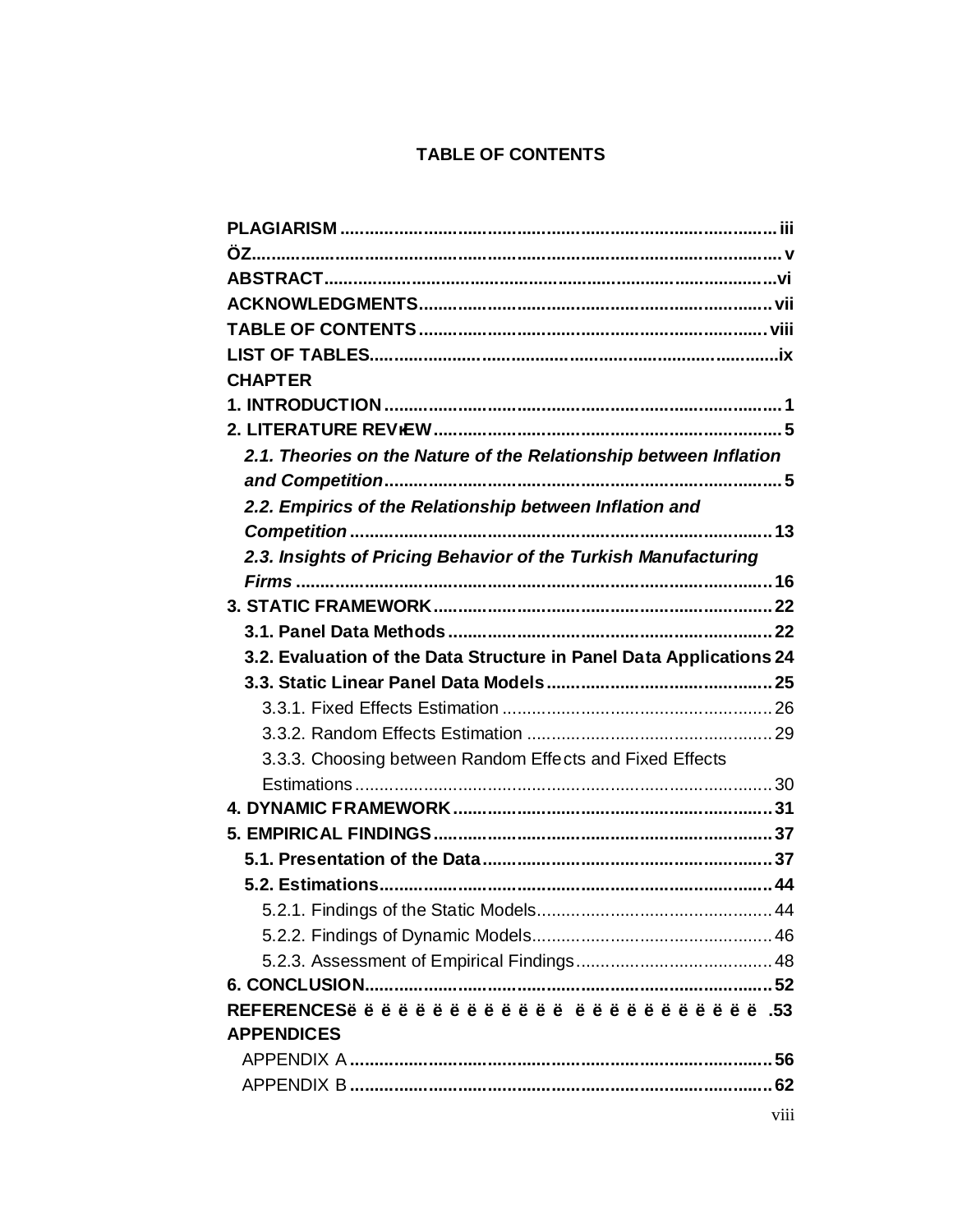# TABLE OF CONTENTS

**PLAGIARISM** ........................................................................................ iii

**ÖZ**........................................................................................................ v

**ABSTRACT**............................................................................................vi

**ACKNOWLEDGMENTS**........................................................................ vii

**TABLE OF CONTENTS**........................................................................ viii

**LIST OF TABLES**....................................................................................ix

**CHAPTER**

**1. INTRODUCTION**................................................................................. 1

**2. LITERATURE REVIEW**........................................................................ 5

***2.1. Theories on the Nature of the Relationship between Inflation and Competition***.................................................................................. 5

***2.2. Empirics of the Relationship between Inflation and Competition***..................................................................................... 13

***2.3. Insights of Pricing Behavior of the Turkish Manufacturing Firms***.............................................................................................. 16

**3. STATIC FRAMEWORK**...................................................................... 22

**3.1. Panel Data Methods**...................................................................... 22

**3.2. Evaluation of the Data Structure in Panel Data Applications** 24

**3.3. Static Linear Panel Data Models**................................................ 25

3.3.1. Fixed Effects Estimation ......................................................... 26

3.3.2. Random Effects Estimation ..................................................... 29

3.3.3. Choosing between Random Effects and Fixed Effects Estimations........................................................................................ 30

**4. DYNAMIC FRAMEWORK**................................................................... 31

**5. EMPIRICAL FINDINGS**....................................................................... 37

**5.1. Presentation of the Data**.............................................................. 37

**5.2. Estimations**.................................................................................. 44

5.2.1. Findings of the Static Models................................................. 44

5.2.2. Findings of Dynamic Models.................................................. 46

5.2.3. Assessment of Empirical Findings.......................................... 48

**6. CONCLUSION**..................................................................................... 52

**REFERENCES**ë ë ë ë ë ë ë ë ë ë ë ë ë ë ë ë ë ë ë ë ë ë ë ë ë ë ë .53

**APPENDICES**

APPENDIX A ........................................................................................ 56

APPENDIX B ........................................................................................ 62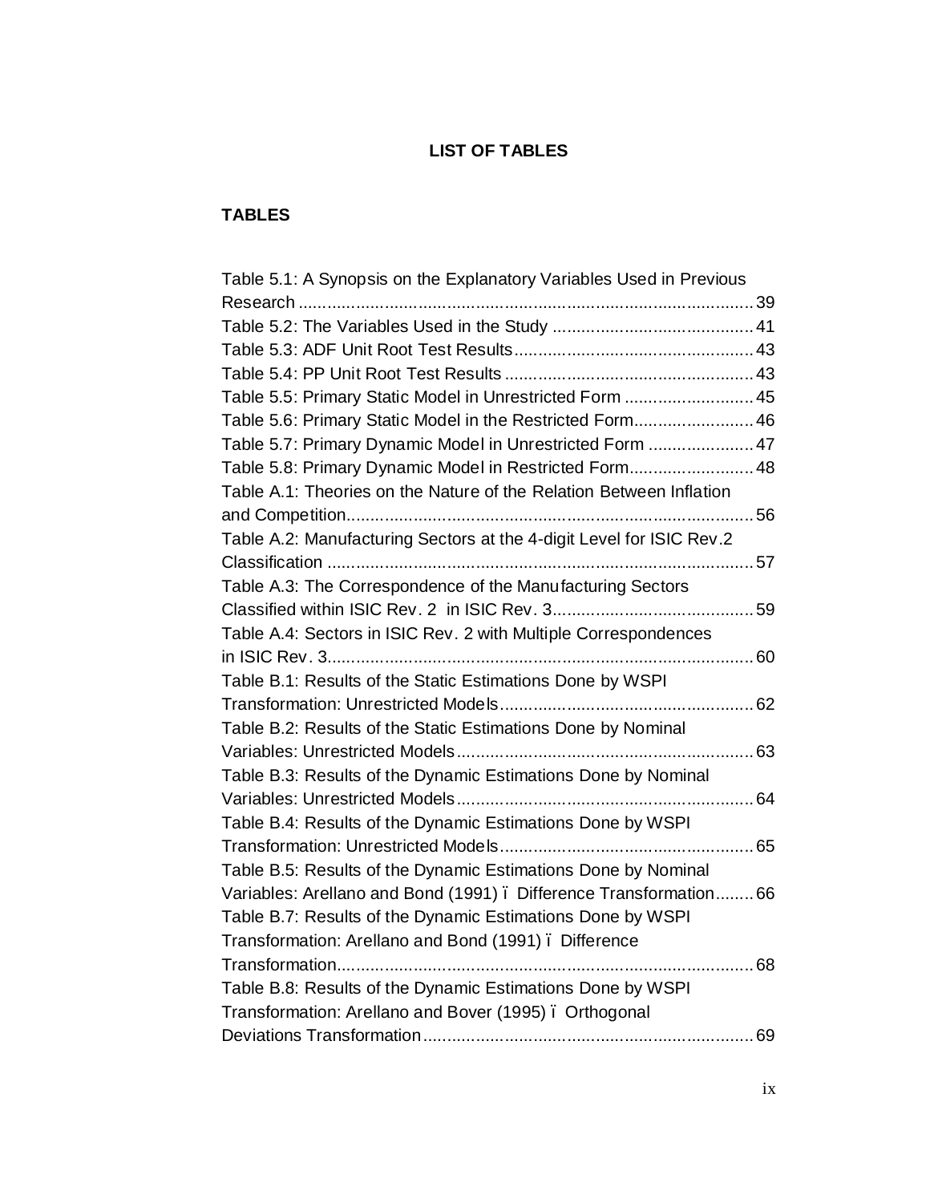## LIST OF TABLES

### TABLES

Table 5.1: A Synopsis on the Explanatory Variables Used in Previous Research ................................................................................................ 39
Table 5.2: The Variables Used in the Study .......................................... 41
Table 5.3: ADF Unit Root Test Results.................................................. 43
Table 5.4: PP Unit Root Test Results .................................................... 43
Table 5.5: Primary Static Model in Unrestricted Form ........................... 45
Table 5.6: Primary Static Model in the Restricted Form......................... 46
Table 5.7: Primary Dynamic Model in Unrestricted Form ...................... 47
Table 5.8: Primary Dynamic Model in Restricted Form.......................... 48
Table A.1: Theories on the Nature of the Relation Between Inflation and Competition...................................................................................... 56
Table A.2: Manufacturing Sectors at the 4-digit Level for ISIC Rev.2 Classification ......................................................................................... 57
Table A.3: The Correspondence of the Manufacturing Sectors Classified within ISIC Rev. 2 in ISIC Rev. 3.......................................... 59
Table A.4: Sectors in ISIC Rev. 2 with Multiple Correspondences in ISIC Rev. 3.......................................................................................... 60
Table B.1: Results of the Static Estimations Done by WSPI Transformation: Unrestricted Models..................................................... 62
Table B.2: Results of the Static Estimations Done by Nominal Variables: Unrestricted Models.............................................................. 63
Table B.3: Results of the Dynamic Estimations Done by Nominal Variables: Unrestricted Models.............................................................. 64
Table B.4: Results of the Dynamic Estimations Done by WSPI Transformation: Unrestricted Models..................................................... 65
Table B.5: Results of the Dynamic Estimations Done by Nominal Variables: Arellano and Bond (1991) – Difference Transformation........ 66
Table B.7: Results of the Dynamic Estimations Done by WSPI Transformation: Arellano and Bond (1991) – Difference Transformation........................................................................................ 68
Table B.8: Results of the Dynamic Estimations Done by WSPI Transformation: Arellano and Bover (1995) – Orthogonal Deviations Transformation..................................................................... 69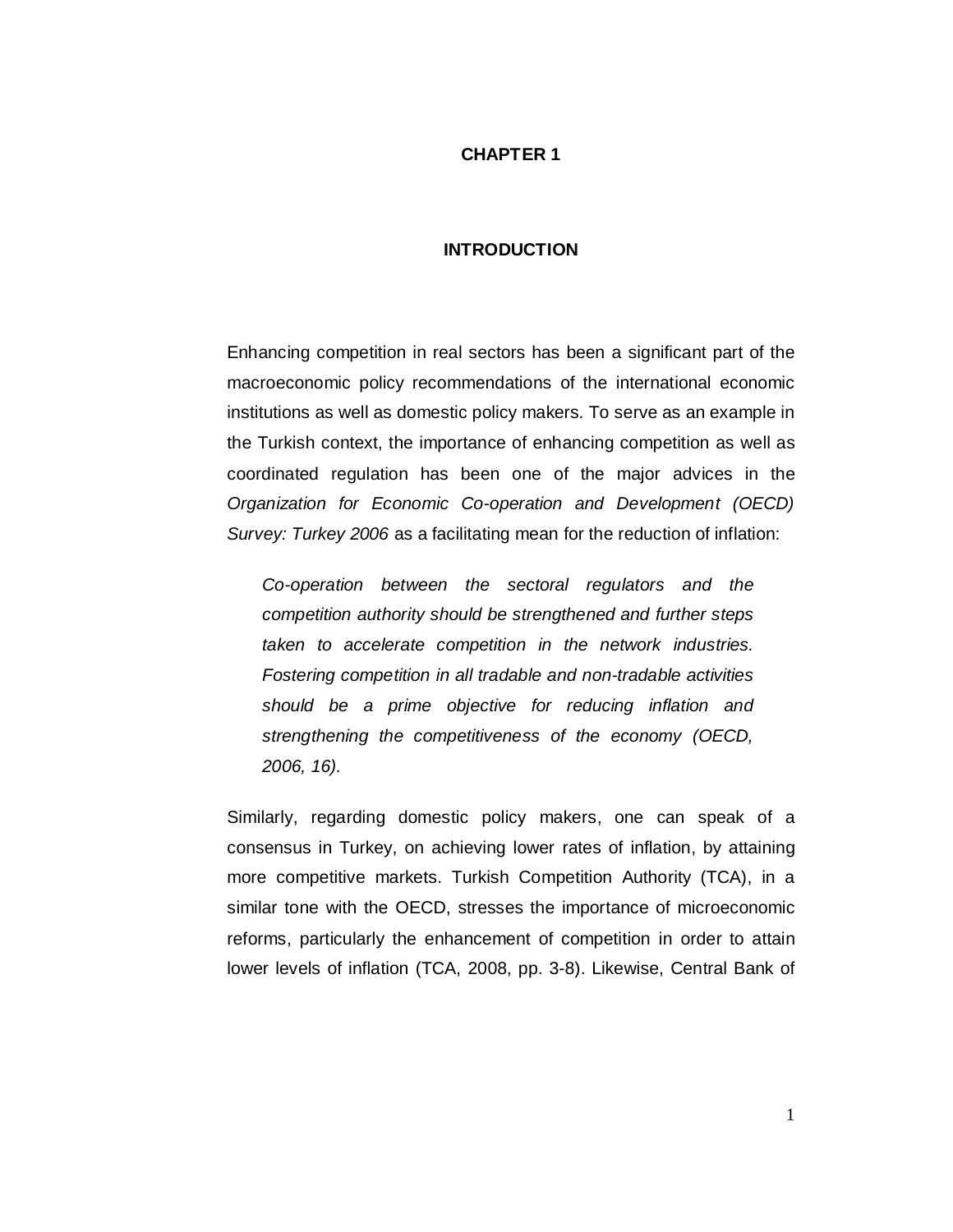# CHAPTER 1

# INTRODUCTION

Enhancing competition in real sectors has been a significant part of the macroeconomic policy recommendations of the international economic institutions as well as domestic policy makers. To serve as an example in the Turkish context, the importance of enhancing competition as well as coordinated regulation has been one of the major advices in the *Organization for Economic Co-operation and Development (OECD) Survey: Turkey 2006* as a facilitating mean for the reduction of inflation:

> *Co-operation between the sectoral regulators and the competition authority should be strengthened and further steps taken to accelerate competition in the network industries. Fostering competition in all tradable and non-tradable activities should be a prime objective for reducing inflation and strengthening the competitiveness of the economy (OECD, 2006, 16).*

Similarly, regarding domestic policy makers, one can speak of a consensus in Turkey, on achieving lower rates of inflation, by attaining more competitive markets. Turkish Competition Authority (TCA), in a similar tone with the OECD, stresses the importance of microeconomic reforms, particularly the enhancement of competition in order to attain lower levels of inflation (TCA, 2008, pp. 3-8). Likewise, Central Bank of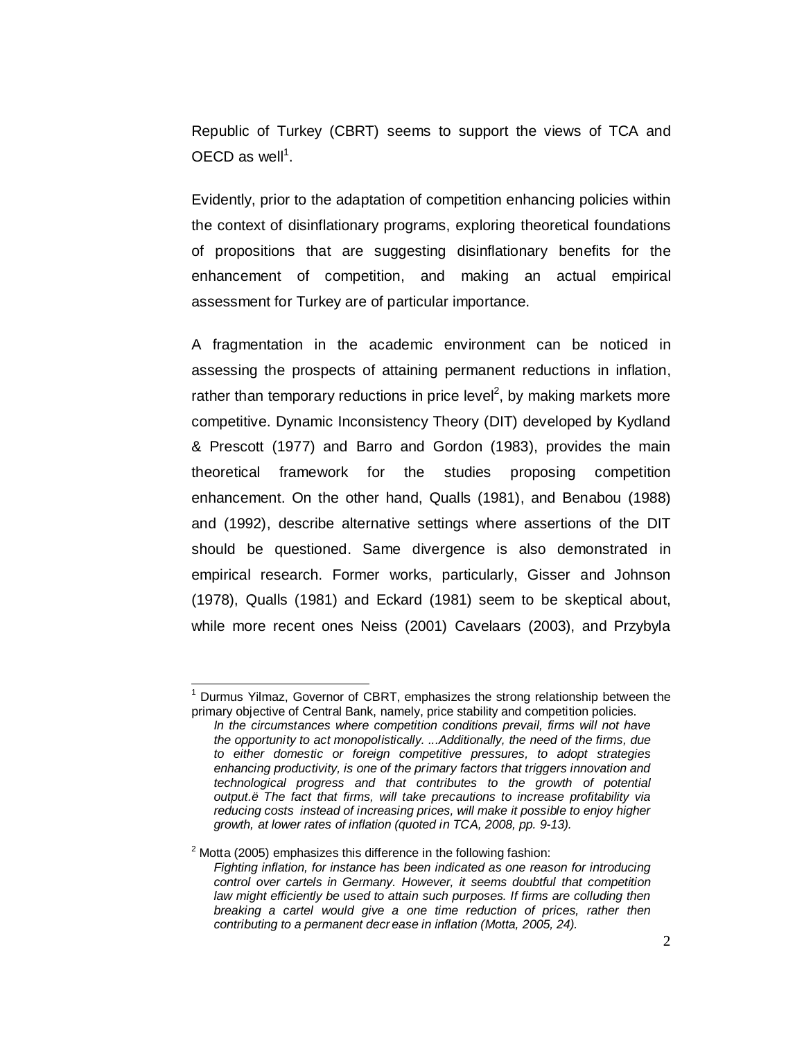Republic of Turkey (CBRT) seems to support the views of TCA and OECD as well[1].

Evidently, prior to the adaptation of competition enhancing policies within the context of disinflationary programs, exploring theoretical foundations of propositions that are suggesting disinflationary benefits for the enhancement of competition, and making an actual empirical assessment for Turkey are of particular importance.

A fragmentation in the academic environment can be noticed in assessing the prospects of attaining permanent reductions in inflation, rather than temporary reductions in price level[2], by making markets more competitive. Dynamic Inconsistency Theory (DIT) developed by Kydland & Prescott (1977) and Barro and Gordon (1983), provides the main theoretical framework for the studies proposing competition enhancement. On the other hand, Qualls (1981), and Benabou (1988) and (1992), describe alternative settings where assertions of the DIT should be questioned. Same divergence is also demonstrated in empirical research. Former works, particularly, Gisser and Johnson (1978), Qualls (1981) and Eckard (1981) seem to be skeptical about, while more recent ones Neiss (2001) Cavelaars (2003), and Przybyla

---

[1] Durmus Yilmaz, Governor of CBRT, emphasizes the strong relationship between the primary objective of Central Bank, namely, price stability and competition policies.

> *In the circumstances where competition conditions prevail, firms will not have the opportunity to act monopolistically. ...Additionally, the need of the firms, due to either domestic or foreign competitive pressures, to adopt strategies enhancing productivity, is one of the primary factors that triggers innovation and technological progress and that contributes to the growth of potential output.ë The fact that firms, will take precautions to increase profitability via reducing costs instead of increasing prices, will make it possible to enjoy higher growth, at lower rates of inflation (quoted in TCA, 2008, pp. 9-13).*

[2] Motta (2005) emphasizes this difference in the following fashion:

> *Fighting inflation, for instance has been indicated as one reason for introducing control over cartels in Germany. However, it seems doubtful that competition law might efficiently be used to attain such purposes. If firms are colluding then breaking a cartel would give a one time reduction of prices, rather then contributing to a permanent decr ease in inflation (Motta, 2005, 24).*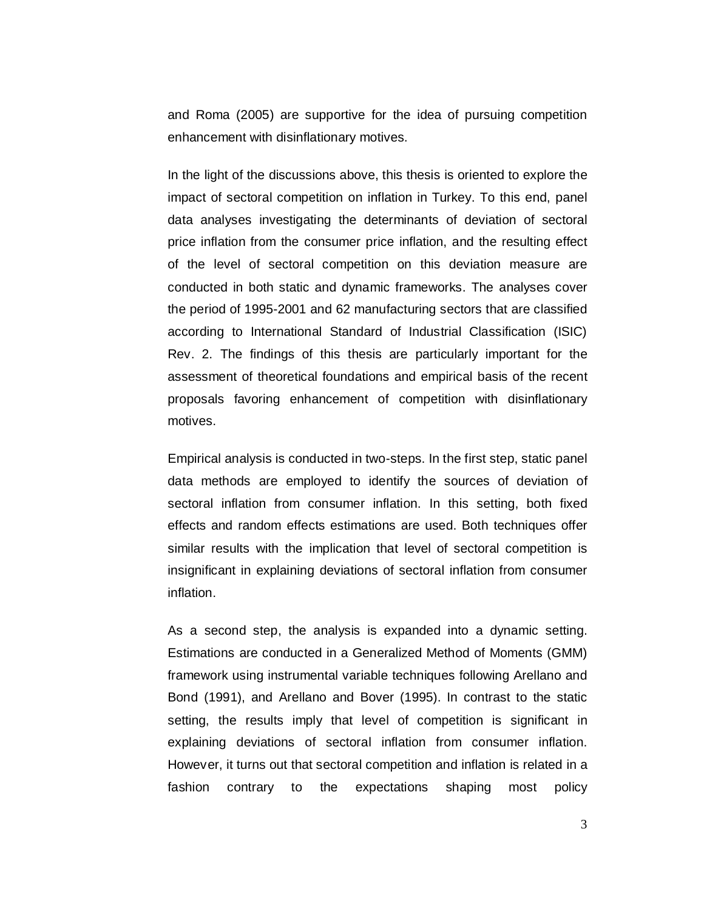and Roma (2005) are supportive for the idea of pursuing competition enhancement with disinflationary motives.

In the light of the discussions above, this thesis is oriented to explore the impact of sectoral competition on inflation in Turkey. To this end, panel data analyses investigating the determinants of deviation of sectoral price inflation from the consumer price inflation, and the resulting effect of the level of sectoral competition on this deviation measure are conducted in both static and dynamic frameworks. The analyses cover the period of 1995-2001 and 62 manufacturing sectors that are classified according to International Standard of Industrial Classification (ISIC) Rev. 2. The findings of this thesis are particularly important for the assessment of theoretical foundations and empirical basis of the recent proposals favoring enhancement of competition with disinflationary motives.

Empirical analysis is conducted in two-steps. In the first step, static panel data methods are employed to identify the sources of deviation of sectoral inflation from consumer inflation. In this setting, both fixed effects and random effects estimations are used. Both techniques offer similar results with the implication that level of sectoral competition is insignificant in explaining deviations of sectoral inflation from consumer inflation.

As a second step, the analysis is expanded into a dynamic setting. Estimations are conducted in a Generalized Method of Moments (GMM) framework using instrumental variable techniques following Arellano and Bond (1991), and Arellano and Bover (1995). In contrast to the static setting, the results imply that level of competition is significant in explaining deviations of sectoral inflation from consumer inflation. However, it turns out that sectoral competition and inflation is related in a fashion contrary to the expectations shaping most policy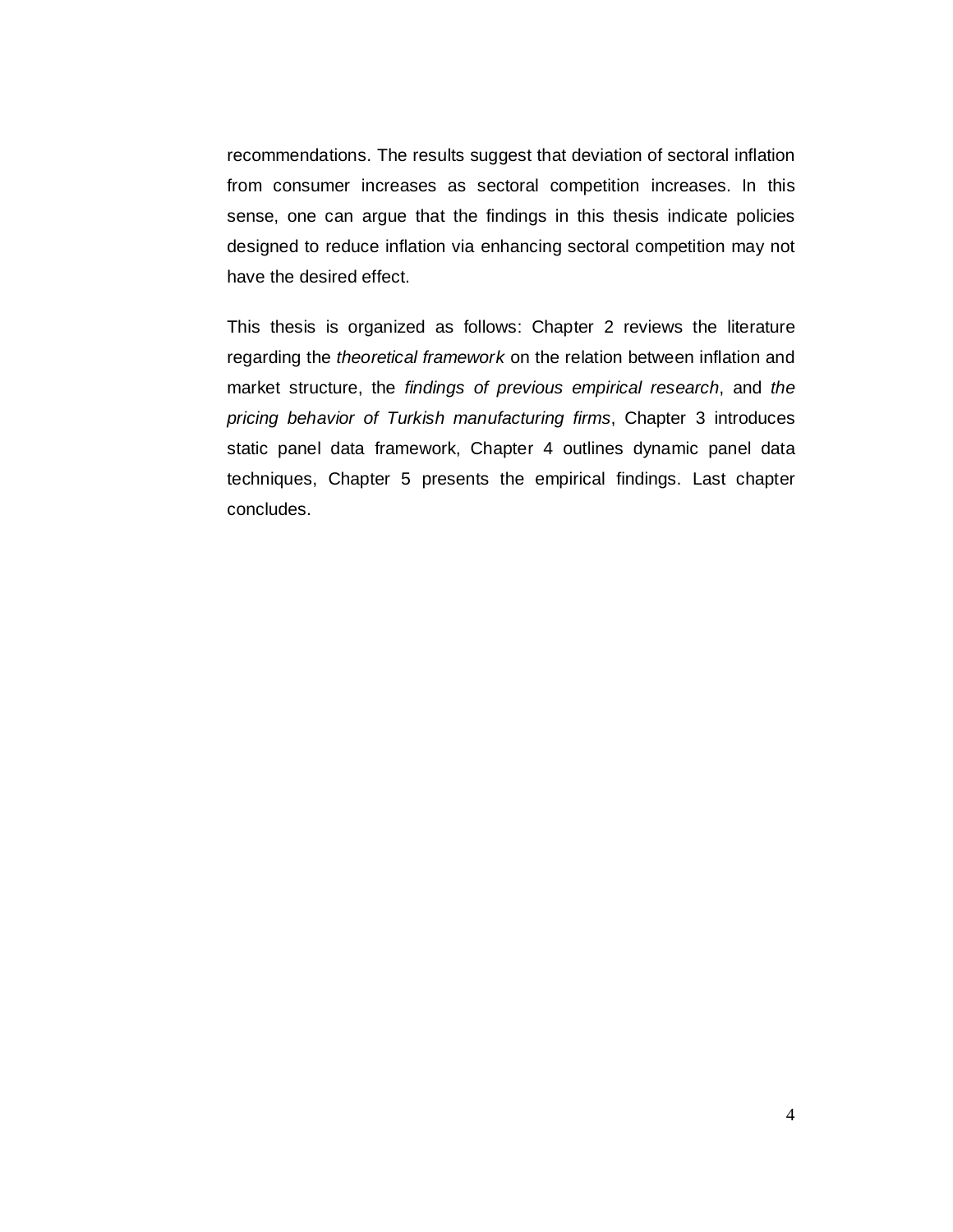recommendations. The results suggest that deviation of sectoral inflation from consumer increases as sectoral competition increases. In this sense, one can argue that the findings in this thesis indicate policies designed to reduce inflation via enhancing sectoral competition may not have the desired effect.

This thesis is organized as follows: Chapter 2 reviews the literature regarding the *theoretical framework* on the relation between inflation and market structure, the *findings of previous empirical research*, and *the pricing behavior of Turkish manufacturing firms*, Chapter 3 introduces static panel data framework, Chapter 4 outlines dynamic panel data techniques, Chapter 5 presents the empirical findings. Last chapter concludes.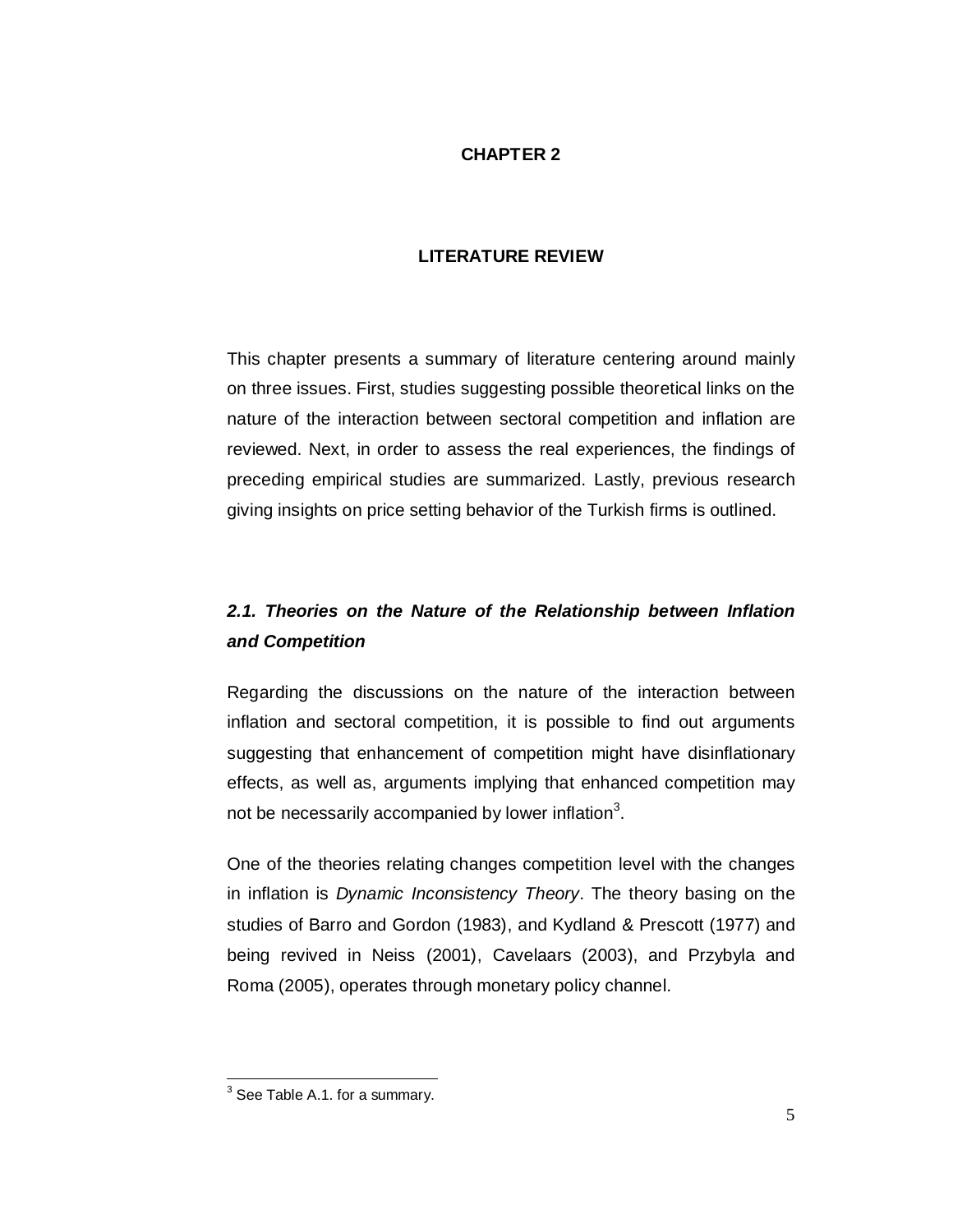# CHAPTER 2

# LITERATURE REVIEW

This chapter presents a summary of literature centering around mainly on three issues. First, studies suggesting possible theoretical links on the nature of the interaction between sectoral competition and inflation are reviewed. Next, in order to assess the real experiences, the findings of preceding empirical studies are summarized. Lastly, previous research giving insights on price setting behavior of the Turkish firms is outlined.

## *2.1. Theories on the Nature of the Relationship between Inflation and Competition*

Regarding the discussions on the nature of the interaction between inflation and sectoral competition, it is possible to find out arguments suggesting that enhancement of competition might have disinflationary effects, as well as, arguments implying that enhanced competition may not be necessarily accompanied by lower inflation[3].

One of the theories relating changes competition level with the changes in inflation is *Dynamic Inconsistency Theory*. The theory basing on the studies of Barro and Gordon (1983), and Kydland & Prescott (1977) and being revived in Neiss (2001), Cavelaars (2003), and Przybyla and Roma (2005), operates through monetary policy channel.

[3] See Table A.1. for a summary.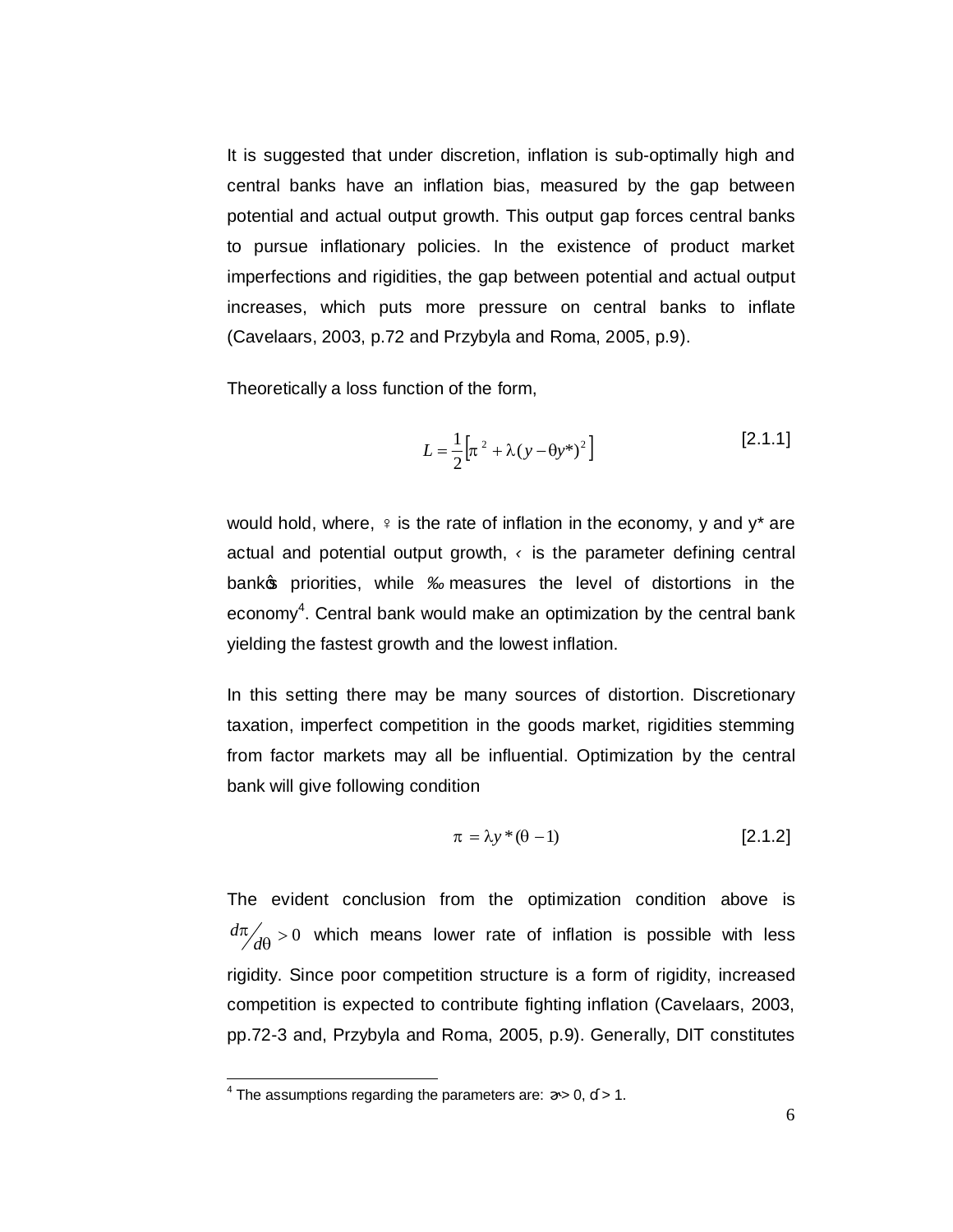It is suggested that under discretion, inflation is sub-optimally high and central banks have an inflation bias, measured by the gap between potential and actual output growth. This output gap forces central banks to pursue inflationary policies. In the existence of product market imperfections and rigidities, the gap between potential and actual output increases, which puts more pressure on central banks to inflate (Cavelaars, 2003, p.72 and Przybyla and Roma, 2005, p.9).

Theoretically a loss function of the form,

$$L = \frac{1}{2}\left[\pi^2 + \lambda(y - \theta y^*)^2\right] \qquad [2.1.1]$$

would hold, where, $\pi$ is the rate of inflation in the economy, y and y* are actual and potential output growth, $\lambda$ is the parameter defining central bank's priorities, while $\theta$ measures the level of distortions in the economy[4]. Central bank would make an optimization by the central bank yielding the fastest growth and the lowest inflation.

In this setting there may be many sources of distortion. Discretionary taxation, imperfect competition in the goods market, rigidities stemming from factor markets may all be influential. Optimization by the central bank will give following condition

$$\pi = \lambda y^*(\theta - 1) \qquad [2.1.2]$$

The evident conclusion from the optimization condition above is $d\pi / d\theta > 0$ which means lower rate of inflation is possible with less rigidity. Since poor competition structure is a form of rigidity, increased competition is expected to contribute fighting inflation (Cavelaars, 2003, pp.72-3 and, Przybyla and Roma, 2005, p.9). Generally, DIT constitutes

---

[4] The assumptions regarding the parameters are: $\lambda > 0$, $\theta > 1$.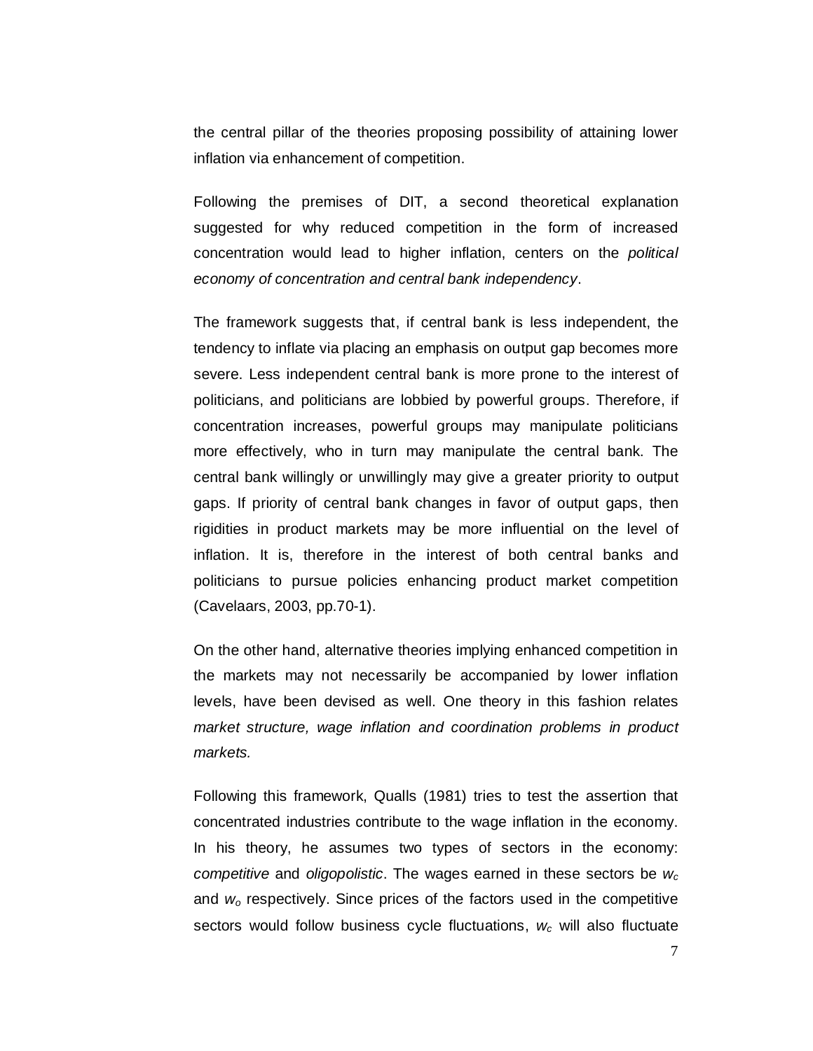the central pillar of the theories proposing possibility of attaining lower inflation via enhancement of competition.

Following the premises of DIT, a second theoretical explanation suggested for why reduced competition in the form of increased concentration would lead to higher inflation, centers on the *political economy of concentration and central bank independency*.

The framework suggests that, if central bank is less independent, the tendency to inflate via placing an emphasis on output gap becomes more severe. Less independent central bank is more prone to the interest of politicians, and politicians are lobbied by powerful groups. Therefore, if concentration increases, powerful groups may manipulate politicians more effectively, who in turn may manipulate the central bank. The central bank willingly or unwillingly may give a greater priority to output gaps. If priority of central bank changes in favor of output gaps, then rigidities in product markets may be more influential on the level of inflation. It is, therefore in the interest of both central banks and politicians to pursue policies enhancing product market competition (Cavelaars, 2003, pp.70-1).

On the other hand, alternative theories implying enhanced competition in the markets may not necessarily be accompanied by lower inflation levels, have been devised as well. One theory in this fashion relates *market structure, wage inflation and coordination problems in product markets.*

Following this framework, Qualls (1981) tries to test the assertion that concentrated industries contribute to the wage inflation in the economy. In his theory, he assumes two types of sectors in the economy: *competitive* and *oligopolistic*. The wages earned in these sectors be $w_c$ and $w_o$ respectively. Since prices of the factors used in the competitive sectors would follow business cycle fluctuations, $w_c$ will also fluctuate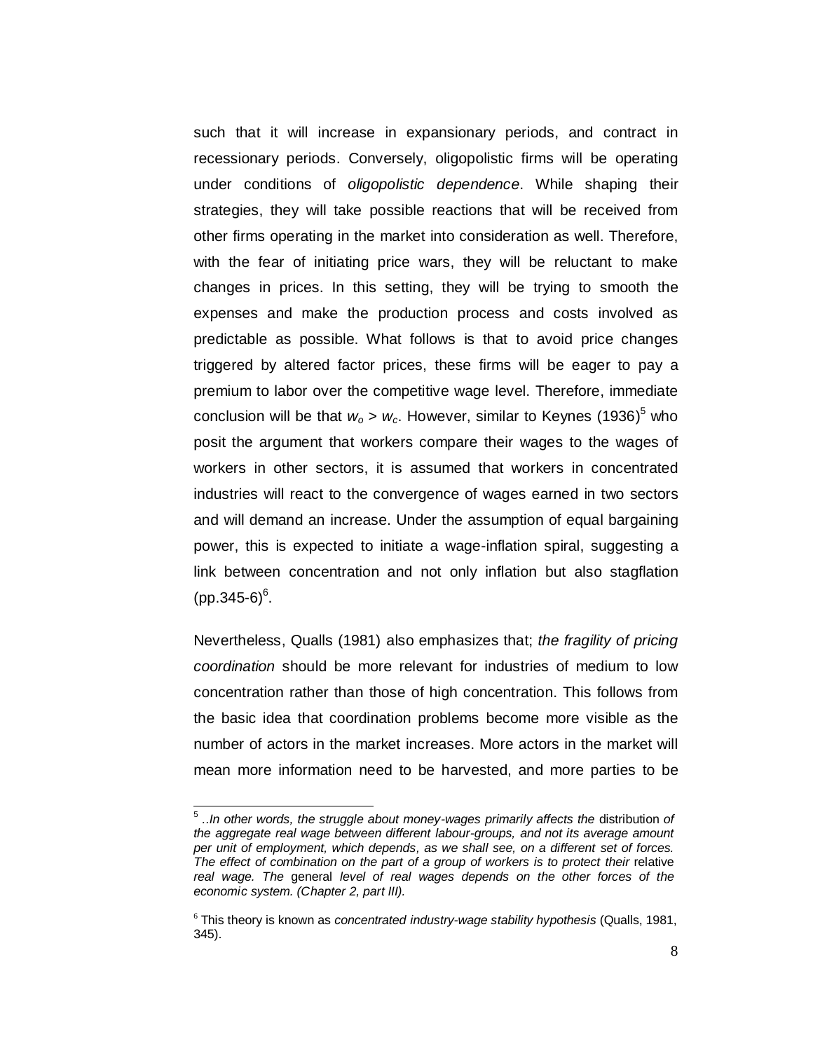such that it will increase in expansionary periods, and contract in recessionary periods. Conversely, oligopolistic firms will be operating under conditions of *oligopolistic dependence*. While shaping their strategies, they will take possible reactions that will be received from other firms operating in the market into consideration as well. Therefore, with the fear of initiating price wars, they will be reluctant to make changes in prices. In this setting, they will be trying to smooth the expenses and make the production process and costs involved as predictable as possible. What follows is that to avoid price changes triggered by altered factor prices, these firms will be eager to pay a premium to labor over the competitive wage level. Therefore, immediate conclusion will be that $w_o > w_c$. However, similar to Keynes (1936)[5] who posit the argument that workers compare their wages to the wages of workers in other sectors, it is assumed that workers in concentrated industries will react to the convergence of wages earned in two sectors and will demand an increase. Under the assumption of equal bargaining power, this is expected to initiate a wage-inflation spiral, suggesting a link between concentration and not only inflation but also stagflation (pp.345-6)[6].

Nevertheless, Qualls (1981) also emphasizes that; *the fragility of pricing coordination* should be more relevant for industries of medium to low concentration rather than those of high concentration. This follows from the basic idea that coordination problems become more visible as the number of actors in the market increases. More actors in the market will mean more information need to be harvested, and more parties to be

---

[5] *..In other words, the struggle about money-wages primarily affects the* distribution *of the aggregate real wage between different labour-groups, and not its average amount per unit of employment, which depends, as we shall see, on a different set of forces. The effect of combination on the part of a group of workers is to protect their* relative *real wage. The* general *level of real wages depends on the other forces of the economic system. (Chapter 2, part III).*

[6] This theory is known as *concentrated industry-wage stability hypothesis* (Qualls, 1981, 345).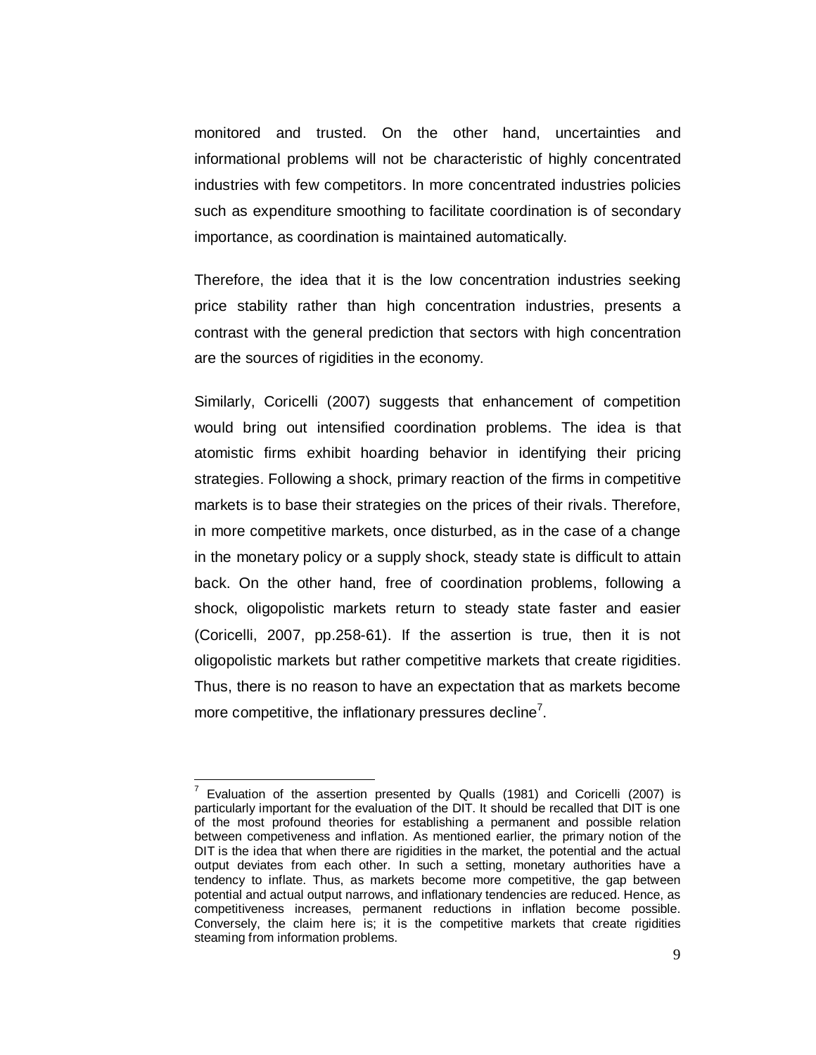monitored and trusted. On the other hand, uncertainties and informational problems will not be characteristic of highly concentrated industries with few competitors. In more concentrated industries policies such as expenditure smoothing to facilitate coordination is of secondary importance, as coordination is maintained automatically.

Therefore, the idea that it is the low concentration industries seeking price stability rather than high concentration industries, presents a contrast with the general prediction that sectors with high concentration are the sources of rigidities in the economy.

Similarly, Coricelli (2007) suggests that enhancement of competition would bring out intensified coordination problems. The idea is that atomistic firms exhibit hoarding behavior in identifying their pricing strategies. Following a shock, primary reaction of the firms in competitive markets is to base their strategies on the prices of their rivals. Therefore, in more competitive markets, once disturbed, as in the case of a change in the monetary policy or a supply shock, steady state is difficult to attain back. On the other hand, free of coordination problems, following a shock, oligopolistic markets return to steady state faster and easier (Coricelli, 2007, pp.258-61). If the assertion is true, then it is not oligopolistic markets but rather competitive markets that create rigidities. Thus, there is no reason to have an expectation that as markets become more competitive, the inflationary pressures decline[7].

---

[7] Evaluation of the assertion presented by Qualls (1981) and Coricelli (2007) is particularly important for the evaluation of the DIT. It should be recalled that DIT is one of the most profound theories for establishing a permanent and possible relation between competiveness and inflation. As mentioned earlier, the primary notion of the DIT is the idea that when there are rigidities in the market, the potential and the actual output deviates from each other. In such a setting, monetary authorities have a tendency to inflate. Thus, as markets become more competitive, the gap between potential and actual output narrows, and inflationary tendencies are reduced. Hence, as competitiveness increases, permanent reductions in inflation become possible. Conversely, the claim here is; it is the competitive markets that create rigidities steaming from information problems.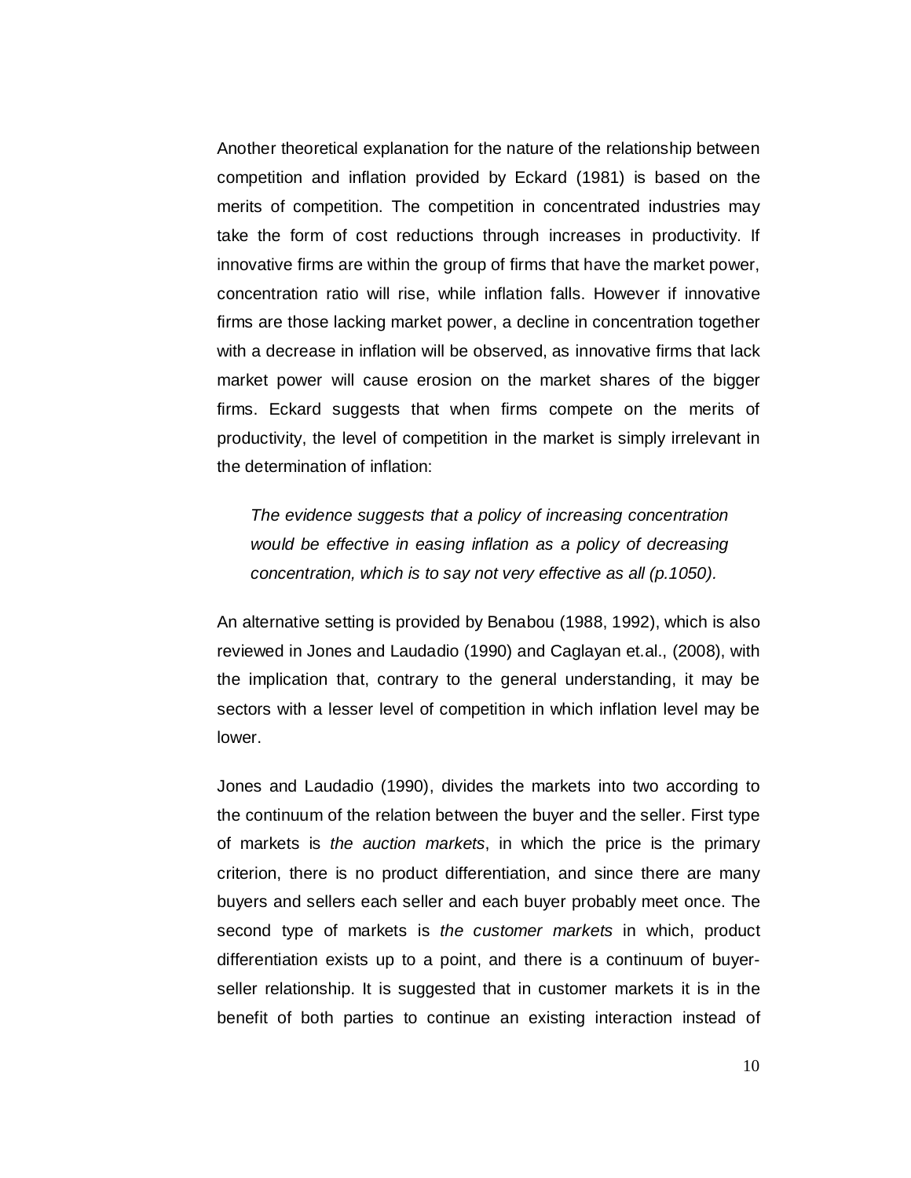Another theoretical explanation for the nature of the relationship between competition and inflation provided by Eckard (1981) is based on the merits of competition. The competition in concentrated industries may take the form of cost reductions through increases in productivity. If innovative firms are within the group of firms that have the market power, concentration ratio will rise, while inflation falls. However if innovative firms are those lacking market power, a decline in concentration together with a decrease in inflation will be observed, as innovative firms that lack market power will cause erosion on the market shares of the bigger firms. Eckard suggests that when firms compete on the merits of productivity, the level of competition in the market is simply irrelevant in the determination of inflation:

> *The evidence suggests that a policy of increasing concentration would be effective in easing inflation as a policy of decreasing concentration, which is to say not very effective as all (p.1050).*

An alternative setting is provided by Benabou (1988, 1992), which is also reviewed in Jones and Laudadio (1990) and Caglayan et.al., (2008), with the implication that, contrary to the general understanding, it may be sectors with a lesser level of competition in which inflation level may be lower.

Jones and Laudadio (1990), divides the markets into two according to the continuum of the relation between the buyer and the seller. First type of markets is *the auction markets*, in which the price is the primary criterion, there is no product differentiation, and since there are many buyers and sellers each seller and each buyer probably meet once. The second type of markets is *the customer markets* in which, product differentiation exists up to a point, and there is a continuum of buyer-seller relationship. It is suggested that in customer markets it is in the benefit of both parties to continue an existing interaction instead of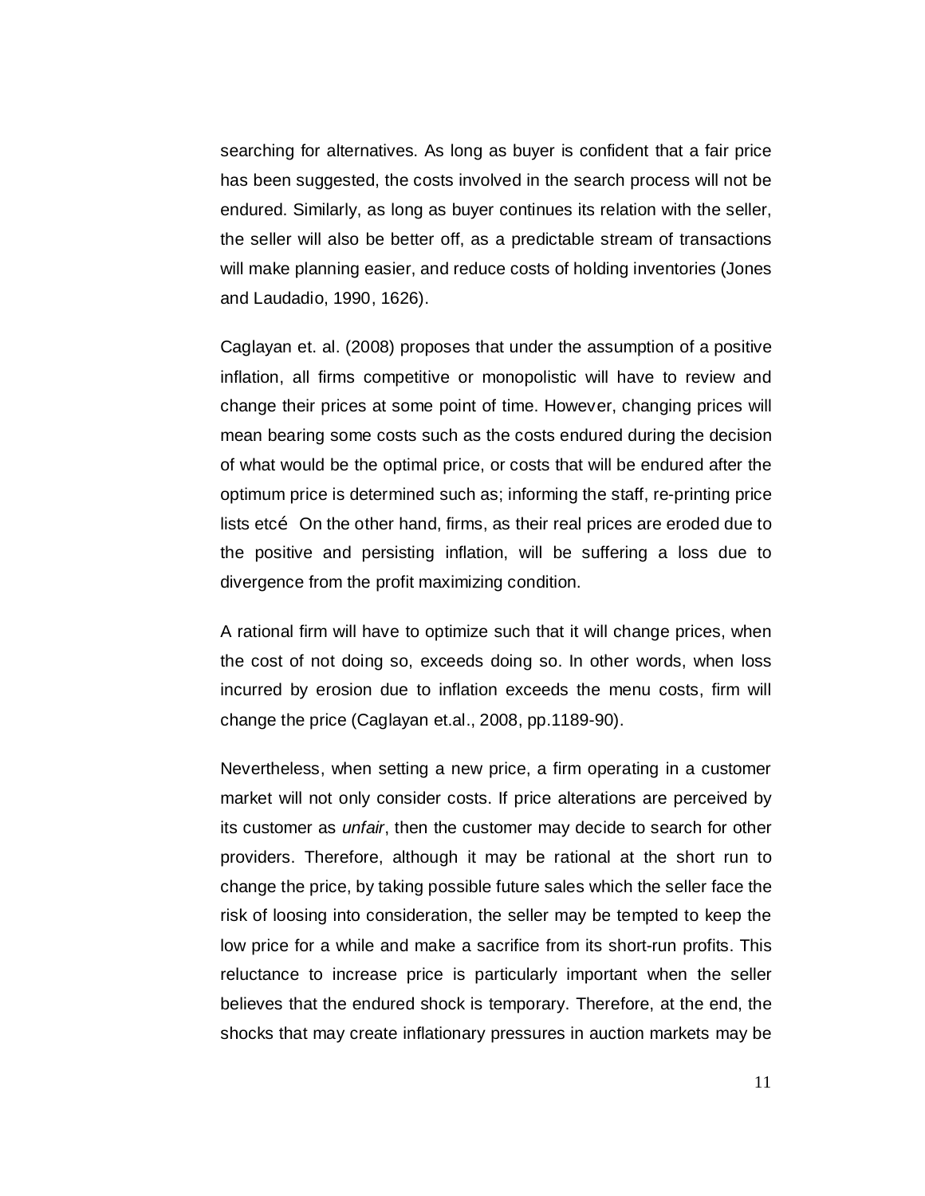searching for alternatives. As long as buyer is confident that a fair price has been suggested, the costs involved in the search process will not be endured. Similarly, as long as buyer continues its relation with the seller, the seller will also be better off, as a predictable stream of transactions will make planning easier, and reduce costs of holding inventories (Jones and Laudadio, 1990, 1626).

Caglayan et. al. (2008) proposes that under the assumption of a positive inflation, all firms competitive or monopolistic will have to review and change their prices at some point of time. However, changing prices will mean bearing some costs such as the costs endured during the decision of what would be the optimal price, or costs that will be endured after the optimum price is determined such as; informing the staff, re-printing price lists etcé On the other hand, firms, as their real prices are eroded due to the positive and persisting inflation, will be suffering a loss due to divergence from the profit maximizing condition.

A rational firm will have to optimize such that it will change prices, when the cost of not doing so, exceeds doing so. In other words, when loss incurred by erosion due to inflation exceeds the menu costs, firm will change the price (Caglayan et.al., 2008, pp.1189-90).

Nevertheless, when setting a new price, a firm operating in a customer market will not only consider costs. If price alterations are perceived by its customer as *unfair*, then the customer may decide to search for other providers. Therefore, although it may be rational at the short run to change the price, by taking possible future sales which the seller face the risk of loosing into consideration, the seller may be tempted to keep the low price for a while and make a sacrifice from its short-run profits. This reluctance to increase price is particularly important when the seller believes that the endured shock is temporary. Therefore, at the end, the shocks that may create inflationary pressures in auction markets may be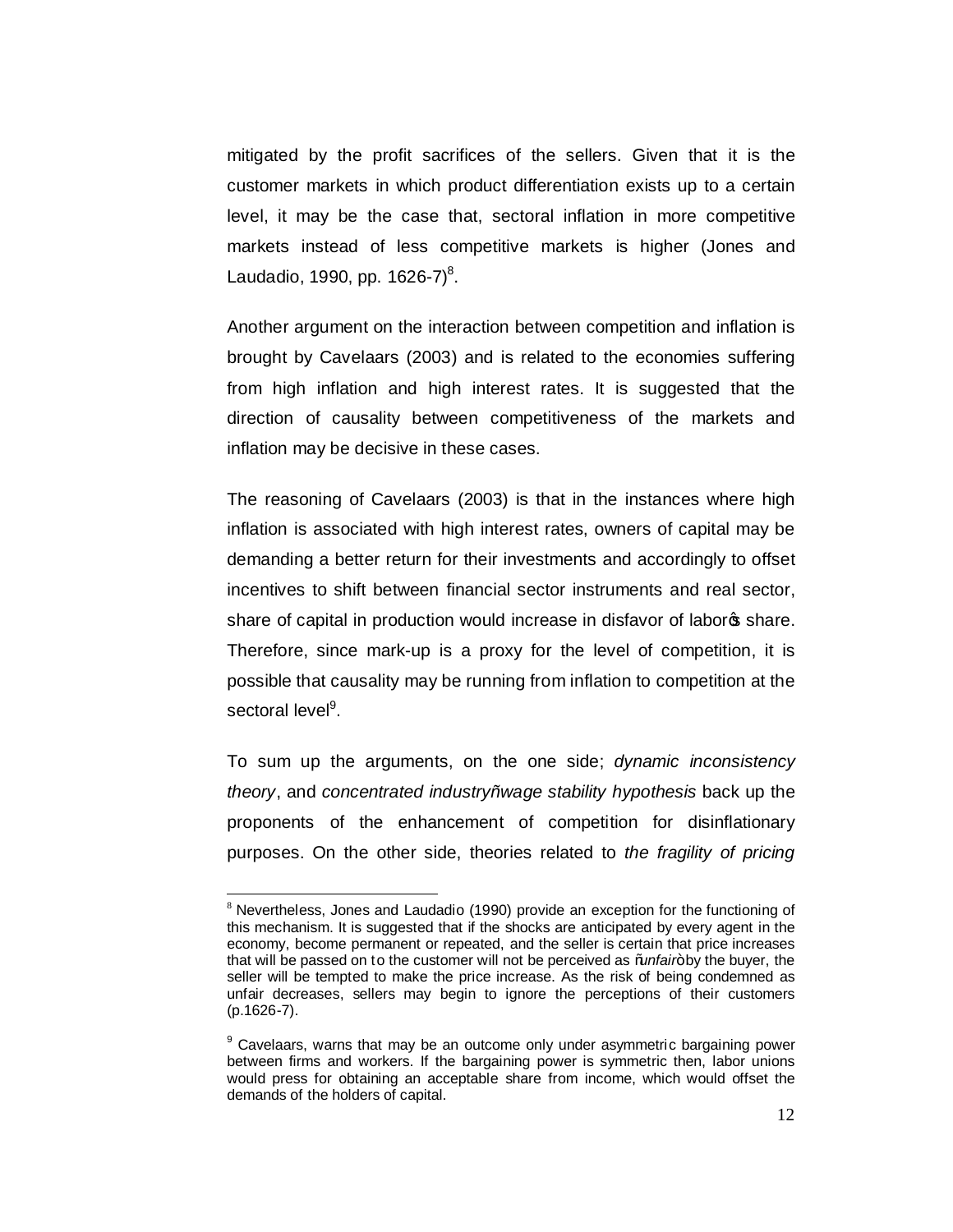mitigated by the profit sacrifices of the sellers. Given that it is the customer markets in which product differentiation exists up to a certain level, it may be the case that, sectoral inflation in more competitive markets instead of less competitive markets is higher (Jones and Laudadio, 1990, pp. 1626-7)[8].

Another argument on the interaction between competition and inflation is brought by Cavelaars (2003) and is related to the economies suffering from high inflation and high interest rates. It is suggested that the direction of causality between competitiveness of the markets and inflation may be decisive in these cases.

The reasoning of Cavelaars (2003) is that in the instances where high inflation is associated with high interest rates, owners of capital may be demanding a better return for their investments and accordingly to offset incentives to shift between financial sector instruments and real sector, share of capital in production would increase in disfavor of labor's share. Therefore, since mark-up is a proxy for the level of competition, it is possible that causality may be running from inflation to competition at the sectoral level[9].

To sum up the arguments, on the one side; *dynamic inconsistency theory*, and *concentrated industry–wage stability hypothesis* back up the proponents of the enhancement of competition for disinflationary purposes. On the other side, theories related to *the fragility of pricing*

---

[8] Nevertheless, Jones and Laudadio (1990) provide an exception for the functioning of this mechanism. It is suggested that if the shocks are anticipated by every agent in the economy, become permanent or repeated, and the seller is certain that price increases that will be passed on to the customer will not be perceived as "*unfair*" by the buyer, the seller will be tempted to make the price increase. As the risk of being condemned as unfair decreases, sellers may begin to ignore the perceptions of their customers (p.1626-7).

[9] Cavelaars, warns that may be an outcome only under asymmetric bargaining power between firms and workers. If the bargaining power is symmetric then, labor unions would press for obtaining an acceptable share from income, which would offset the demands of the holders of capital.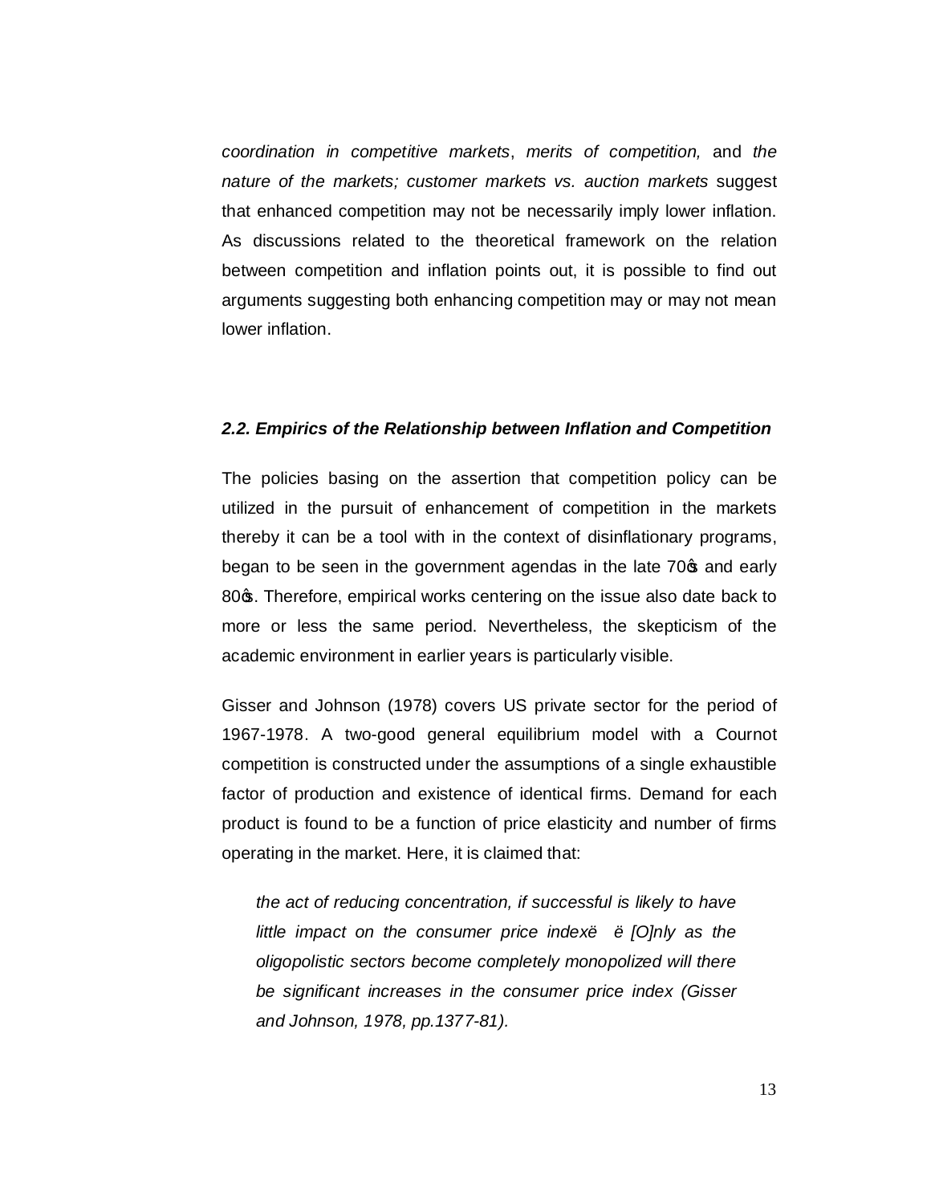*coordination in competitive markets*, *merits of competition,* and *the nature of the markets; customer markets vs. auction markets* suggest that enhanced competition may not be necessarily imply lower inflation. As discussions related to the theoretical framework on the relation between competition and inflation points out, it is possible to find out arguments suggesting both enhancing competition may or may not mean lower inflation.

### *2.2. Empirics of the Relationship between Inflation and Competition*

The policies basing on the assertion that competition policy can be utilized in the pursuit of enhancement of competition in the markets thereby it can be a tool with in the context of disinflationary programs, began to be seen in the government agendas in the late 70's and early 80's. Therefore, empirical works centering on the issue also date back to more or less the same period. Nevertheless, the skepticism of the academic environment in earlier years is particularly visible.

Gisser and Johnson (1978) covers US private sector for the period of 1967-1978. A two-good general equilibrium model with a Cournot competition is constructed under the assumptions of a single exhaustible factor of production and existence of identical firms. Demand for each product is found to be a function of price elasticity and number of firms operating in the market. Here, it is claimed that:

> *the act of reducing concentration, if successful is likely to have little impact on the consumer price index… [O]nly as the oligopolistic sectors become completely monopolized will there be significant increases in the consumer price index (Gisser and Johnson, 1978, pp.1377-81).*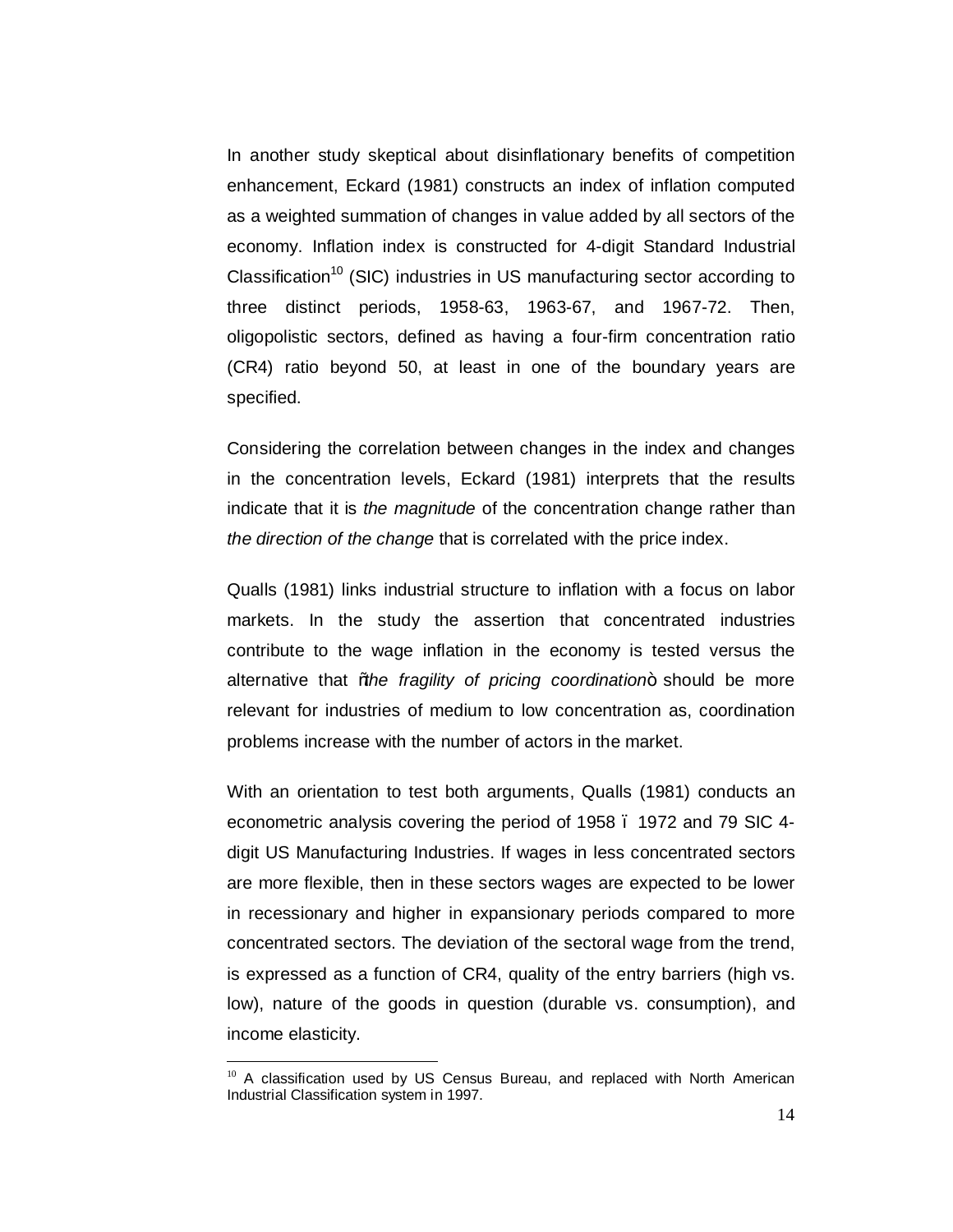In another study skeptical about disinflationary benefits of competition enhancement, Eckard (1981) constructs an index of inflation computed as a weighted summation of changes in value added by all sectors of the economy. Inflation index is constructed for 4-digit Standard Industrial Classification[10] (SIC) industries in US manufacturing sector according to three distinct periods, 1958-63, 1963-67, and 1967-72. Then, oligopolistic sectors, defined as having a four-firm concentration ratio (CR4) ratio beyond 50, at least in one of the boundary years are specified.

Considering the correlation between changes in the index and changes in the concentration levels, Eckard (1981) interprets that the results indicate that it is *the magnitude* of the concentration change rather than *the direction of the change* that is correlated with the price index.

Qualls (1981) links industrial structure to inflation with a focus on labor markets. In the study the assertion that concentrated industries contribute to the wage inflation in the economy is tested versus the alternative that "*the fragility of pricing coordination*" should be more relevant for industries of medium to low concentration as, coordination problems increase with the number of actors in the market.

With an orientation to test both arguments, Qualls (1981) conducts an econometric analysis covering the period of 1958 – 1972 and 79 SIC 4-digit US Manufacturing Industries. If wages in less concentrated sectors are more flexible, then in these sectors wages are expected to be lower in recessionary and higher in expansionary periods compared to more concentrated sectors. The deviation of the sectoral wage from the trend, is expressed as a function of CR4, quality of the entry barriers (high vs. low), nature of the goods in question (durable vs. consumption), and income elasticity.

---

[10] A classification used by US Census Bureau, and replaced with North American Industrial Classification system in 1997.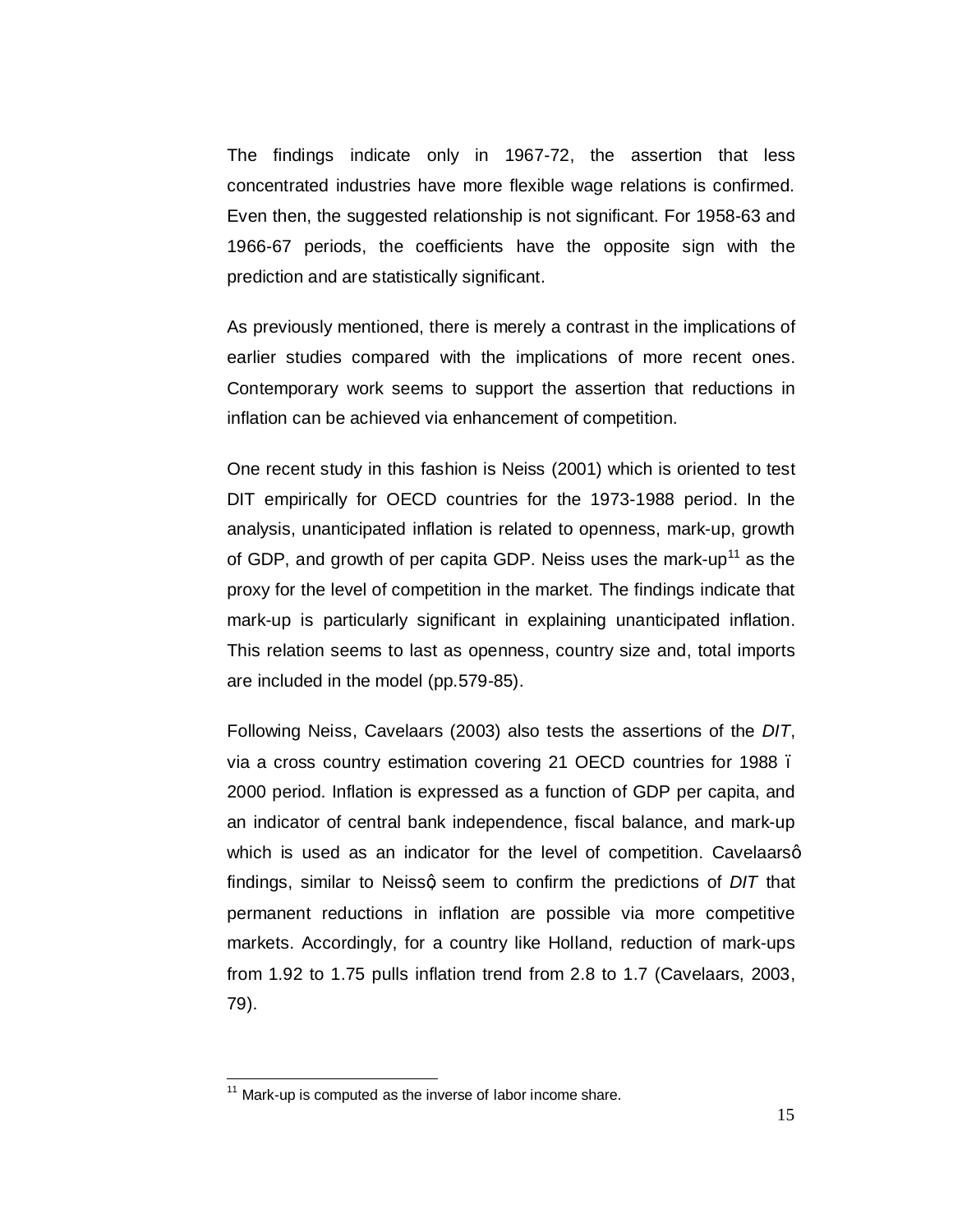The findings indicate only in 1967-72, the assertion that less concentrated industries have more flexible wage relations is confirmed. Even then, the suggested relationship is not significant. For 1958-63 and 1966-67 periods, the coefficients have the opposite sign with the prediction and are statistically significant.

As previously mentioned, there is merely a contrast in the implications of earlier studies compared with the implications of more recent ones. Contemporary work seems to support the assertion that reductions in inflation can be achieved via enhancement of competition.

One recent study in this fashion is Neiss (2001) which is oriented to test DIT empirically for OECD countries for the 1973-1988 period. In the analysis, unanticipated inflation is related to openness, mark-up, growth of GDP, and growth of per capita GDP. Neiss uses the mark-up[11] as the proxy for the level of competition in the market. The findings indicate that mark-up is particularly significant in explaining unanticipated inflation. This relation seems to last as openness, country size and, total imports are included in the model (pp.579-85).

Following Neiss, Cavelaars (2003) also tests the assertions of the *DIT*, via a cross country estimation covering 21 OECD countries for 1988 – 2000 period. Inflation is expressed as a function of GDP per capita, and an indicator of central bank independence, fiscal balance, and mark-up which is used as an indicator for the level of competition. Cavelaars' findings, similar to Neiss', seem to confirm the predictions of *DIT* that permanent reductions in inflation are possible via more competitive markets. Accordingly, for a country like Holland, reduction of mark-ups from 1.92 to 1.75 pulls inflation trend from 2.8 to 1.7 (Cavelaars, 2003, 79).

---

[11] Mark-up is computed as the inverse of labor income share.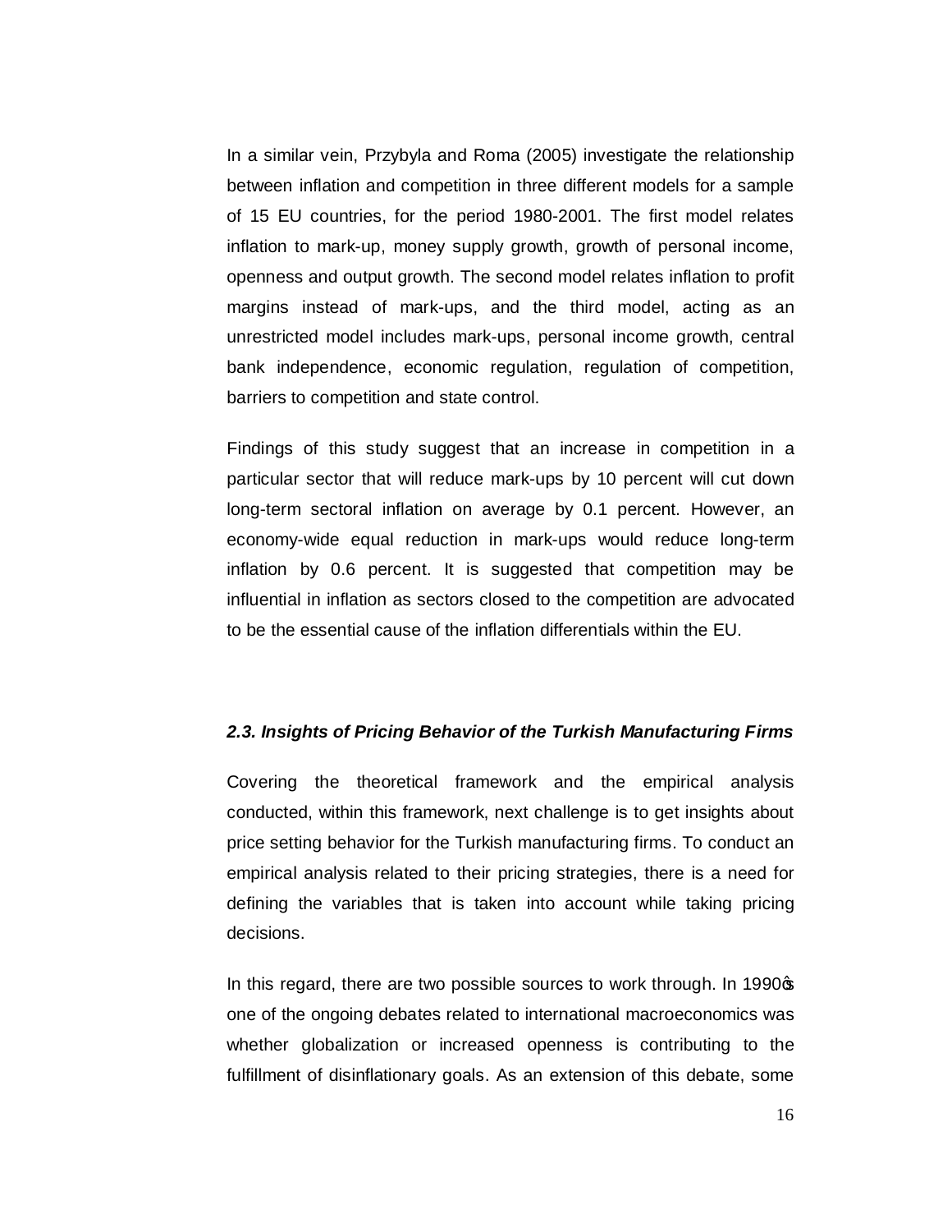In a similar vein, Przybyla and Roma (2005) investigate the relationship between inflation and competition in three different models for a sample of 15 EU countries, for the period 1980-2001. The first model relates inflation to mark-up, money supply growth, growth of personal income, openness and output growth. The second model relates inflation to profit margins instead of mark-ups, and the third model, acting as an unrestricted model includes mark-ups, personal income growth, central bank independence, economic regulation, regulation of competition, barriers to competition and state control.

Findings of this study suggest that an increase in competition in a particular sector that will reduce mark-ups by 10 percent will cut down long-term sectoral inflation on average by 0.1 percent. However, an economy-wide equal reduction in mark-ups would reduce long-term inflation by 0.6 percent. It is suggested that competition may be influential in inflation as sectors closed to the competition are advocated to be the essential cause of the inflation differentials within the EU.

### *2.3. Insights of Pricing Behavior of the Turkish Manufacturing Firms*

Covering the theoretical framework and the empirical analysis conducted, within this framework, next challenge is to get insights about price setting behavior for the Turkish manufacturing firms. To conduct an empirical analysis related to their pricing strategies, there is a need for defining the variables that is taken into account while taking pricing decisions.

In this regard, there are two possible sources to work through. In 1990's one of the ongoing debates related to international macroeconomics was whether globalization or increased openness is contributing to the fulfillment of disinflationary goals. As an extension of this debate, some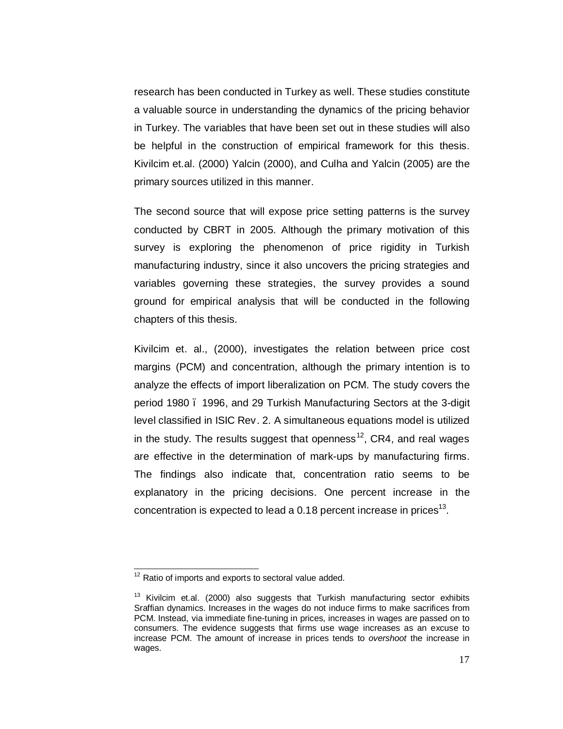research has been conducted in Turkey as well. These studies constitute a valuable source in understanding the dynamics of the pricing behavior in Turkey. The variables that have been set out in these studies will also be helpful in the construction of empirical framework for this thesis. Kivilcim et.al. (2000) Yalcin (2000), and Culha and Yalcin (2005) are the primary sources utilized in this manner.

The second source that will expose price setting patterns is the survey conducted by CBRT in 2005. Although the primary motivation of this survey is exploring the phenomenon of price rigidity in Turkish manufacturing industry, since it also uncovers the pricing strategies and variables governing these strategies, the survey provides a sound ground for empirical analysis that will be conducted in the following chapters of this thesis.

Kivilcim et. al., (2000), investigates the relation between price cost margins (PCM) and concentration, although the primary intention is to analyze the effects of import liberalization on PCM. The study covers the period 1980 – 1996, and 29 Turkish Manufacturing Sectors at the 3-digit level classified in ISIC Rev. 2. A simultaneous equations model is utilized in the study. The results suggest that openness[12], CR4, and real wages are effective in the determination of mark-ups by manufacturing firms. The findings also indicate that, concentration ratio seems to be explanatory in the pricing decisions. One percent increase in the concentration is expected to lead a 0.18 percent increase in prices[13].

---

[12] Ratio of imports and exports to sectoral value added.

[13] Kivilcim et.al. (2000) also suggests that Turkish manufacturing sector exhibits Sraffian dynamics. Increases in the wages do not induce firms to make sacrifices from PCM. Instead, via immediate fine-tuning in prices, increases in wages are passed on to consumers. The evidence suggests that firms use wage increases as an excuse to increase PCM. The amount of increase in prices tends to *overshoot* the increase in wages.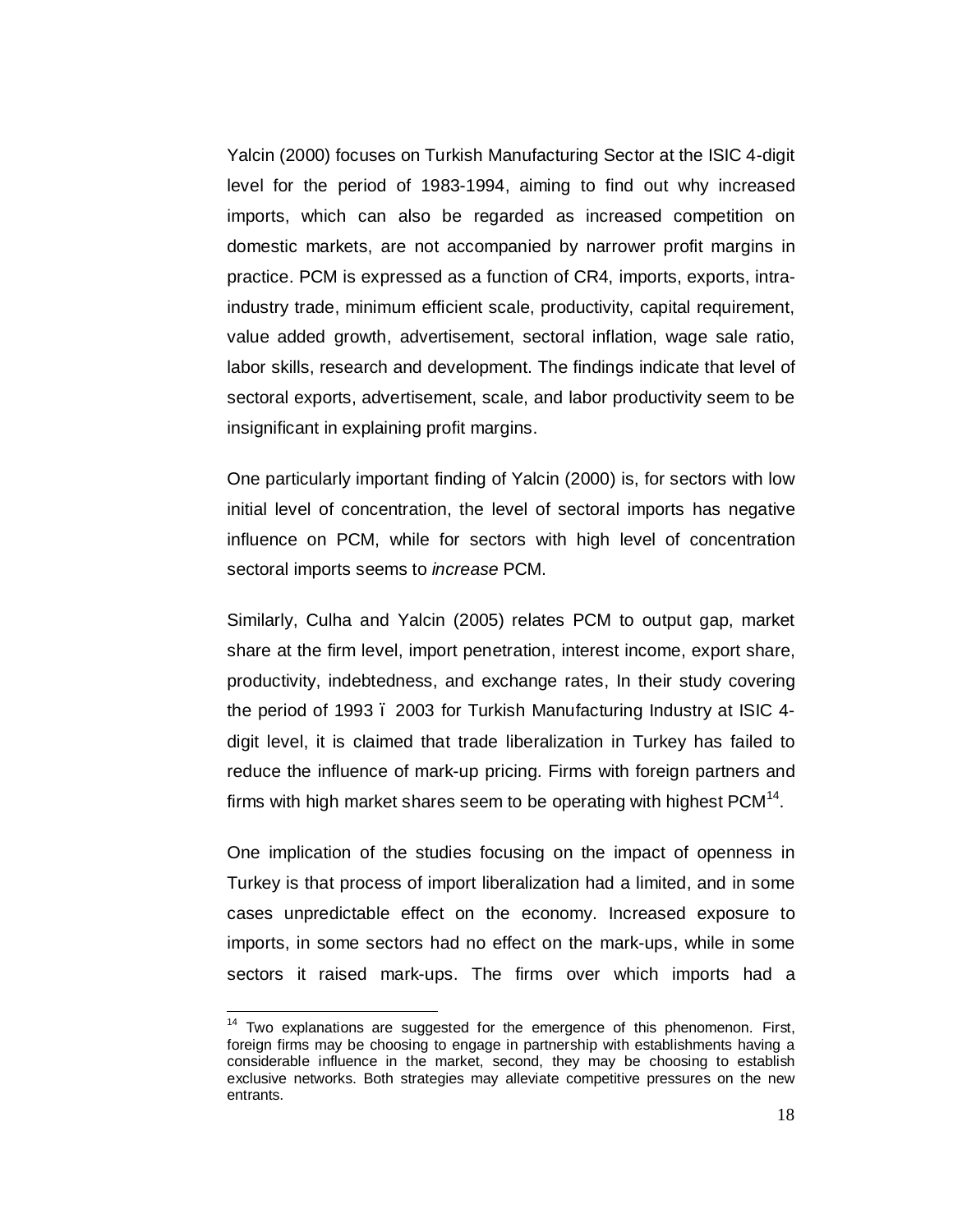Yalcin (2000) focuses on Turkish Manufacturing Sector at the ISIC 4-digit level for the period of 1983-1994, aiming to find out why increased imports, which can also be regarded as increased competition on domestic markets, are not accompanied by narrower profit margins in practice. PCM is expressed as a function of CR4, imports, exports, intra-industry trade, minimum efficient scale, productivity, capital requirement, value added growth, advertisement, sectoral inflation, wage sale ratio, labor skills, research and development. The findings indicate that level of sectoral exports, advertisement, scale, and labor productivity seem to be insignificant in explaining profit margins.

One particularly important finding of Yalcin (2000) is, for sectors with low initial level of concentration, the level of sectoral imports has negative influence on PCM, while for sectors with high level of concentration sectoral imports seems to *increase* PCM.

Similarly, Culha and Yalcin (2005) relates PCM to output gap, market share at the firm level, import penetration, interest income, export share, productivity, indebtedness, and exchange rates, In their study covering the period of 1993 ï 2003 for Turkish Manufacturing Industry at ISIC 4-digit level, it is claimed that trade liberalization in Turkey has failed to reduce the influence of mark-up pricing. Firms with foreign partners and firms with high market shares seem to be operating with highest PCM[14].

One implication of the studies focusing on the impact of openness in Turkey is that process of import liberalization had a limited, and in some cases unpredictable effect on the economy. Increased exposure to imports, in some sectors had no effect on the mark-ups, while in some sectors it raised mark-ups. The firms over which imports had a

[14] Two explanations are suggested for the emergence of this phenomenon. First, foreign firms may be choosing to engage in partnership with establishments having a considerable influence in the market, second, they may be choosing to establish exclusive networks. Both strategies may alleviate competitive pressures on the new entrants.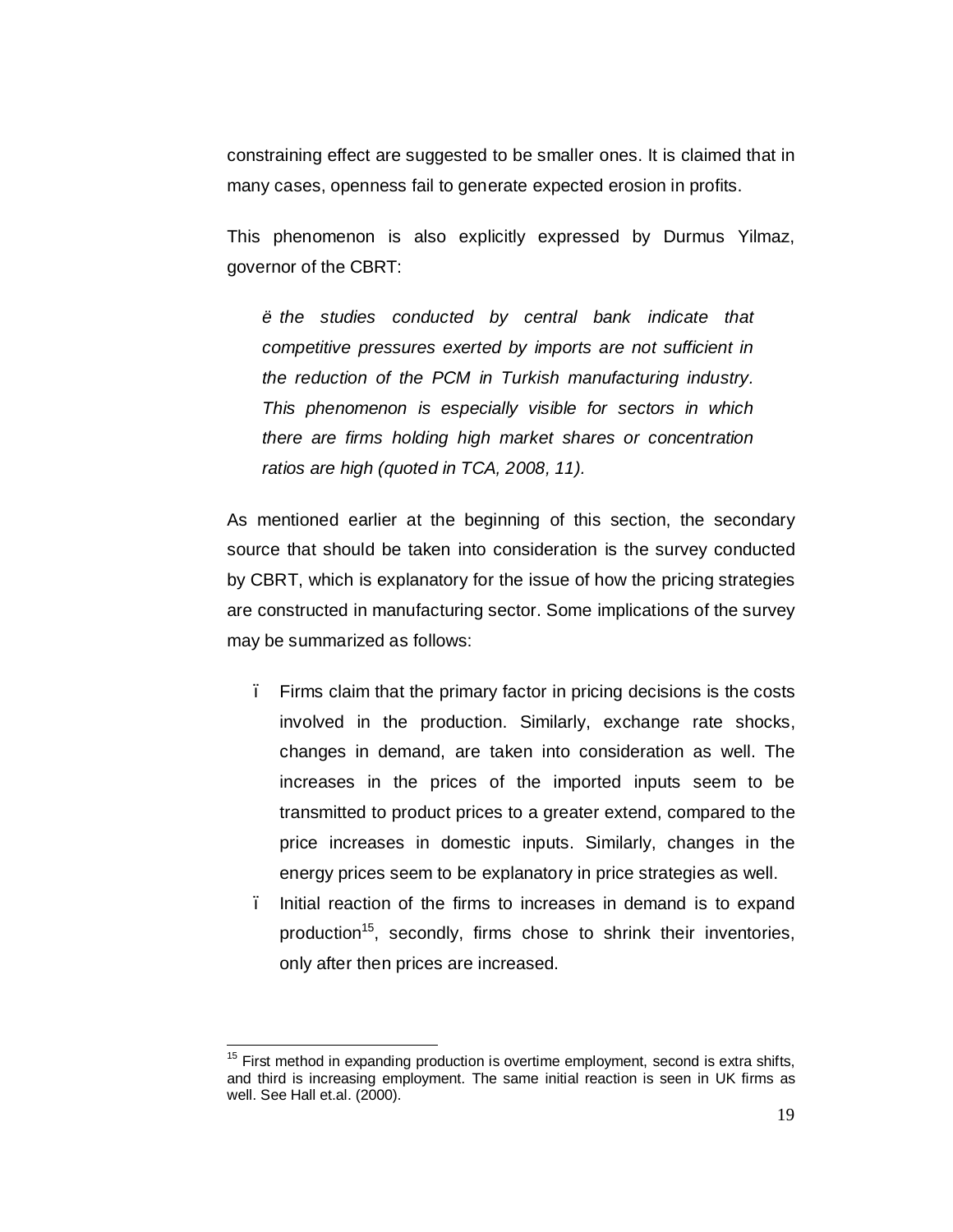constraining effect are suggested to be smaller ones. It is claimed that in many cases, openness fail to generate expected erosion in profits.

This phenomenon is also explicitly expressed by Durmus Yilmaz, governor of the CBRT:

> *ë the studies conducted by central bank indicate that competitive pressures exerted by imports are not sufficient in the reduction of the PCM in Turkish manufacturing industry. This phenomenon is especially visible for sectors in which there are firms holding high market shares or concentration ratios are high (quoted in TCA, 2008, 11).*

As mentioned earlier at the beginning of this section, the secondary source that should be taken into consideration is the survey conducted by CBRT, which is explanatory for the issue of how the pricing strategies are constructed in manufacturing sector. Some implications of the survey may be summarized as follows:

- Firms claim that the primary factor in pricing decisions is the costs involved in the production. Similarly, exchange rate shocks, changes in demand, are taken into consideration as well. The increases in the prices of the imported inputs seem to be transmitted to product prices to a greater extend, compared to the price increases in domestic inputs. Similarly, changes in the energy prices seem to be explanatory in price strategies as well.
- Initial reaction of the firms to increases in demand is to expand production[15], secondly, firms chose to shrink their inventories, only after then prices are increased.

---

[15] First method in expanding production is overtime employment, second is extra shifts, and third is increasing employment. The same initial reaction is seen in UK firms as well. See Hall et.al. (2000).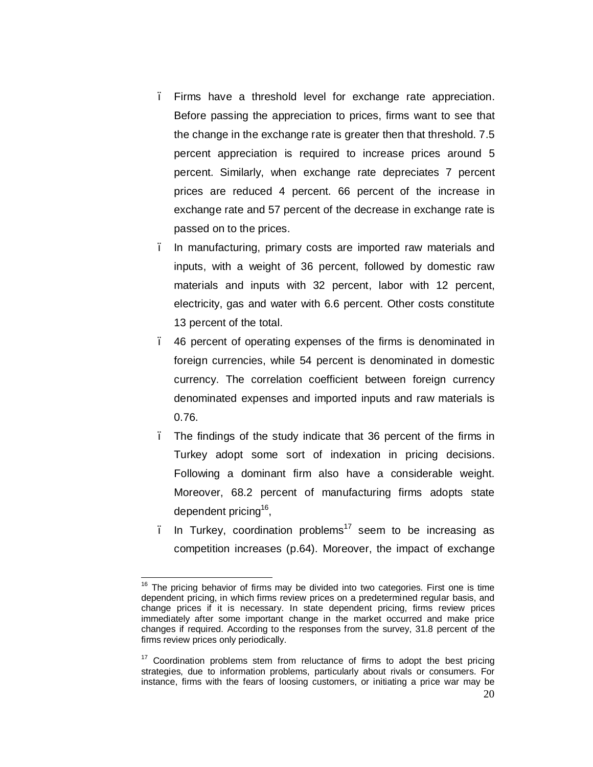- Firms have a threshold level for exchange rate appreciation. Before passing the appreciation to prices, firms want to see that the change in the exchange rate is greater then that threshold. 7.5 percent appreciation is required to increase prices around 5 percent. Similarly, when exchange rate depreciates 7 percent prices are reduced 4 percent. 66 percent of the increase in exchange rate and 57 percent of the decrease in exchange rate is passed on to the prices.
- In manufacturing, primary costs are imported raw materials and inputs, with a weight of 36 percent, followed by domestic raw materials and inputs with 32 percent, labor with 12 percent, electricity, gas and water with 6.6 percent. Other costs constitute 13 percent of the total.
- 46 percent of operating expenses of the firms is denominated in foreign currencies, while 54 percent is denominated in domestic currency. The correlation coefficient between foreign currency denominated expenses and imported inputs and raw materials is 0.76.
- The findings of the study indicate that 36 percent of the firms in Turkey adopt some sort of indexation in pricing decisions. Following a dominant firm also have a considerable weight. Moreover, 68.2 percent of manufacturing firms adopts state dependent pricing[16],
- In Turkey, coordination problems[17] seem to be increasing as competition increases (p.64). Moreover, the impact of exchange

[16] The pricing behavior of firms may be divided into two categories. First one is time dependent pricing, in which firms review prices on a predetermined regular basis, and change prices if it is necessary. In state dependent pricing, firms review prices immediately after some important change in the market occurred and make price changes if required. According to the responses from the survey, 31.8 percent of the firms review prices only periodically.

[17] Coordination problems stem from reluctance of firms to adopt the best pricing strategies, due to information problems, particularly about rivals or consumers. For instance, firms with the fears of loosing customers, or initiating a price war may be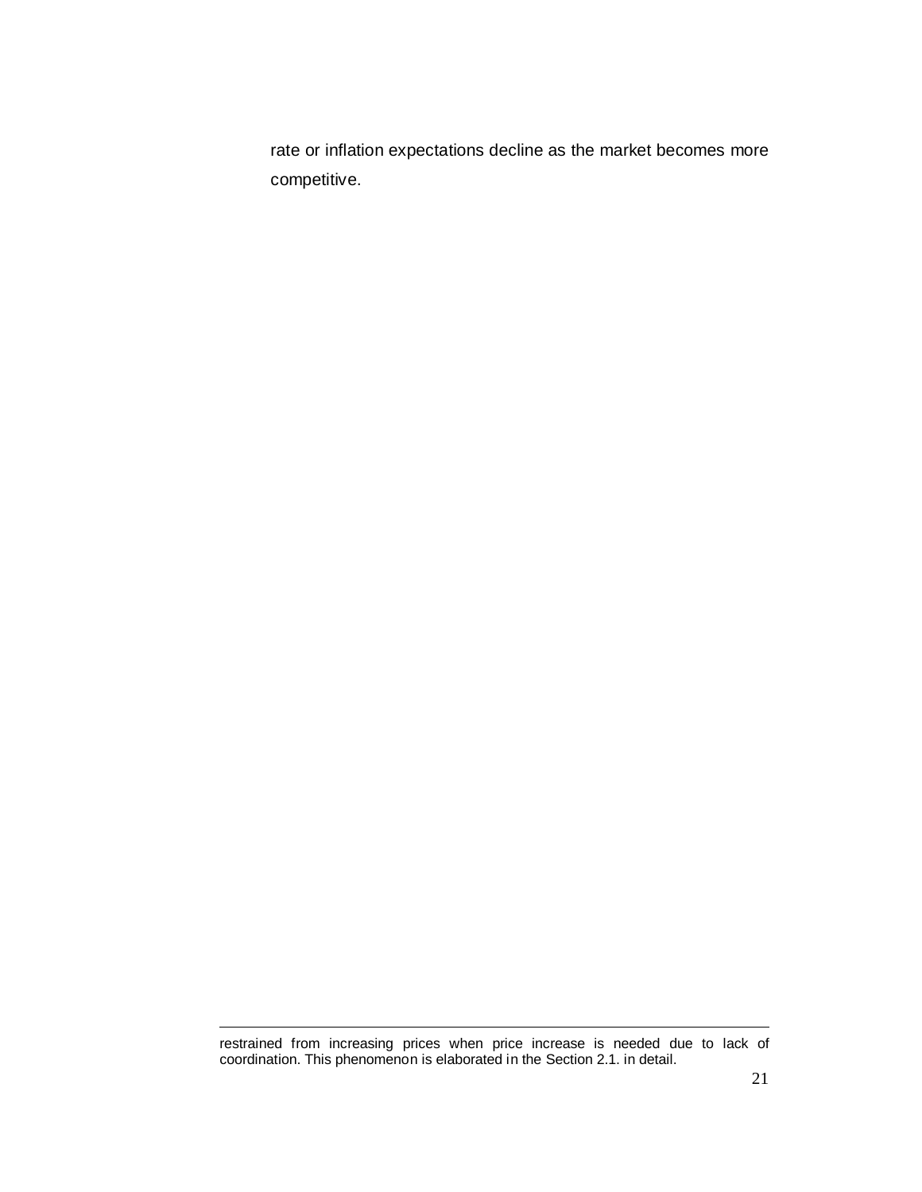rate or inflation expectations decline as the market becomes more competitive.

---

restrained from increasing prices when price increase is needed due to lack of coordination. This phenomenon is elaborated in the Section 2.1. in detail.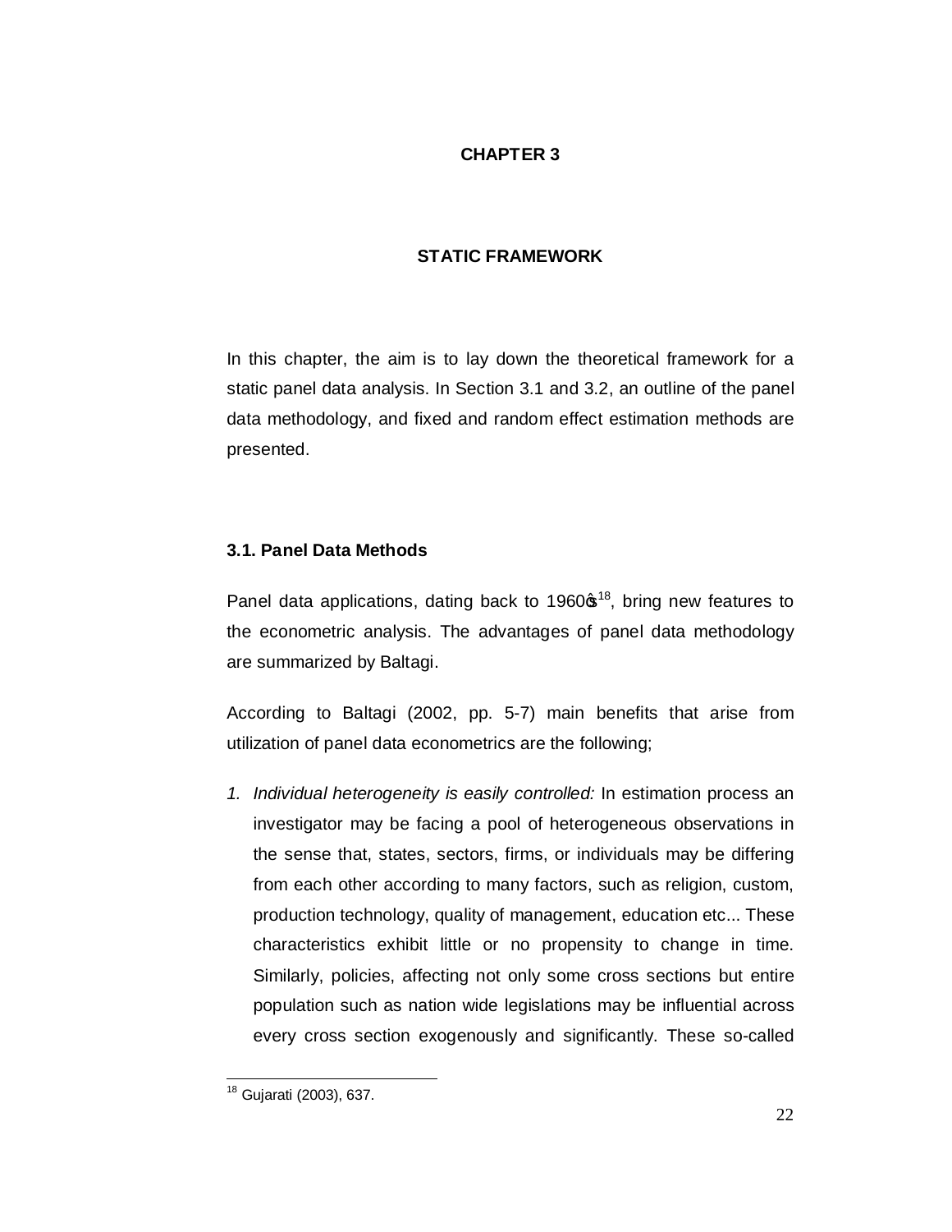# CHAPTER 3

## STATIC FRAMEWORK

In this chapter, the aim is to lay down the theoretical framework for a static panel data analysis. In Section 3.1 and 3.2, an outline of the panel data methodology, and fixed and random effect estimation methods are presented.

### 3.1. Panel Data Methods

Panel data applications, dating back to 1960's[18], bring new features to the econometric analysis. The advantages of panel data methodology are summarized by Baltagi.

According to Baltagi (2002, pp. 5-7) main benefits that arise from utilization of panel data econometrics are the following;

1. *Individual heterogeneity is easily controlled:* In estimation process an investigator may be facing a pool of heterogeneous observations in the sense that, states, sectors, firms, or individuals may be differing from each other according to many factors, such as religion, custom, production technology, quality of management, education etc... These characteristics exhibit little or no propensity to change in time. Similarly, policies, affecting not only some cross sections but entire population such as nation wide legislations may be influential across every cross section exogenously and significantly. These so-called

---

[18] Gujarati (2003), 637.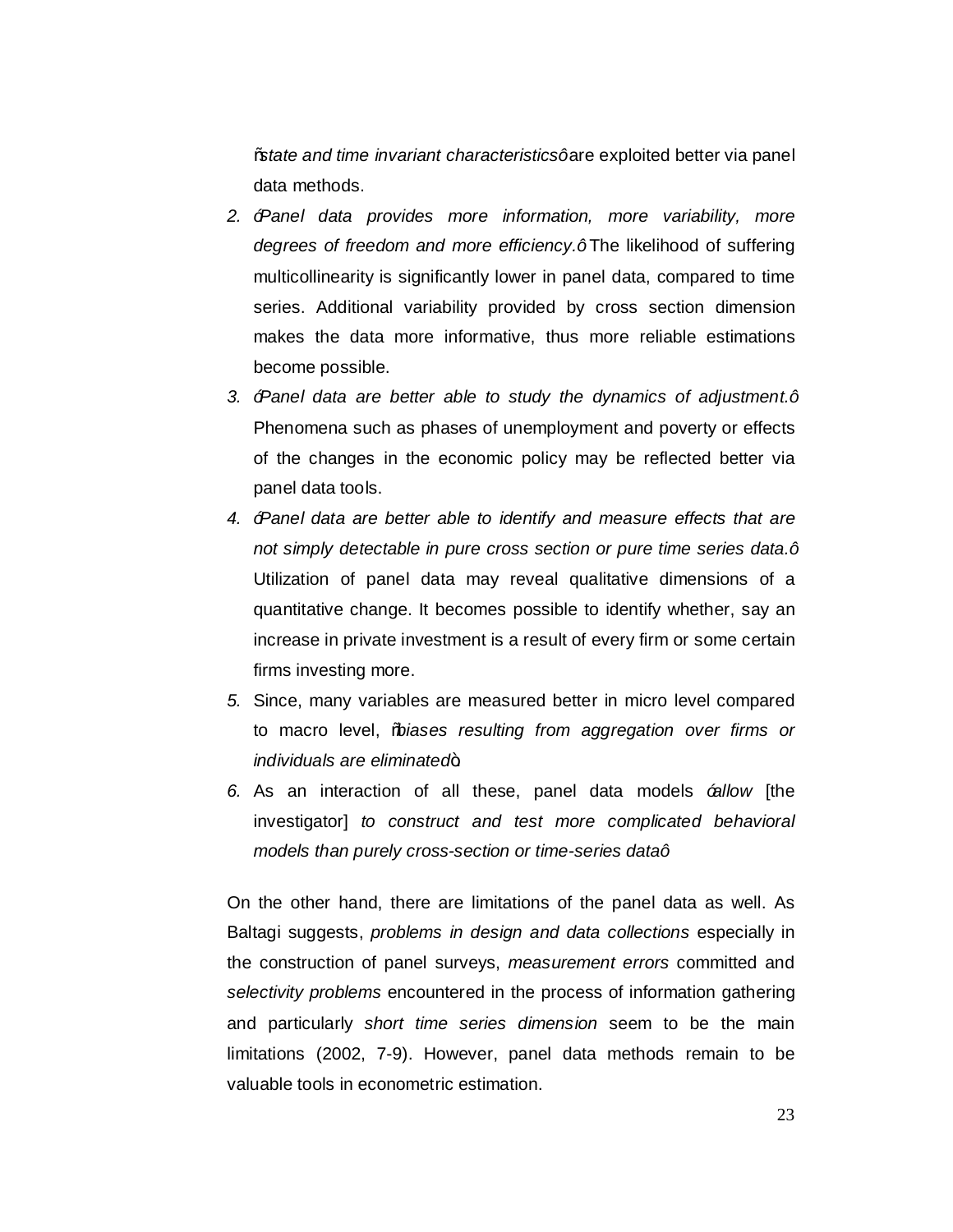"*state and time invariant characteristics*" are exploited better via panel data methods.

2. "*Panel data provides more information, more variability, more degrees of freedom and more efficiency.*" The likelihood of suffering multicollinearity is significantly lower in panel data, compared to time series. Additional variability provided by cross section dimension makes the data more informative, thus more reliable estimations become possible.
3. "*Panel data are better able to study the dynamics of adjustment.*" Phenomena such as phases of unemployment and poverty or effects of the changes in the economic policy may be reflected better via panel data tools.
4. "*Panel data are better able to identify and measure effects that are not simply detectable in pure cross section or pure time series data.*" Utilization of panel data may reveal qualitative dimensions of a quantitative change. It becomes possible to identify whether, say an increase in private investment is a result of every firm or some certain firms investing more.
5. Since, many variables are measured better in micro level compared to macro level, "*biases resulting from aggregation over firms or individuals are eliminated*".
6. As an interaction of all these, panel data models "*allow* [the investigator] *to construct and test more complicated behavioral models than purely cross-section or time-series data*"

On the other hand, there are limitations of the panel data as well. As Baltagi suggests, *problems in design and data collections* especially in the construction of panel surveys, *measurement errors* committed and *selectivity problems* encountered in the process of information gathering and particularly *short time series dimension* seem to be the main limitations (2002, 7-9). However, panel data methods remain to be valuable tools in econometric estimation.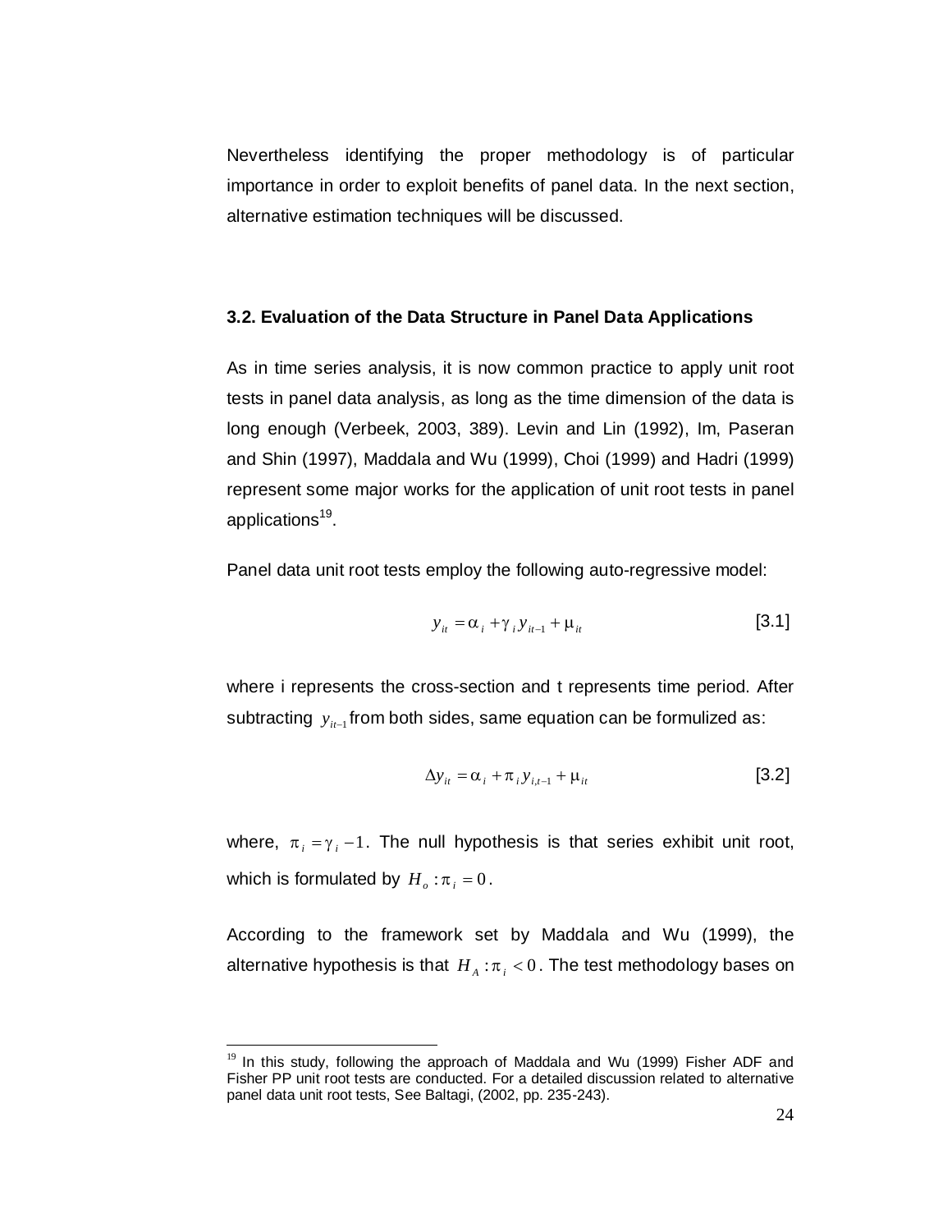Nevertheless identifying the proper methodology is of particular importance in order to exploit benefits of panel data. In the next section, alternative estimation techniques will be discussed.

### 3.2. Evaluation of the Data Structure in Panel Data Applications

As in time series analysis, it is now common practice to apply unit root tests in panel data analysis, as long as the time dimension of the data is long enough (Verbeek, 2003, 389). Levin and Lin (1992), Im, Paseran and Shin (1997), Maddala and Wu (1999), Choi (1999) and Hadri (1999) represent some major works for the application of unit root tests in panel applications[19].

Panel data unit root tests employ the following auto-regressive model:

$$y_{it} = \alpha_i + \gamma_i y_{it-1} + \mu_{it} \qquad [3.1]$$

where i represents the cross-section and t represents time period. After subtracting $y_{it-1}$ from both sides, same equation can be formulized as:

$$\Delta y_{it} = \alpha_i + \pi_i y_{i,t-1} + \mu_{it} \qquad [3.2]$$

where, $\pi_i = \gamma_i - 1$. The null hypothesis is that series exhibit unit root, which is formulated by $H_o : \pi_i = 0$.

According to the framework set by Maddala and Wu (1999), the alternative hypothesis is that $H_A : \pi_i < 0$. The test methodology bases on

---

[19] In this study, following the approach of Maddala and Wu (1999) Fisher ADF and Fisher PP unit root tests are conducted. For a detailed discussion related to alternative panel data unit root tests, See Baltagi, (2002, pp. 235-243).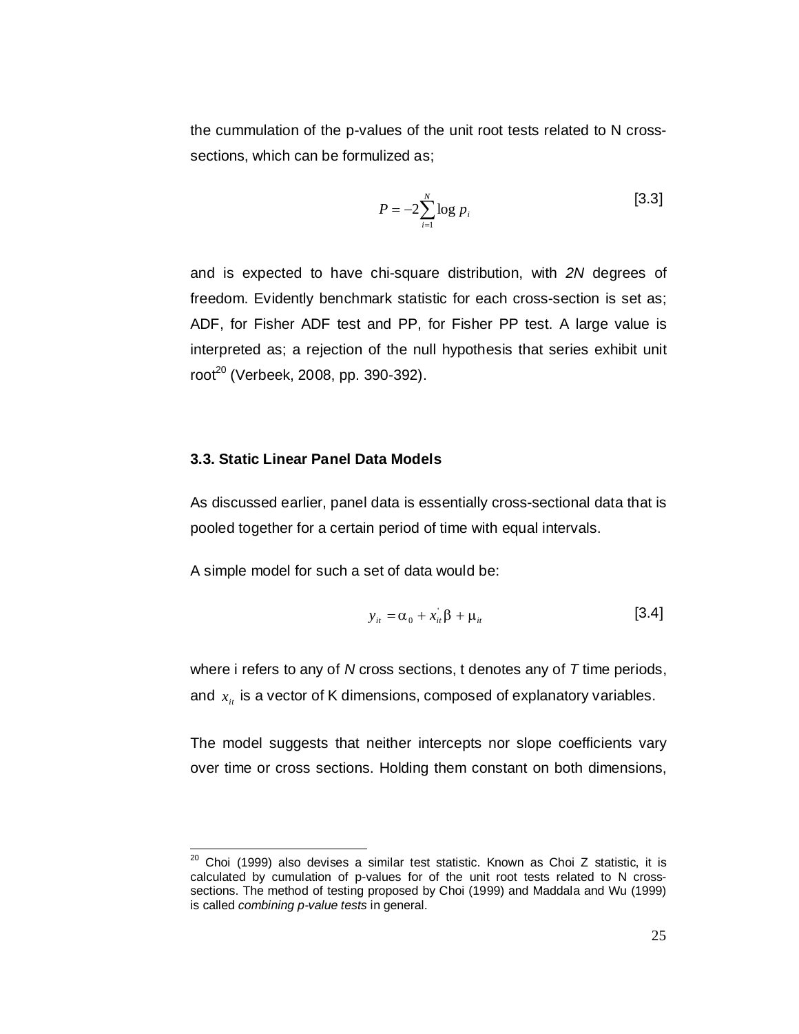the cummulation of the p-values of the unit root tests related to N cross-sections, which can be formulized as;

$$P = -2\sum_{i=1}^{N} \log p_i \qquad [3.3]$$

and is expected to have chi-square distribution, with *2N* degrees of freedom. Evidently benchmark statistic for each cross-section is set as; ADF, for Fisher ADF test and PP, for Fisher PP test. A large value is interpreted as; a rejection of the null hypothesis that series exhibit unit root[20] (Verbeek, 2008, pp. 390-392).

### 3.3. Static Linear Panel Data Models

As discussed earlier, panel data is essentially cross-sectional data that is pooled together for a certain period of time with equal intervals.

A simple model for such a set of data would be:

$$y_{it} = \alpha_0 + x_{it}^{'}\beta + \mu_{it} \qquad [3.4]$$

where i refers to any of *N* cross sections, t denotes any of *T* time periods, and $x_{it}$ is a vector of K dimensions, composed of explanatory variables.

The model suggests that neither intercepts nor slope coefficients vary over time or cross sections. Holding them constant on both dimensions,

---

[20] Choi (1999) also devises a similar test statistic. Known as Choi Z statistic, it is calculated by cumulation of p-values for of the unit root tests related to N cross-sections. The method of testing proposed by Choi (1999) and Maddala and Wu (1999) is called *combining p-value tests* in general.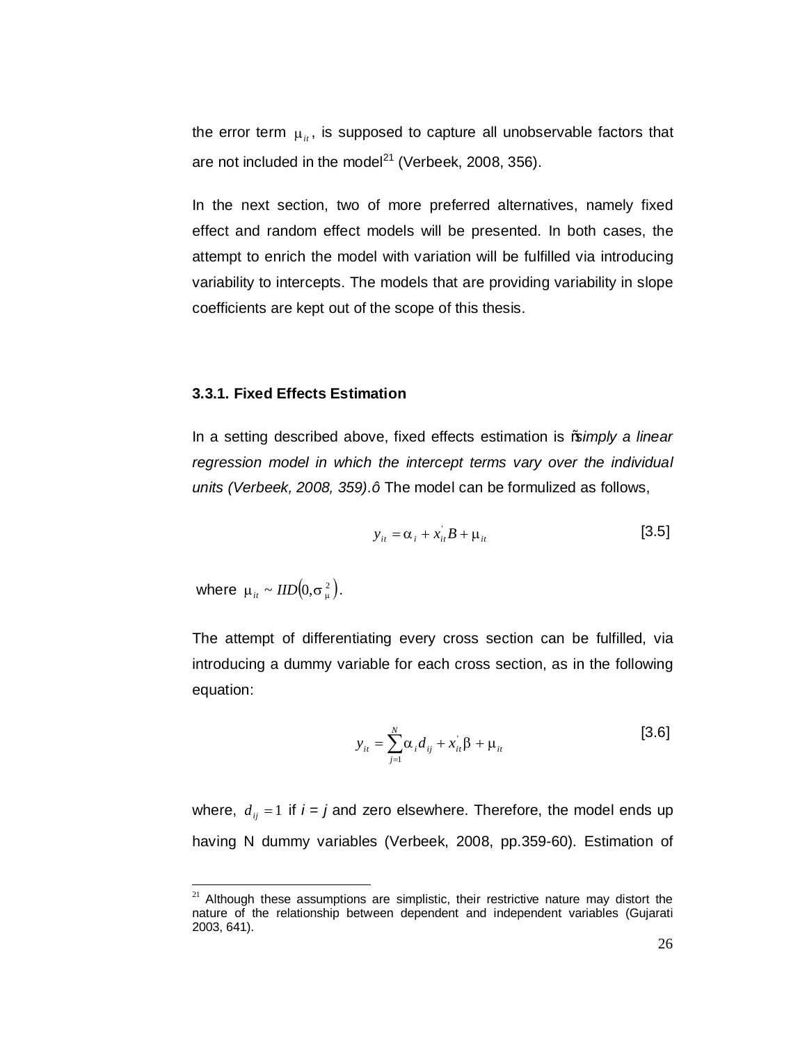the error term $\mu_{it}$, is supposed to capture all unobservable factors that are not included in the model[21] (Verbeek, 2008, 356).

In the next section, two of more preferred alternatives, namely fixed effect and random effect models will be presented. In both cases, the attempt to enrich the model with variation will be fulfilled via introducing variability to intercepts. The models that are providing variability in slope coefficients are kept out of the scope of this thesis.

### 3.3.1. Fixed Effects Estimation

In a setting described above, fixed effects estimation is "*simply a linear regression model in which the intercept terms vary over the individual units (Verbeek, 2008, 359).*" The model can be formulized as follows,

$$y_{it} = \alpha_i + x_{it}^{'} B + \mu_{it} \qquad [3.5]$$

where $\mu_{it} \sim IID\left(0, \sigma_{\mu}^{2}\right)$.

The attempt of differentiating every cross section can be fulfilled, via introducing a dummy variable for each cross section, as in the following equation:

$$y_{it} = \sum_{j=1}^{N} \alpha_i d_{ij} + x_{it}^{'} \beta + \mu_{it} \qquad [3.6]$$

where, $d_{ij} = 1$ if *i* = *j* and zero elsewhere. Therefore, the model ends up having N dummy variables (Verbeek, 2008, pp.359-60). Estimation of

---

[21] Although these assumptions are simplistic, their restrictive nature may distort the nature of the relationship between dependent and independent variables (Gujarati 2003, 641).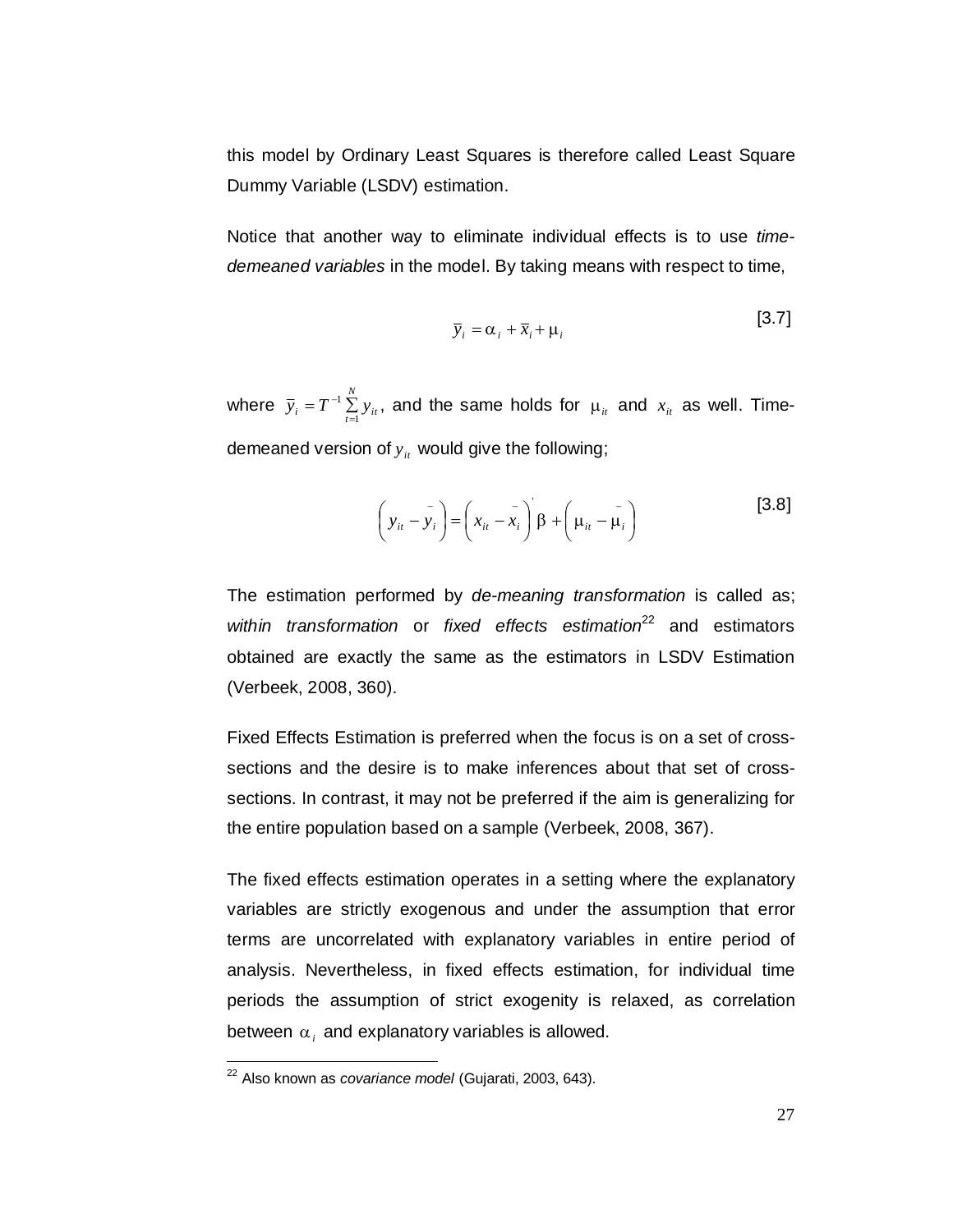this model by Ordinary Least Squares is therefore called Least Square Dummy Variable (LSDV) estimation.

Notice that another way to eliminate individual effects is to use *time-demeaned variables* in the model. By taking means with respect to time,

$$\bar{y}_i = \alpha_i + \bar{x}_i + \mu_i \tag{3.7}$$

where $\bar{y}_i = T^{-1} \sum_{t=1}^{N} y_{it}$, and the same holds for $\mu_{it}$ and $x_{it}$ as well. Time-demeaned version of $y_{it}$ would give the following;

$$\left( y_{it} - \bar{y}_i \right) = \left( x_{it} - \bar{x}_i \right)' \beta + \left( \mu_{it} - \bar{\mu}_i \right) \tag{3.8}$$

The estimation performed by *de-meaning transformation* is called as; *within transformation* or *fixed effects estimation*[22] and estimators obtained are exactly the same as the estimators in LSDV Estimation (Verbeek, 2008, 360).

Fixed Effects Estimation is preferred when the focus is on a set of cross-sections and the desire is to make inferences about that set of cross-sections. In contrast, it may not be preferred if the aim is generalizing for the entire population based on a sample (Verbeek, 2008, 367).

The fixed effects estimation operates in a setting where the explanatory variables are strictly exogenous and under the assumption that error terms are uncorrelated with explanatory variables in entire period of analysis. Nevertheless, in fixed effects estimation, for individual time periods the assumption of strict exogenity is relaxed, as correlation between $\alpha_i$ and explanatory variables is allowed.

---

[22] Also known as *covariance model* (Gujarati, 2003, 643).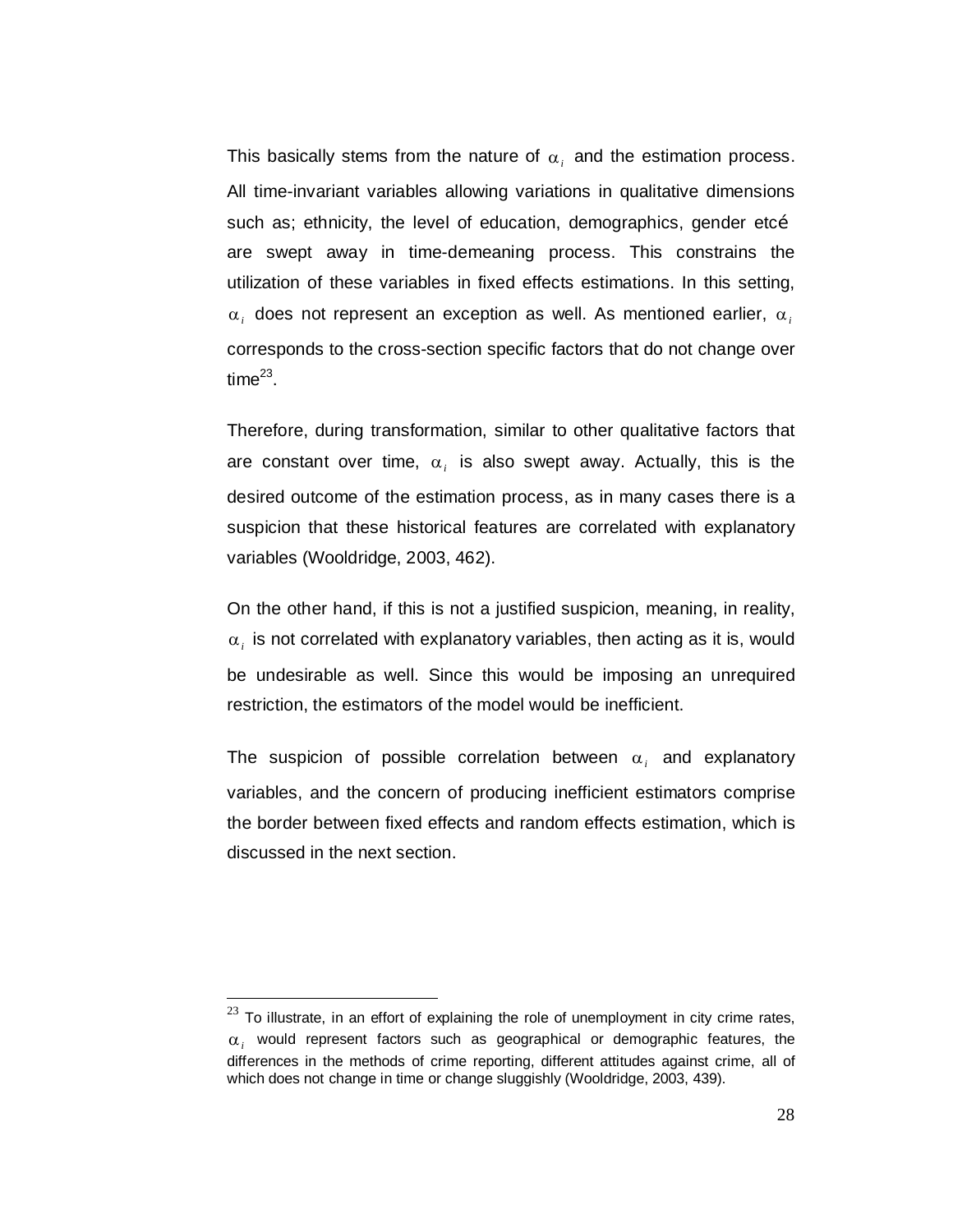This basically stems from the nature of $\alpha_i$ and the estimation process. All time-invariant variables allowing variations in qualitative dimensions such as; ethnicity, the level of education, demographics, gender etcé are swept away in time-demeaning process. This constrains the utilization of these variables in fixed effects estimations. In this setting, $\alpha_i$ does not represent an exception as well. As mentioned earlier, $\alpha_i$ corresponds to the cross-section specific factors that do not change over time[23].

Therefore, during transformation, similar to other qualitative factors that are constant over time, $\alpha_i$ is also swept away. Actually, this is the desired outcome of the estimation process, as in many cases there is a suspicion that these historical features are correlated with explanatory variables (Wooldridge, 2003, 462).

On the other hand, if this is not a justified suspicion, meaning, in reality, $\alpha_i$ is not correlated with explanatory variables, then acting as it is, would be undesirable as well. Since this would be imposing an unrequired restriction, the estimators of the model would be inefficient.

The suspicion of possible correlation between $\alpha_i$ and explanatory variables, and the concern of producing inefficient estimators comprise the border between fixed effects and random effects estimation, which is discussed in the next section.

---

[23] To illustrate, in an effort of explaining the role of unemployment in city crime rates, $\alpha_i$ would represent factors such as geographical or demographic features, the differences in the methods of crime reporting, different attitudes against crime, all of which does not change in time or change sluggishly (Wooldridge, 2003, 439).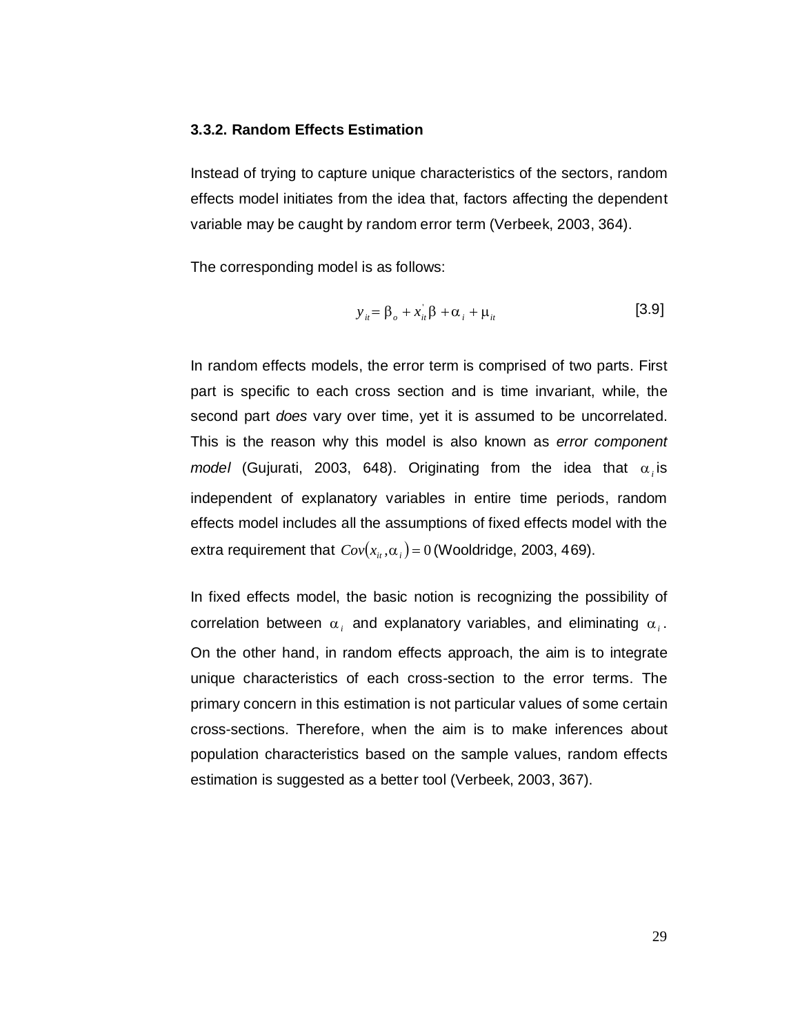### 3.3.2. Random Effects Estimation

Instead of trying to capture unique characteristics of the sectors, random effects model initiates from the idea that, factors affecting the dependent variable may be caught by random error term (Verbeek, 2003, 364).

The corresponding model is as follows:

$$y_{it} = \beta_o + x_{it}^{'}\beta + \alpha_i + \mu_{it} \quad [3.9]$$

In random effects models, the error term is comprised of two parts. First part is specific to each cross section and is time invariant, while, the second part *does* vary over time, yet it is assumed to be uncorrelated. This is the reason why this model is also known as *error component model* (Gujurati, 2003, 648). Originating from the idea that $\alpha_i$ is independent of explanatory variables in entire time periods, random effects model includes all the assumptions of fixed effects model with the extra requirement that $Cov(x_{it}, \alpha_i) = 0$ (Wooldridge, 2003, 469).

In fixed effects model, the basic notion is recognizing the possibility of correlation between $\alpha_i$ and explanatory variables, and eliminating $\alpha_i$. On the other hand, in random effects approach, the aim is to integrate unique characteristics of each cross-section to the error terms. The primary concern in this estimation is not particular values of some certain cross-sections. Therefore, when the aim is to make inferences about population characteristics based on the sample values, random effects estimation is suggested as a better tool (Verbeek, 2003, 367).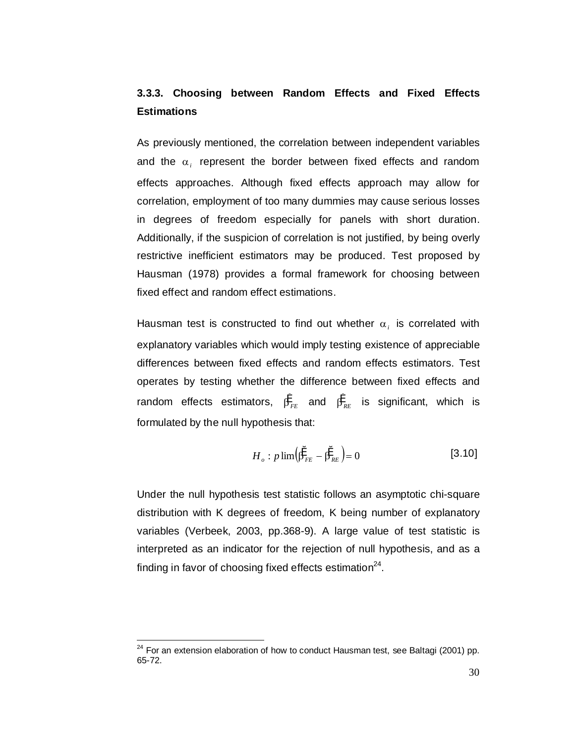### 3.3.3. Choosing between Random Effects and Fixed Effects Estimations

As previously mentioned, the correlation between independent variables and the $\alpha_i$ represent the border between fixed effects and random effects approaches. Although fixed effects approach may allow for correlation, employment of too many dummies may cause serious losses in degrees of freedom especially for panels with short duration. Additionally, if the suspicion of correlation is not justified, by being overly restrictive inefficient estimators may be produced. Test proposed by Hausman (1978) provides a formal framework for choosing between fixed effect and random effect estimations.

Hausman test is constructed to find out whether $\alpha_i$ is correlated with explanatory variables which would imply testing existence of appreciable differences between fixed effects and random effects estimators. Test operates by testing whether the difference between fixed effects and random effects estimators, $\hat{\beta}_{FE}$ and $\hat{\beta}_{RE}$ is significant, which is formulated by the null hypothesis that:

$$H_o : p\lim\left(\hat{\beta}_{FE} - \hat{\beta}_{RE}\right) = 0 \qquad [3.10]$$

Under the null hypothesis test statistic follows an asymptotic chi-square distribution with K degrees of freedom, K being number of explanatory variables (Verbeek, 2003, pp.368-9). A large value of test statistic is interpreted as an indicator for the rejection of null hypothesis, and as a finding in favor of choosing fixed effects estimation[24].

[24] For an extension elaboration of how to conduct Hausman test, see Baltagi (2001) pp. 65-72.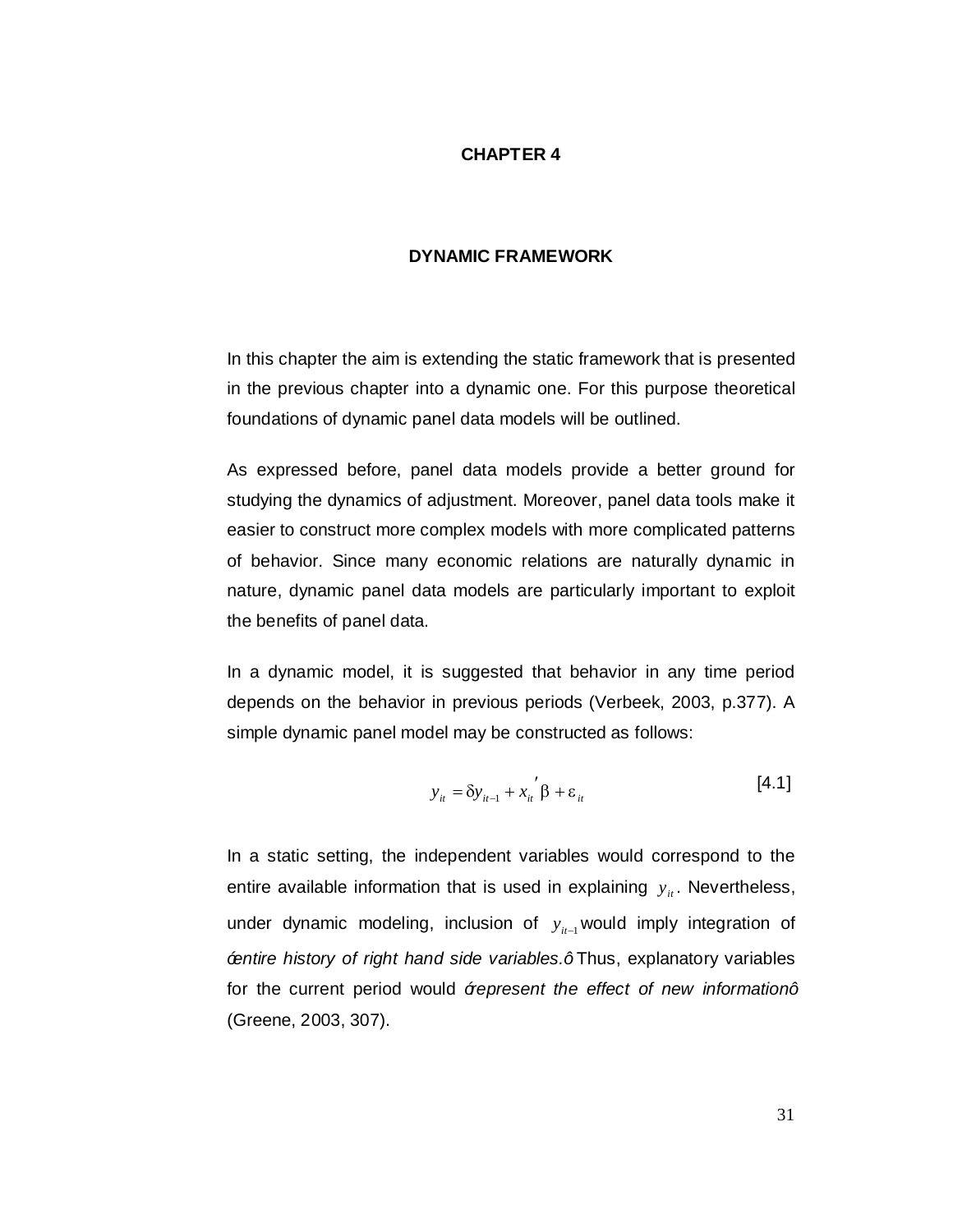# CHAPTER 4

## DYNAMIC FRAMEWORK

In this chapter the aim is extending the static framework that is presented in the previous chapter into a dynamic one. For this purpose theoretical foundations of dynamic panel data models will be outlined.

As expressed before, panel data models provide a better ground for studying the dynamics of adjustment. Moreover, panel data tools make it easier to construct more complex models with more complicated patterns of behavior. Since many economic relations are naturally dynamic in nature, dynamic panel data models are particularly important to exploit the benefits of panel data.

In a dynamic model, it is suggested that behavior in any time period depends on the behavior in previous periods (Verbeek, 2003, p.377). A simple dynamic panel model may be constructed as follows:

$$y_{it} = \delta y_{it-1} + x_{it}{}' \beta + \varepsilon_{it} \qquad [4.1]$$

In a static setting, the independent variables would correspond to the entire available information that is used in explaining $y_{it}$. Nevertheless, under dynamic modeling, inclusion of $y_{it-1}$ would imply integration of *"entire history of right hand side variables."* Thus, explanatory variables for the current period would *"represent the effect of new information"* (Greene, 2003, 307).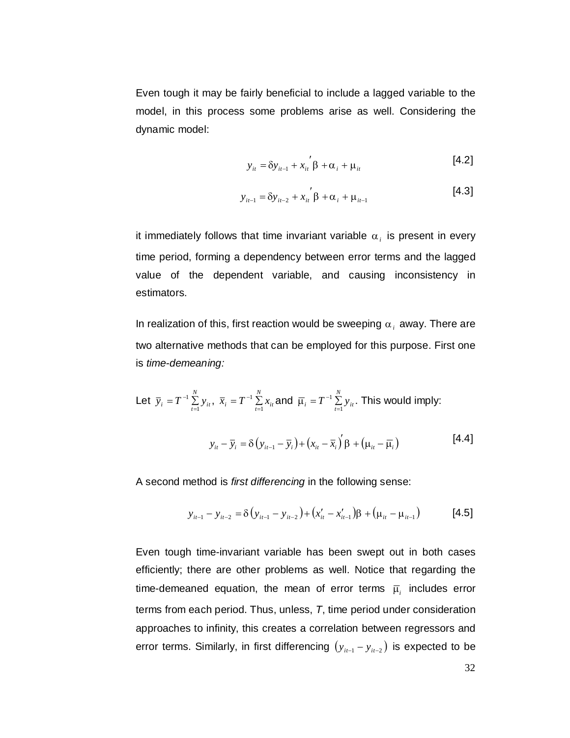Even tough it may be fairly beneficial to include a lagged variable to the model, in this process some problems arise as well. Considering the dynamic model:

$$y_{it} = \delta y_{it-1} + x_{it}{}' \beta + \alpha_i + \mu_{it} \quad [4.2]$$

$$y_{it-1} = \delta y_{it-2} + x_{it}{}' \beta + \alpha_i + \mu_{it-1} \quad [4.3]$$

it immediately follows that time invariant variable $\alpha_i$ is present in every time period, forming a dependency between error terms and the lagged value of the dependent variable, and causing inconsistency in estimators.

In realization of this, first reaction would be sweeping $\alpha_i$ away. There are two alternative methods that can be employed for this purpose. First one is *time-demeaning:*

Let $\bar{y}_i = T^{-1} \sum_{t=1}^{N} y_{it}$, $\bar{x}_i = T^{-1} \sum_{t=1}^{N} x_{it}$ and $\bar{\mu}_i = T^{-1} \sum_{t=1}^{N} y_{it}$. This would imply:

$$y_{it} - \bar{y}_i = \delta \left( y_{it-1} - \bar{y}_i \right) + \left( x_{it} - \bar{x}_i \right)' \beta + \left( \mu_{it} - \bar{\mu}_i \right) \quad [4.4]$$

A second method is *first differencing* in the following sense:

$$y_{it-1} - y_{it-2} = \delta \left( y_{it-1} - y_{it-2} \right) + \left( x'_{it} - x'_{it-1} \right) \beta + \left( \mu_{it} - \mu_{it-1} \right) \quad [4.5]$$

Even tough time-invariant variable has been swept out in both cases efficiently; there are other problems as well. Notice that regarding the time-demeaned equation, the mean of error terms $\bar{\mu}_i$ includes error terms from each period. Thus, unless, *T*, time period under consideration approaches to infinity, this creates a correlation between regressors and error terms. Similarly, in first differencing $\left( y_{it-1} - y_{it-2} \right)$ is expected to be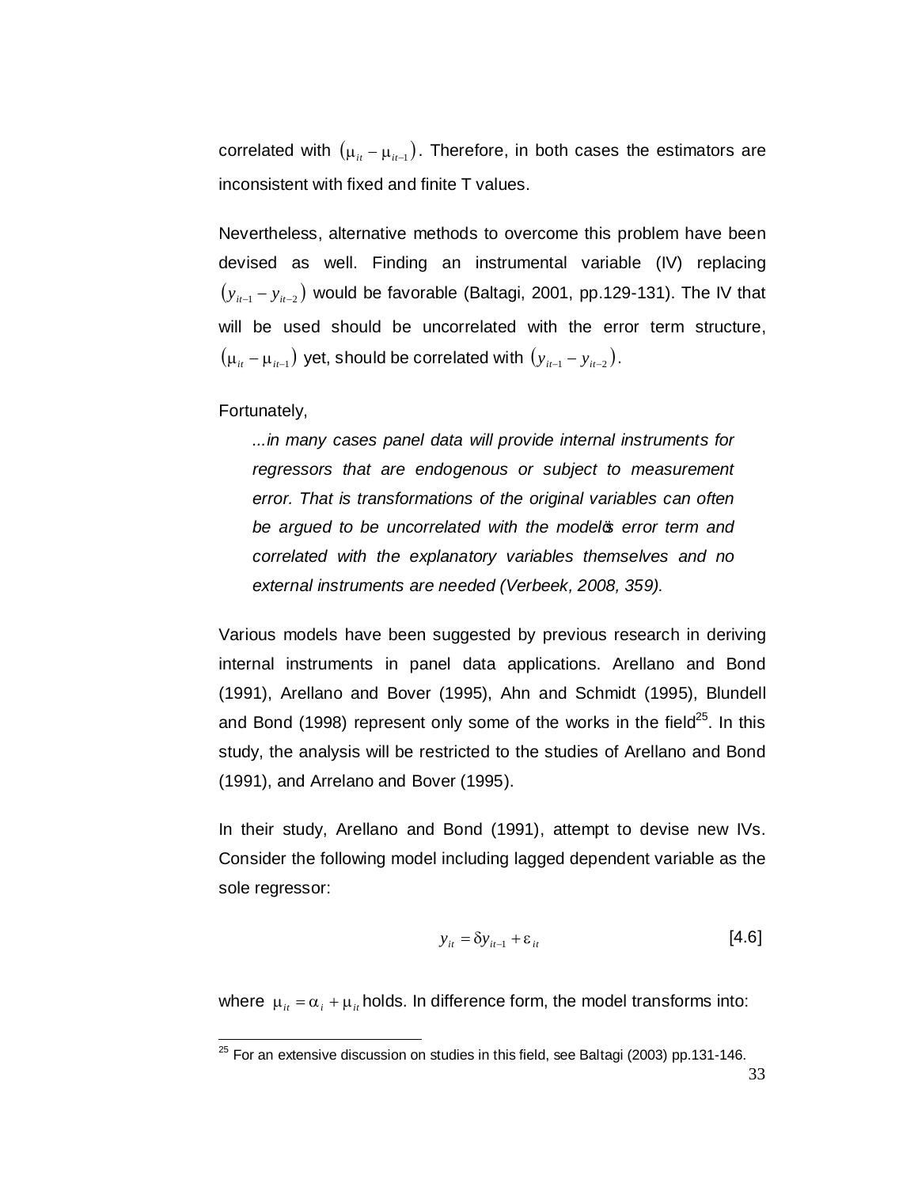correlated with $(\mu_{it} - \mu_{it-1})$. Therefore, in both cases the estimators are inconsistent with fixed and finite T values.

Nevertheless, alternative methods to overcome this problem have been devised as well. Finding an instrumental variable (IV) replacing $(y_{it-1} - y_{it-2})$ would be favorable (Baltagi, 2001, pp.129-131). The IV that will be used should be uncorrelated with the error term structure, $(\mu_{it} - \mu_{it-1})$ yet, should be correlated with $(y_{it-1} - y_{it-2})$.

Fortunately,

> *...in many cases panel data will provide internal instruments for regressors that are endogenous or subject to measurement error. That is transformations of the original variables can often be argued to be uncorrelated with the model's error term and correlated with the explanatory variables themselves and no external instruments are needed (Verbeek, 2008, 359).*

Various models have been suggested by previous research in deriving internal instruments in panel data applications. Arellano and Bond (1991), Arellano and Bover (1995), Ahn and Schmidt (1995), Blundell and Bond (1998) represent only some of the works in the field[25]. In this study, the analysis will be restricted to the studies of Arellano and Bond (1991), and Arrelano and Bover (1995).

In their study, Arellano and Bond (1991), attempt to devise new IVs. Consider the following model including lagged dependent variable as the sole regressor:

$$y_{it} = \delta y_{it-1} + \varepsilon_{it} \qquad [4.6]$$

where $\mu_{it} = \alpha_i + \mu_{it}$ holds. In difference form, the model transforms into:

---

[25] For an extensive discussion on studies in this field, see Baltagi (2003) pp.131-146.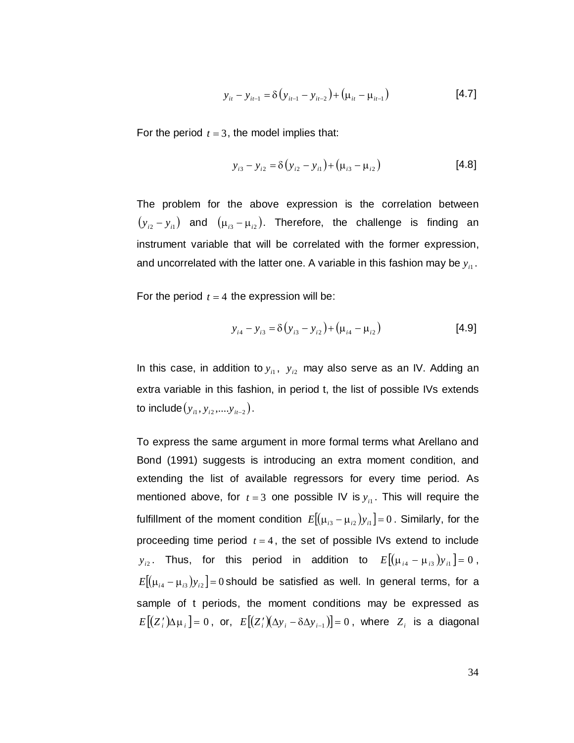$$y_{it} - y_{it-1} = \delta\left(y_{it-1} - y_{it-2}\right) + \left(\mu_{it} - \mu_{it-1}\right) \qquad [4.7]$$

For the period $t = 3$, the model implies that:

$$y_{i3} - y_{i2} = \delta\left(y_{i2} - y_{i1}\right) + \left(\mu_{i3} - \mu_{i2}\right) \qquad [4.8]$$

The problem for the above expression is the correlation between $\left(y_{i2} - y_{i1}\right)$ and $\left(\mu_{i3} - \mu_{i2}\right)$. Therefore, the challenge is finding an instrument variable that will be correlated with the former expression, and uncorrelated with the latter one. A variable in this fashion may be $y_{i1}$.

For the period $t = 4$ the expression will be:

$$y_{i4} - y_{i3} = \delta\left(y_{i3} - y_{i2}\right) + \left(\mu_{i4} - \mu_{i2}\right) \qquad [4.9]$$

In this case, in addition to $y_{i1}$, $y_{i2}$ may also serve as an IV. Adding an extra variable in this fashion, in period t, the list of possible IVs extends to include $\left(y_{i1}, y_{i2}, ....y_{it-2}\right)$.

To express the same argument in more formal terms what Arellano and Bond (1991) suggests is introducing an extra moment condition, and extending the list of available regressors for every time period. As mentioned above, for $t = 3$ one possible IV is $y_{i1}$. This will require the fulfillment of the moment condition $E\left[\left(\mu_{i3} - \mu_{i2}\right)y_{i1}\right] = 0$. Similarly, for the proceeding time period $t = 4$, the set of possible IVs extend to include $y_{i2}$. Thus, for this period in addition to $E\left[\left(\mu_{i4} - \mu_{i3}\right)y_{i1}\right] = 0$, $E\left[\left(\mu_{i4} - \mu_{i3}\right)y_{i2}\right] = 0$ should be satisfied as well. In general terms, for a sample of t periods, the moment conditions may be expressed as $E\left[\left(Z_i'\right)\Delta\mu_i\right] = 0$, or, $E\left[\left(Z_i'\right)\left(\Delta y_i - \delta\Delta y_{i-1}\right)\right] = 0$, where $Z_i$ is a diagonal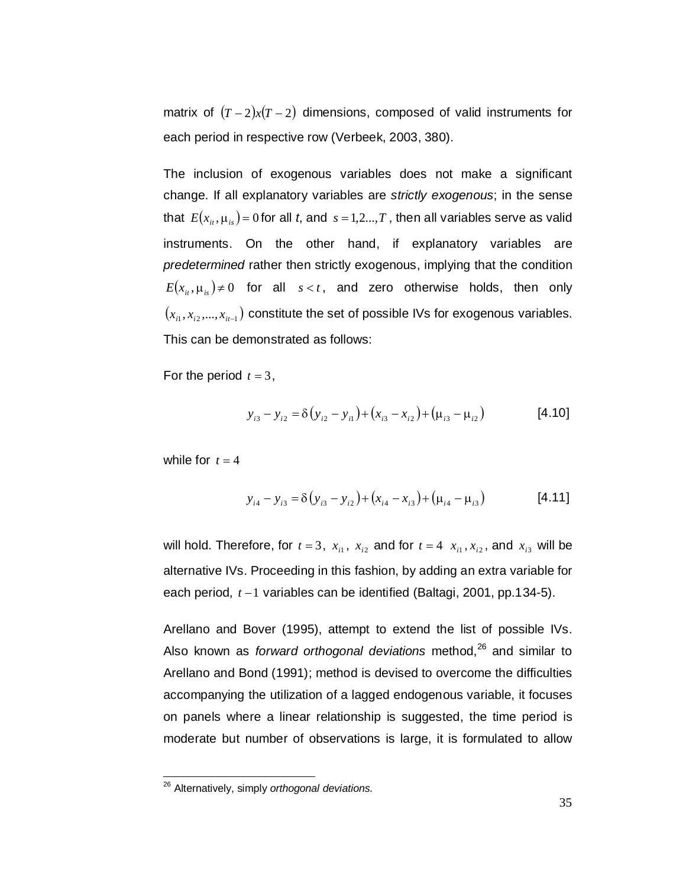matrix of $(T-2)x(T-2)$ dimensions, composed of valid instruments for each period in respective row (Verbeek, 2003, 380).

The inclusion of exogenous variables does not make a significant change. If all explanatory variables are *strictly exogenous*; in the sense that $E(x_{it}, \mu_{is}) = 0$ for all *t*, and $s = 1,2...,T$, then all variables serve as valid instruments. On the other hand, if explanatory variables are *predetermined* rather then strictly exogenous, implying that the condition $E(x_{it}, \mu_{is}) \neq 0$ for all $s < t$, and zero otherwise holds, then only $(x_{i1}, x_{i2}, ..., x_{it-1})$ constitute the set of possible IVs for exogenous variables. This can be demonstrated as follows:

For the period $t = 3$,

$$y_{i3} - y_{i2} = \delta(y_{i2} - y_{i1}) + (x_{i3} - x_{i2}) + (\mu_{i3} - \mu_{i2}) \qquad [4.10]$$

while for $t = 4$

$$y_{i4} - y_{i3} = \delta(y_{i3} - y_{i2}) + (x_{i4} - x_{i3}) + (\mu_{i4} - \mu_{i3}) \qquad [4.11]$$

will hold. Therefore, for $t = 3$, $x_{i1}$, $x_{i2}$ and for $t = 4$ $x_{i1}, x_{i2}$, and $x_{i3}$ will be alternative IVs. Proceeding in this fashion, by adding an extra variable for each period, $t-1$ variables can be identified (Baltagi, 2001, pp.134-5).

Arellano and Bover (1995), attempt to extend the list of possible IVs. Also known as *forward orthogonal deviations* method,[26] and similar to Arellano and Bond (1991); method is devised to overcome the difficulties accompanying the utilization of a lagged endogenous variable, it focuses on panels where a linear relationship is suggested, the time period is moderate but number of observations is large, it is formulated to allow

[26] Alternatively, simply *orthogonal deviations.*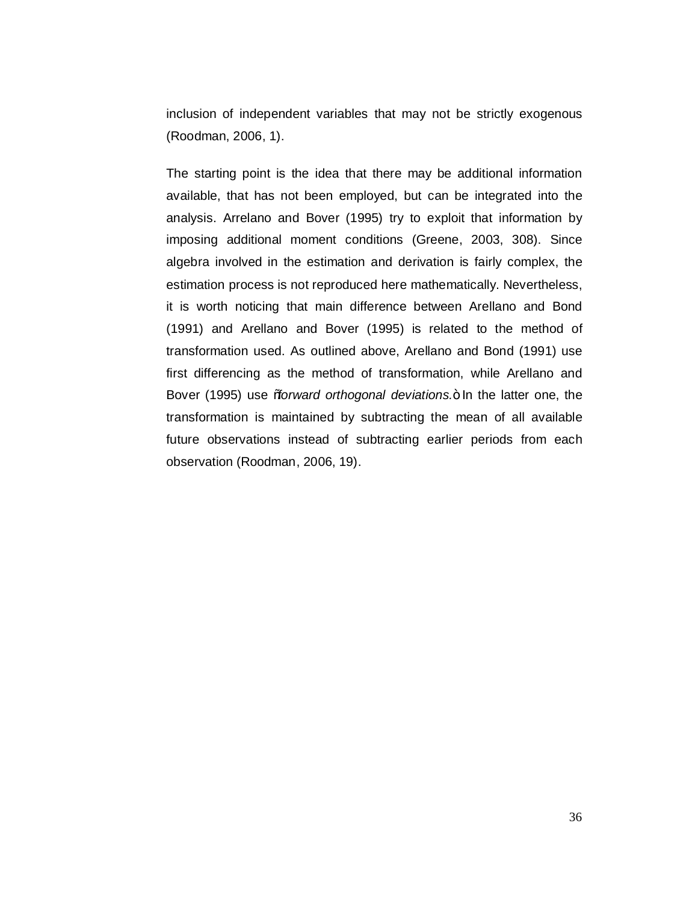inclusion of independent variables that may not be strictly exogenous (Roodman, 2006, 1).

The starting point is the idea that there may be additional information available, that has not been employed, but can be integrated into the analysis. Arrelano and Bover (1995) try to exploit that information by imposing additional moment conditions (Greene, 2003, 308). Since algebra involved in the estimation and derivation is fairly complex, the estimation process is not reproduced here mathematically. Nevertheless, it is worth noticing that main difference between Arellano and Bond (1991) and Arellano and Bover (1995) is related to the method of transformation used. As outlined above, Arellano and Bond (1991) use first differencing as the method of transformation, while Arellano and Bover (1995) use "*forward orthogonal deviations.*" In the latter one, the transformation is maintained by subtracting the mean of all available future observations instead of subtracting earlier periods from each observation (Roodman, 2006, 19).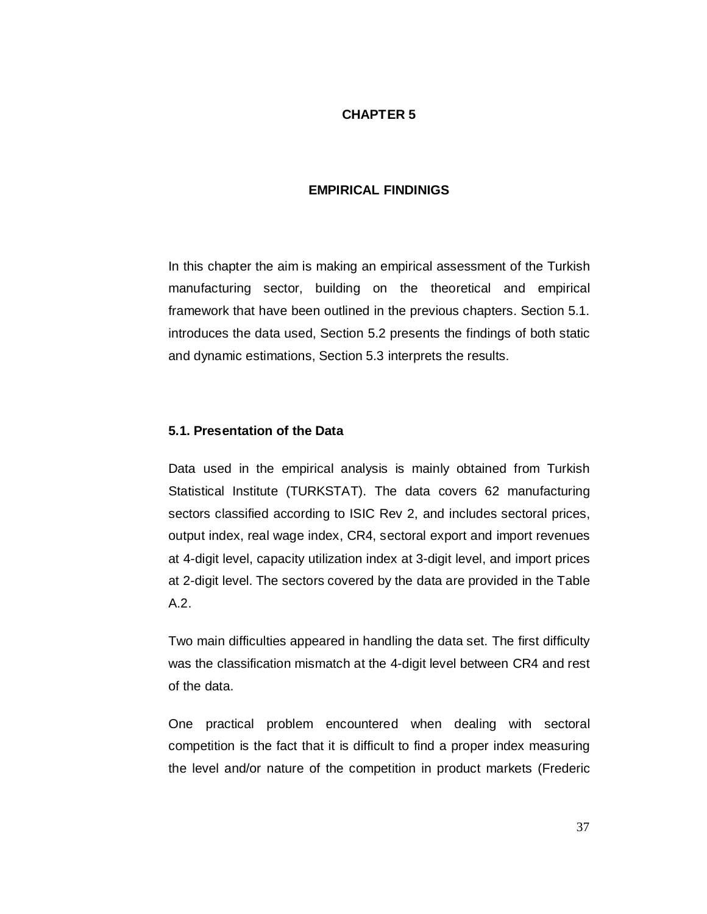# CHAPTER 5

## EMPIRICAL FINDINIGS

In this chapter the aim is making an empirical assessment of the Turkish manufacturing sector, building on the theoretical and empirical framework that have been outlined in the previous chapters. Section 5.1. introduces the data used, Section 5.2 presents the findings of both static and dynamic estimations, Section 5.3 interprets the results.

### 5.1. Presentation of the Data

Data used in the empirical analysis is mainly obtained from Turkish Statistical Institute (TURKSTAT). The data covers 62 manufacturing sectors classified according to ISIC Rev 2, and includes sectoral prices, output index, real wage index, CR4, sectoral export and import revenues at 4-digit level, capacity utilization index at 3-digit level, and import prices at 2-digit level. The sectors covered by the data are provided in the Table A.2.

Two main difficulties appeared in handling the data set. The first difficulty was the classification mismatch at the 4-digit level between CR4 and rest of the data.

One practical problem encountered when dealing with sectoral competition is the fact that it is difficult to find a proper index measuring the level and/or nature of the competition in product markets (Frederic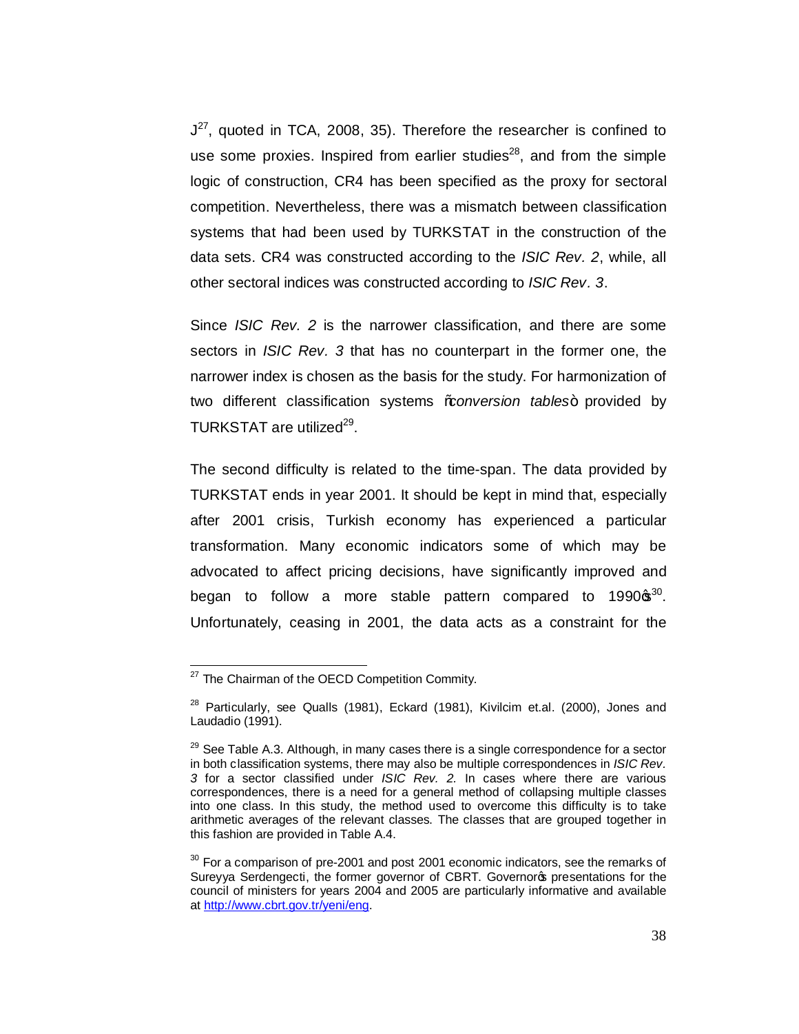J[27], quoted in TCA, 2008, 35). Therefore the researcher is confined to use some proxies. Inspired from earlier studies[28], and from the simple logic of construction, CR4 has been specified as the proxy for sectoral competition. Nevertheless, there was a mismatch between classification systems that had been used by TURKSTAT in the construction of the data sets. CR4 was constructed according to the *ISIC Rev. 2*, while, all other sectoral indices was constructed according to *ISIC Rev. 3*.

Since *ISIC Rev. 2* is the narrower classification, and there are some sectors in *ISIC Rev. 3* that has no counterpart in the former one, the narrower index is chosen as the basis for the study. For harmonization of two different classification systems "*conversion tables*" provided by TURKSTAT are utilized[29].

The second difficulty is related to the time-span. The data provided by TURKSTAT ends in year 2001. It should be kept in mind that, especially after 2001 crisis, Turkish economy has experienced a particular transformation. Many economic indicators some of which may be advocated to affect pricing decisions, have significantly improved and began to follow a more stable pattern compared to 1990's[30]. Unfortunately, ceasing in 2001, the data acts as a constraint for the

---

[27] The Chairman of the OECD Competition Commity.

[28] Particularly, see Qualls (1981), Eckard (1981), Kivilcim et.al. (2000), Jones and Laudadio (1991).

[29] See Table A.3. Although, in many cases there is a single correspondence for a sector in both classification systems, there may also be multiple correspondences in *ISIC Rev. 3* for a sector classified under *ISIC Rev. 2*. In cases where there are various correspondences, there is a need for a general method of collapsing multiple classes into one class. In this study, the method used to overcome this difficulty is to take arithmetic averages of the relevant classes. The classes that are grouped together in this fashion are provided in Table A.4.

[30] For a comparison of pre-2001 and post 2001 economic indicators, see the remarks of Sureyya Serdengecti, the former governor of CBRT. Governor's presentations for the council of ministers for years 2004 and 2005 are particularly informative and available at http://www.cbrt.gov.tr/yeni/eng.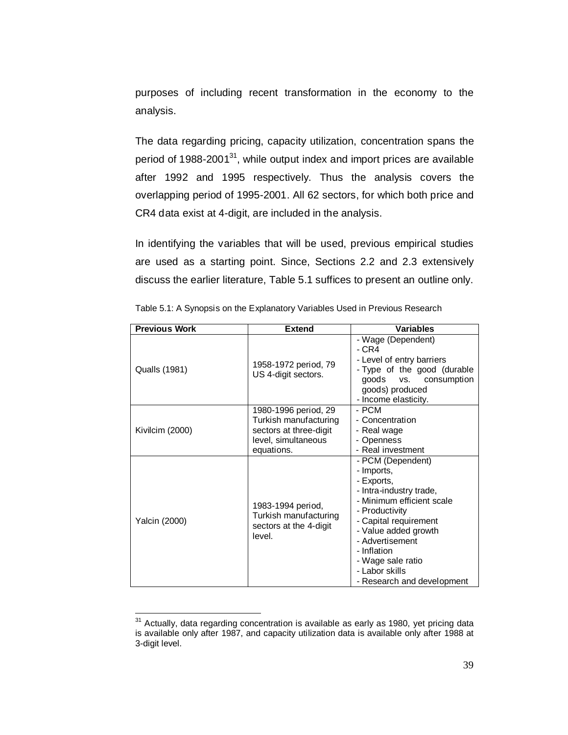purposes of including recent transformation in the economy to the analysis.

The data regarding pricing, capacity utilization, concentration spans the period of 1988-2001[31], while output index and import prices are available after 1992 and 1995 respectively. Thus the analysis covers the overlapping period of 1995-2001. All 62 sectors, for which both price and CR4 data exist at 4-digit, are included in the analysis.

In identifying the variables that will be used, previous empirical studies are used as a starting point. Since, Sections 2.2 and 2.3 extensively discuss the earlier literature, Table 5.1 suffices to present an outline only.

Table 5.1: A Synopsis on the Explanatory Variables Used in Previous Research

| Previous Work | Extend | Variables |
|---|---|---|
| Qualls (1981) | 1958-1972 period, 79 US 4-digit sectors. | - Wage (Dependent)<br>- CR4<br>- Level of entry barriers<br>- Type of the good (durable goods vs. consumption goods) produced<br>- Income elasticity. |
| Kivilcim (2000) | 1980-1996 period, 29 Turkish manufacturing sectors at three-digit level, simultaneous equations. | - PCM<br>- Concentration<br>- Real wage<br>- Openness<br>- Real investment |
| Yalcin (2000) | 1983-1994 period, Turkish manufacturing sectors at the 4-digit level. | - PCM (Dependent)<br>- Imports,<br>- Exports,<br>- Intra-industry trade,<br>- Minimum efficient scale<br>- Productivity<br>- Capital requirement<br>- Value added growth<br>- Advertisement<br>- Inflation<br>- Wage sale ratio<br>- Labor skills<br>- Research and development |

[31] Actually, data regarding concentration is available as early as 1980, yet pricing data is available only after 1987, and capacity utilization data is available only after 1988 at 3-digit level.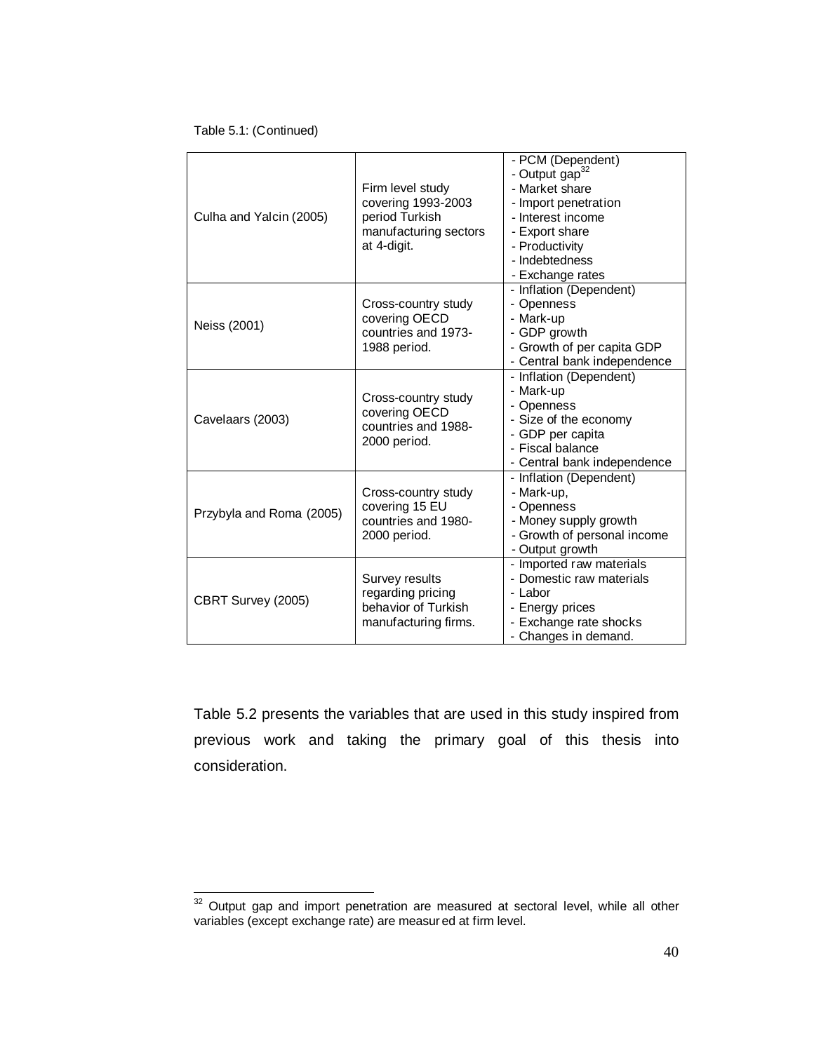Table 5.1: (Continued)

| | | |
|---|---|---|
| Culha and Yalcin (2005) | Firm level study covering 1993-2003 period Turkish manufacturing sectors at 4-digit. | - PCM (Dependent)<br>- Output gap[32]<br>- Market share<br>- Import penetration<br>- Interest income<br>- Export share<br>- Productivity<br>- Indebtedness<br>- Exchange rates |
| Neiss (2001) | Cross-country study covering OECD countries and 1973-1988 period. | - Inflation (Dependent)<br>- Openness<br>- Mark-up<br>- GDP growth<br>- Growth of per capita GDP<br>- Central bank independence |
| Cavelaars (2003) | Cross-country study covering OECD countries and 1988-2000 period. | - Inflation (Dependent)<br>- Mark-up<br>- Openness<br>- Size of the economy<br>- GDP per capita<br>- Fiscal balance<br>- Central bank independence |
| Przybyla and Roma (2005) | Cross-country study covering 15 EU countries and 1980-2000 period. | - Inflation (Dependent)<br>- Mark-up,<br>- Openness<br>- Money supply growth<br>- Growth of personal income<br>- Output growth |
| CBRT Survey (2005) | Survey results regarding pricing behavior of Turkish manufacturing firms. | - Imported raw materials<br>- Domestic raw materials<br>- Labor<br>- Energy prices<br>- Exchange rate shocks<br>- Changes in demand. |

Table 5.2 presents the variables that are used in this study inspired from previous work and taking the primary goal of this thesis into consideration.

[32] Output gap and import penetration are measured at sectoral level, while all other variables (except exchange rate) are measured at firm level.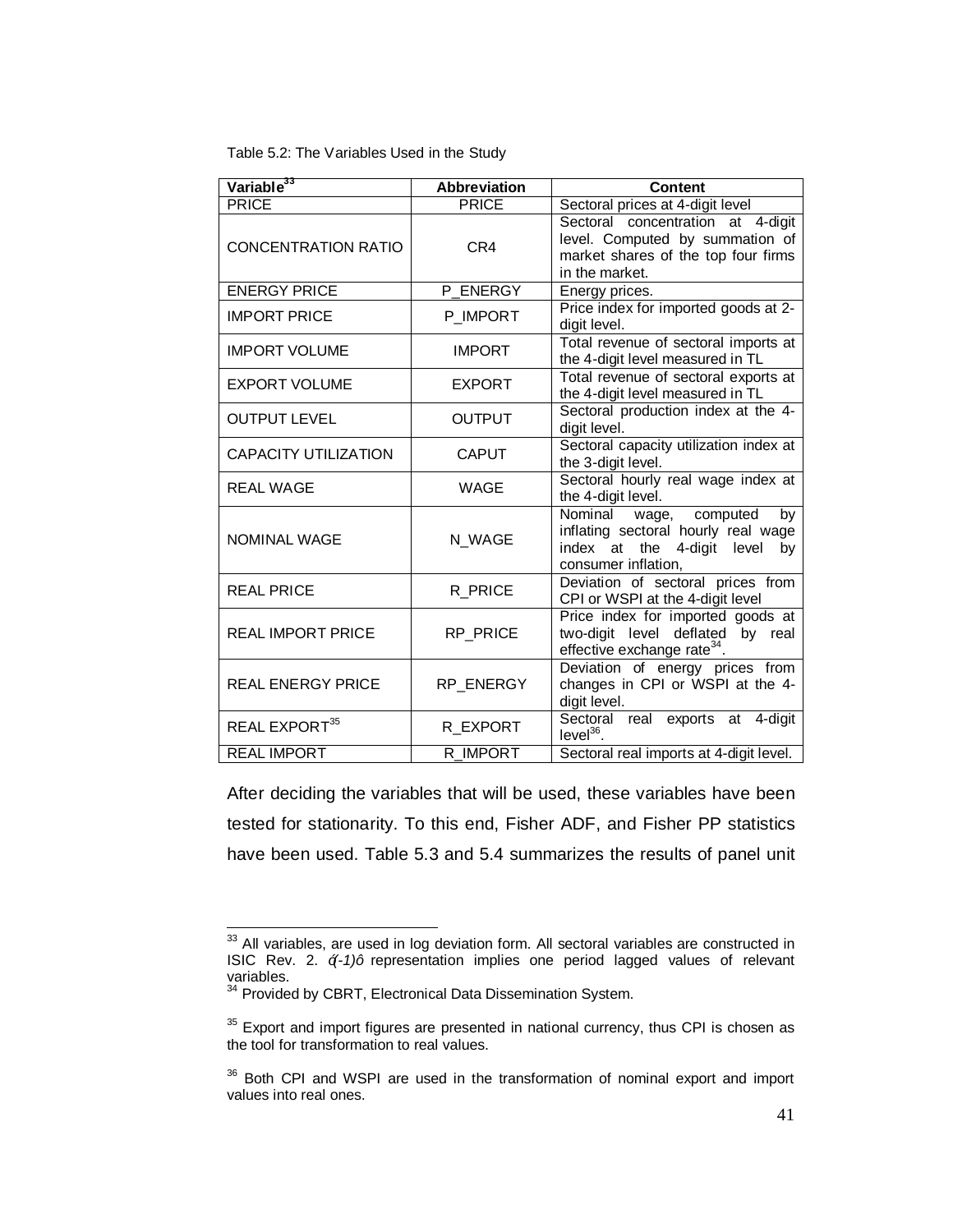Table 5.2: The Variables Used in the Study

| Variable[33] | Abbreviation | Content |
|---|---|---|
| PRICE | PRICE | Sectoral prices at 4-digit level |
| CONCENTRATION RATIO | CR4 | Sectoral concentration at 4-digit level. Computed by summation of market shares of the top four firms in the market. |
| ENERGY PRICE | P_ENERGY | Energy prices. |
| IMPORT PRICE | P_IMPORT | Price index for imported goods at 2-digit level. |
| IMPORT VOLUME | IMPORT | Total revenue of sectoral imports at the 4-digit level measured in TL |
| EXPORT VOLUME | EXPORT | Total revenue of sectoral exports at the 4-digit level measured in TL |
| OUTPUT LEVEL | OUTPUT | Sectoral production index at the 4-digit level. |
| CAPACITY UTILIZATION | CAPUT | Sectoral capacity utilization index at the 3-digit level. |
| REAL WAGE | WAGE | Sectoral hourly real wage index at the 4-digit level. |
| NOMINAL WAGE | N_WAGE | Nominal wage, computed by inflating sectoral hourly real wage index at the 4-digit level by consumer inflation, |
| REAL PRICE | R_PRICE | Deviation of sectoral prices from CPI or WSPI at the 4-digit level |
| REAL IMPORT PRICE | RP_PRICE | Price index for imported goods at two-digit level deflated by real effective exchange rate[34]. |
| REAL ENERGY PRICE | RP_ENERGY | Deviation of energy prices from changes in CPI or WSPI at the 4-digit level. |
| REAL EXPORT[35] | R_EXPORT | Sectoral real exports at 4-digit level[36]. |
| REAL IMPORT | R_IMPORT | Sectoral real imports at 4-digit level. |

After deciding the variables that will be used, these variables have been tested for stationarity. To this end, Fisher ADF, and Fisher PP statistics have been used. Table 5.3 and 5.4 summarizes the results of panel unit

---

[33] All variables, are used in log deviation form. All sectoral variables are constructed in ISIC Rev. 2. ó(-1)ô representation implies one period lagged values of relevant variables.

[34] Provided by CBRT, Electronical Data Dissemination System.

[35] Export and import figures are presented in national currency, thus CPI is chosen as the tool for transformation to real values.

[36] Both CPI and WSPI are used in the transformation of nominal export and import values into real ones.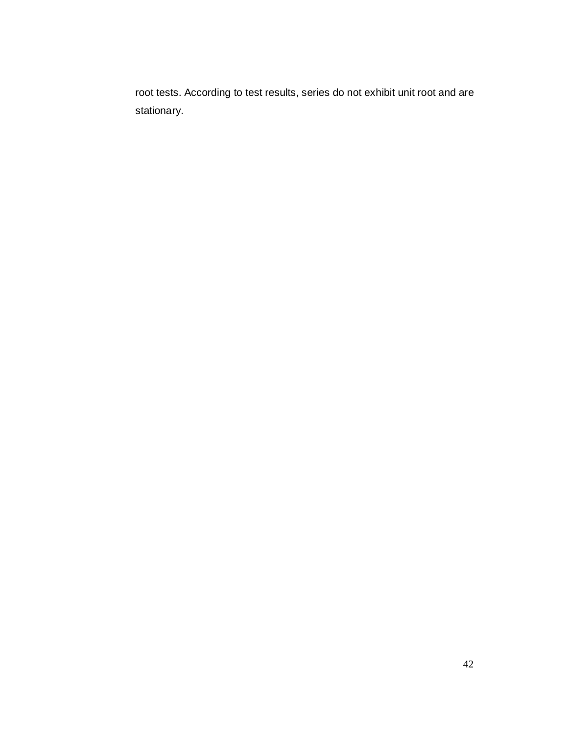root tests. According to test results, series do not exhibit unit root and are stationary.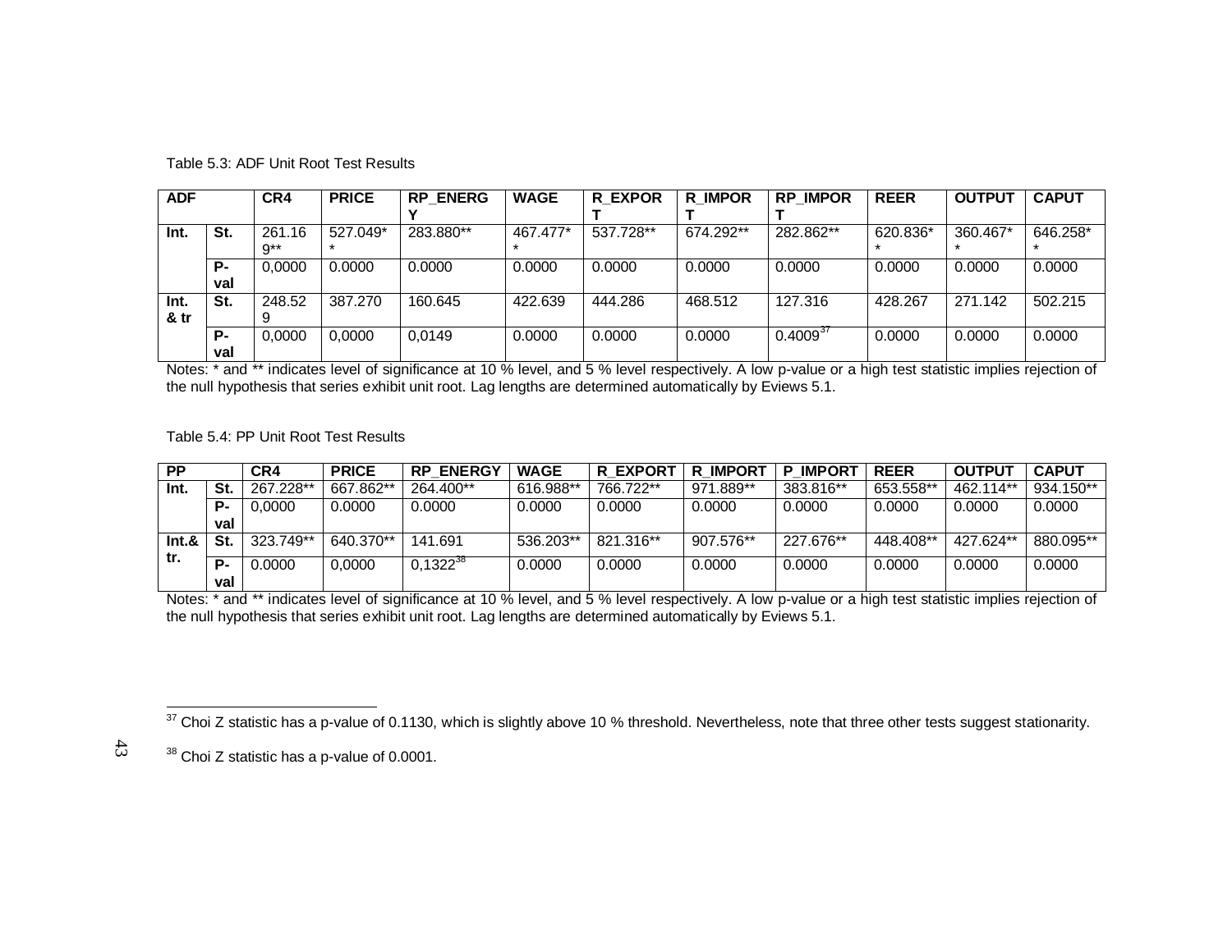Table 5.3: ADF Unit Root Test Results

| ADF | | CR4 | PRICE | RP_ENERGY | WAGE | R_EXPORT | R_IMPORT | RP_IMPORT | REER | OUTPUT | CAPUT |
|---|---|---|---|---|---|---|---|---|---|---|---|
| Int. | St. | 261.169** | 527.049** | 283.880** | 467.477** | 537.728** | 674.292** | 282.862** | 620.836** | 360.467** | 646.258** |
| | P-val | 0,0000 | 0.0000 | 0.0000 | 0.0000 | 0.0000 | 0.0000 | 0.0000 | 0.0000 | 0.0000 | 0.0000 |
| Int. & tr | St. | 248.529 | 387.270 | 160.645 | 422.639 | 444.286 | 468.512 | 127.316 | 428.267 | 271.142 | 502.215 |
| | P-val | 0,0000 | 0,0000 | 0,0149 | 0.0000 | 0.0000 | 0.0000 | 0.4009[37] | 0.0000 | 0.0000 | 0.0000 |

Notes: * and ** indicates level of significance at 10 % level, and 5 % level respectively. A low p-value or a high test statistic implies rejection of the null hypothesis that series exhibit unit root. Lag lengths are determined automatically by Eviews 5.1.

Table 5.4: PP Unit Root Test Results

| PP | | CR4 | PRICE | RP_ENERGY | WAGE | R_EXPORT | R_IMPORT | P_IMPORT | REER | OUTPUT | CAPUT |
|---|---|---|---|---|---|---|---|---|---|---|---|
| Int. | St. | 267.228** | 667.862** | 264.400** | 616.988** | 766.722** | 971.889** | 383.816** | 653.558** | 462.114** | 934.150** |
| | P-val | 0,0000 | 0.0000 | 0.0000 | 0.0000 | 0.0000 | 0.0000 | 0.0000 | 0.0000 | 0.0000 | 0.0000 |
| Int.& tr. | St. | 323.749** | 640.370** | 141.691 | 536.203** | 821.316** | 907.576** | 227.676** | 448.408** | 427.624** | 880.095** |
| | P-val | 0.0000 | 0,0000 | 0,1322[38] | 0.0000 | 0.0000 | 0.0000 | 0.0000 | 0.0000 | 0.0000 | 0.0000 |

Notes: * and ** indicates level of significance at 10 % level, and 5 % level respectively. A low p-value or a high test statistic implies rejection of the null hypothesis that series exhibit unit root. Lag lengths are determined automatically by Eviews 5.1.

[37] Choi Z statistic has a p-value of 0.1130, which is slightly above 10 % threshold. Nevertheless, note that three other tests suggest stationarity.

[38] Choi Z statistic has a p-value of 0.0001.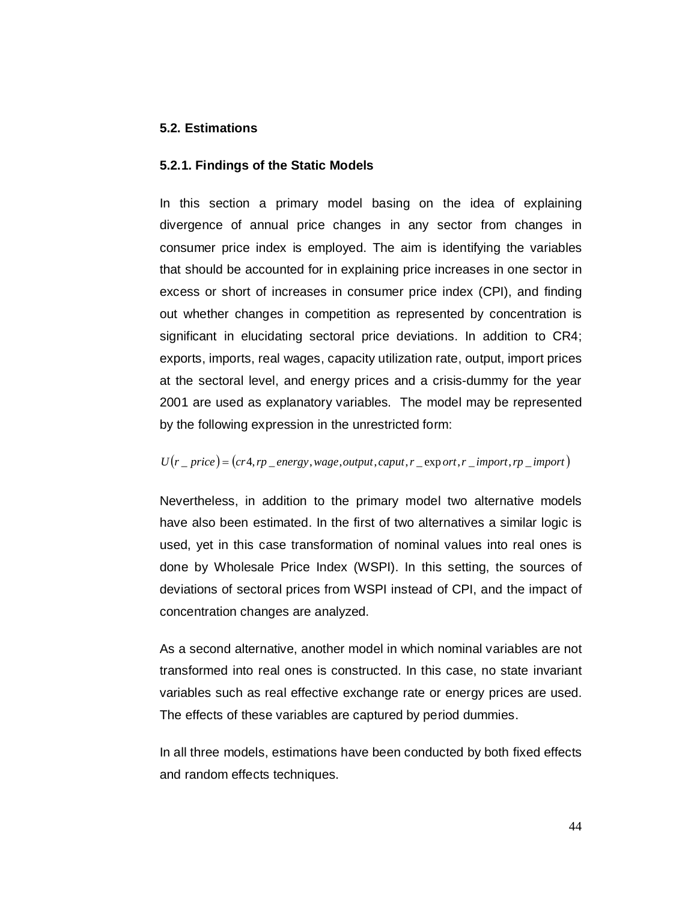### 5.2. Estimations

#### 5.2.1. Findings of the Static Models

In this section a primary model basing on the idea of explaining divergence of annual price changes in any sector from changes in consumer price index is employed. The aim is identifying the variables that should be accounted for in explaining price increases in one sector in excess or short of increases in consumer price index (CPI), and finding out whether changes in competition as represented by concentration is significant in elucidating sectoral price deviations. In addition to CR4; exports, imports, real wages, capacity utilization rate, output, import prices at the sectoral level, and energy prices and a crisis-dummy for the year 2001 are used as explanatory variables. The model may be represented by the following expression in the unrestricted form:

$$U(r\_price) = (cr4, rp\_energy, wage, output, caput, r\_export, r\_import, rp\_import)$$

Nevertheless, in addition to the primary model two alternative models have also been estimated. In the first of two alternatives a similar logic is used, yet in this case transformation of nominal values into real ones is done by Wholesale Price Index (WSPI). In this setting, the sources of deviations of sectoral prices from WSPI instead of CPI, and the impact of concentration changes are analyzed.

As a second alternative, another model in which nominal variables are not transformed into real ones is constructed. In this case, no state invariant variables such as real effective exchange rate or energy prices are used. The effects of these variables are captured by period dummies.

In all three models, estimations have been conducted by both fixed effects and random effects techniques.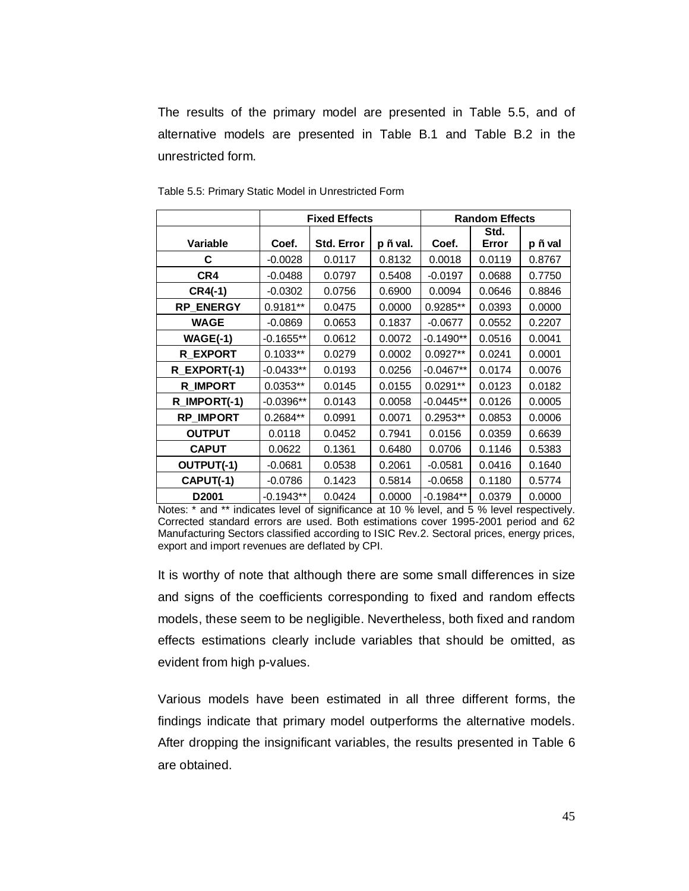The results of the primary model are presented in Table 5.5, and of alternative models are presented in Table B.1 and Table B.2 in the unrestricted form.

Table 5.5: Primary Static Model in Unrestricted Form

| | Fixed Effects | | | Random Effects | | |
|---|---|---|---|---|---|---|
| **Variable** | **Coef.** | **Std. Error** | **p ñ val.** | **Coef.** | **Std. Error** | **p ñ val** |
| **C** | -0.0028 | 0.0117 | 0.8132 | 0.0018 | 0.0119 | 0.8767 |
| **CR4** | -0.0488 | 0.0797 | 0.5408 | -0.0197 | 0.0688 | 0.7750 |
| **CR4(-1)** | -0.0302 | 0.0756 | 0.6900 | 0.0094 | 0.0646 | 0.8846 |
| **RP_ENERGY** | 0.9181** | 0.0475 | 0.0000 | 0.9285** | 0.0393 | 0.0000 |
| **WAGE** | -0.0869 | 0.0653 | 0.1837 | -0.0677 | 0.0552 | 0.2207 |
| **WAGE(-1)** | -0.1655** | 0.0612 | 0.0072 | -0.1490** | 0.0516 | 0.0041 |
| **R_EXPORT** | 0.1033** | 0.0279 | 0.0002 | 0.0927** | 0.0241 | 0.0001 |
| **R_EXPORT(-1)** | -0.0433** | 0.0193 | 0.0256 | -0.0467** | 0.0174 | 0.0076 |
| **R_IMPORT** | 0.0353** | 0.0145 | 0.0155 | 0.0291** | 0.0123 | 0.0182 |
| **R_IMPORT(-1)** | -0.0396** | 0.0143 | 0.0058 | -0.0445** | 0.0126 | 0.0005 |
| **RP_IMPORT** | 0.2684** | 0.0991 | 0.0071 | 0.2953** | 0.0853 | 0.0006 |
| **OUTPUT** | 0.0118 | 0.0452 | 0.7941 | 0.0156 | 0.0359 | 0.6639 |
| **CAPUT** | 0.0622 | 0.1361 | 0.6480 | 0.0706 | 0.1146 | 0.5383 |
| **OUTPUT(-1)** | -0.0681 | 0.0538 | 0.2061 | -0.0581 | 0.0416 | 0.1640 |
| **CAPUT(-1)** | -0.0786 | 0.1423 | 0.5814 | -0.0658 | 0.1180 | 0.5774 |
| **D2001** | -0.1943** | 0.0424 | 0.0000 | -0.1984** | 0.0379 | 0.0000 |

Notes: * and ** indicates level of significance at 10 % level, and 5 % level respectively. Corrected standard errors are used. Both estimations cover 1995-2001 period and 62 Manufacturing Sectors classified according to ISIC Rev.2. Sectoral prices, energy prices, export and import revenues are deflated by CPI.

It is worthy of note that although there are some small differences in size and signs of the coefficients corresponding to fixed and random effects models, these seem to be negligible. Nevertheless, both fixed and random effects estimations clearly include variables that should be omitted, as evident from high p-values.

Various models have been estimated in all three different forms, the findings indicate that primary model outperforms the alternative models. After dropping the insignificant variables, the results presented in Table 6 are obtained.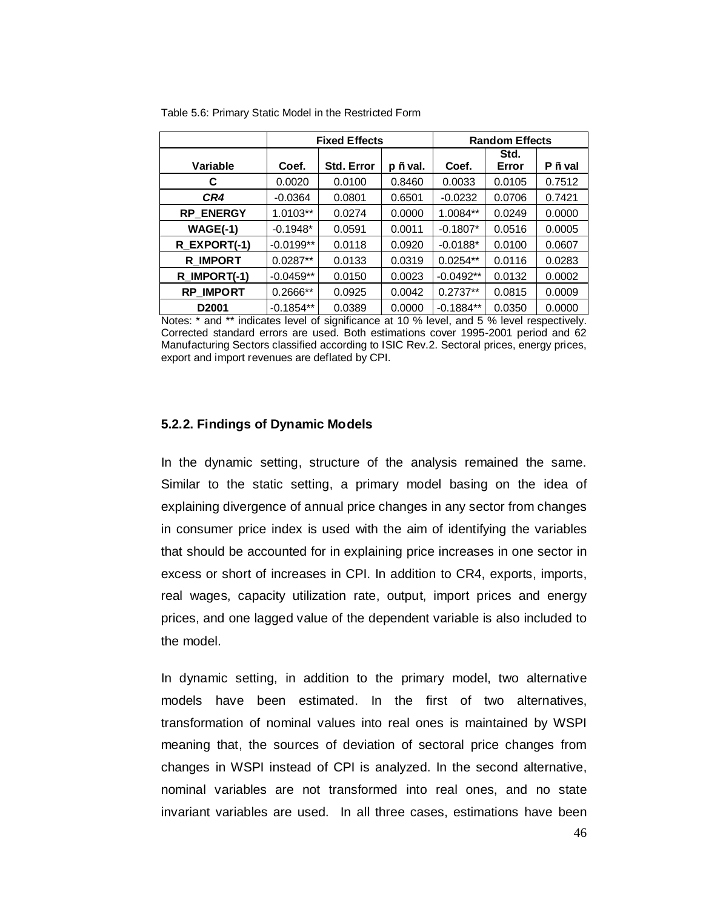Table 5.6: Primary Static Model in the Restricted Form

| | Fixed Effects | | | Random Effects | | |
|---|---|---|---|---|---|---|
| **Variable** | **Coef.** | **Std. Error** | **p ñ val.** | **Coef.** | **Std. Error** | **P ñ val** |
| **C** | 0.0020 | 0.0100 | 0.8460 | 0.0033 | 0.0105 | 0.7512 |
| ***CR4*** | -0.0364 | 0.0801 | 0.6501 | -0.0232 | 0.0706 | 0.7421 |
| **RP_ENERGY** | 1.0103** | 0.0274 | 0.0000 | 1.0084** | 0.0249 | 0.0000 |
| **WAGE(-1)** | -0.1948* | 0.0591 | 0.0011 | -0.1807* | 0.0516 | 0.0005 |
| **R_EXPORT(-1)** | -0.0199** | 0.0118 | 0.0920 | -0.0188* | 0.0100 | 0.0607 |
| **R_IMPORT** | 0.0287** | 0.0133 | 0.0319 | 0.0254** | 0.0116 | 0.0283 |
| **R_IMPORT(-1)** | -0.0459** | 0.0150 | 0.0023 | -0.0492** | 0.0132 | 0.0002 |
| **RP_IMPORT** | 0.2666** | 0.0925 | 0.0042 | 0.2737** | 0.0815 | 0.0009 |
| **D2001** | -0.1854** | 0.0389 | 0.0000 | -0.1884** | 0.0350 | 0.0000 |

Notes: * and ** indicates level of significance at 10 % level, and 5 % level respectively. Corrected standard errors are used. Both estimations cover 1995-2001 period and 62 Manufacturing Sectors classified according to ISIC Rev.2. Sectoral prices, energy prices, export and import revenues are deflated by CPI.

### 5.2.2. Findings of Dynamic Models

In the dynamic setting, structure of the analysis remained the same. Similar to the static setting, a primary model basing on the idea of explaining divergence of annual price changes in any sector from changes in consumer price index is used with the aim of identifying the variables that should be accounted for in explaining price increases in one sector in excess or short of increases in CPI. In addition to CR4, exports, imports, real wages, capacity utilization rate, output, import prices and energy prices, and one lagged value of the dependent variable is also included to the model.

In dynamic setting, in addition to the primary model, two alternative models have been estimated. In the first of two alternatives, transformation of nominal values into real ones is maintained by WSPI meaning that, the sources of deviation of sectoral price changes from changes in WSPI instead of CPI is analyzed. In the second alternative, nominal variables are not transformed into real ones, and no state invariant variables are used. In all three cases, estimations have been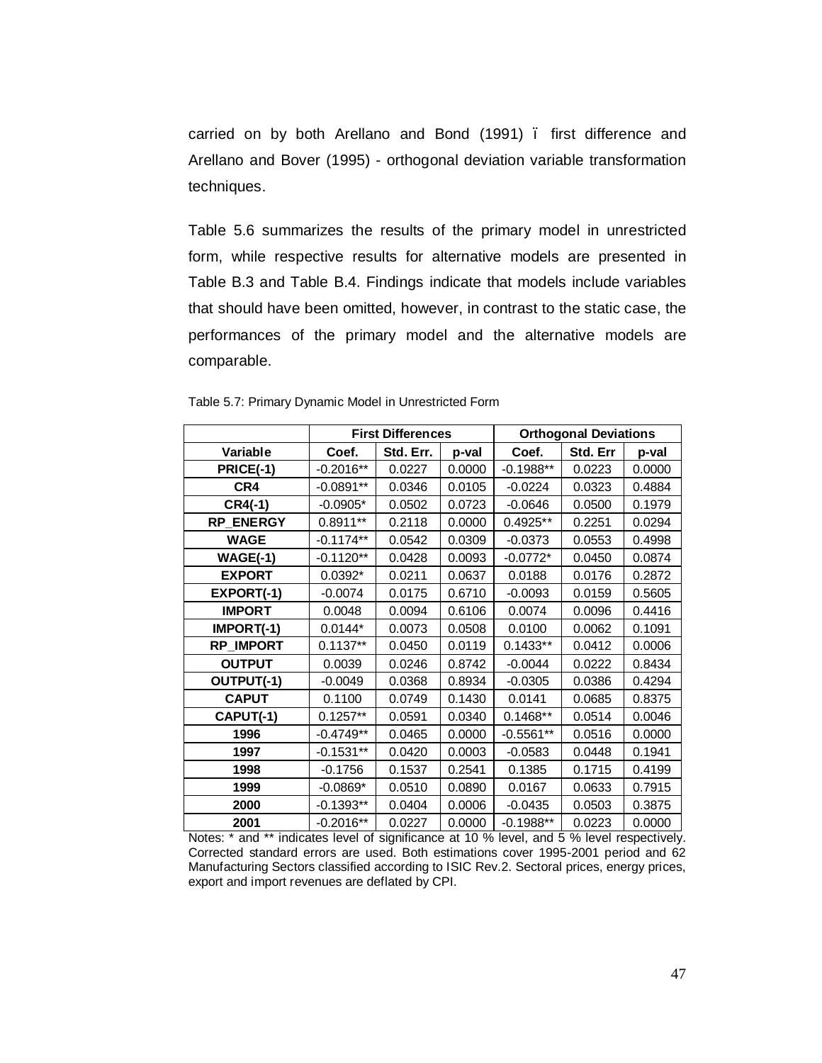carried on by both Arellano and Bond (1991) – first difference and Arellano and Bover (1995) - orthogonal deviation variable transformation techniques.

Table 5.6 summarizes the results of the primary model in unrestricted form, while respective results for alternative models are presented in Table B.3 and Table B.4. Findings indicate that models include variables that should have been omitted, however, in contrast to the static case, the performances of the primary model and the alternative models are comparable.

Table 5.7: Primary Dynamic Model in Unrestricted Form

| | First Differences | | | Orthogonal Deviations | | |
|---|---|---|---|---|---|---|
| **Variable** | **Coef.** | **Std. Err.** | **p-val** | **Coef.** | **Std. Err** | **p-val** |
| **PRICE(-1)** | -0.2016** | 0.0227 | 0.0000 | -0.1988** | 0.0223 | 0.0000 |
| **CR4** | -0.0891** | 0.0346 | 0.0105 | -0.0224 | 0.0323 | 0.4884 |
| **CR4(-1)** | -0.0905* | 0.0502 | 0.0723 | -0.0646 | 0.0500 | 0.1979 |
| **RP_ENERGY** | 0.8911** | 0.2118 | 0.0000 | 0.4925** | 0.2251 | 0.0294 |
| **WAGE** | -0.1174** | 0.0542 | 0.0309 | -0.0373 | 0.0553 | 0.4998 |
| **WAGE(-1)** | -0.1120** | 0.0428 | 0.0093 | -0.0772* | 0.0450 | 0.0874 |
| **EXPORT** | 0.0392* | 0.0211 | 0.0637 | 0.0188 | 0.0176 | 0.2872 |
| **EXPORT(-1)** | -0.0074 | 0.0175 | 0.6710 | -0.0093 | 0.0159 | 0.5605 |
| **IMPORT** | 0.0048 | 0.0094 | 0.6106 | 0.0074 | 0.0096 | 0.4416 |
| **IMPORT(-1)** | 0.0144* | 0.0073 | 0.0508 | 0.0100 | 0.0062 | 0.1091 |
| **RP_IMPORT** | 0.1137** | 0.0450 | 0.0119 | 0.1433** | 0.0412 | 0.0006 |
| **OUTPUT** | 0.0039 | 0.0246 | 0.8742 | -0.0044 | 0.0222 | 0.8434 |
| **OUTPUT(-1)** | -0.0049 | 0.0368 | 0.8934 | -0.0305 | 0.0386 | 0.4294 |
| **CAPUT** | 0.1100 | 0.0749 | 0.1430 | 0.0141 | 0.0685 | 0.8375 |
| **CAPUT(-1)** | 0.1257** | 0.0591 | 0.0340 | 0.1468** | 0.0514 | 0.0046 |
| **1996** | -0.4749** | 0.0465 | 0.0000 | -0.5561** | 0.0516 | 0.0000 |
| **1997** | -0.1531** | 0.0420 | 0.0003 | -0.0583 | 0.0448 | 0.1941 |
| **1998** | -0.1756 | 0.1537 | 0.2541 | 0.1385 | 0.1715 | 0.4199 |
| **1999** | -0.0869* | 0.0510 | 0.0890 | 0.0167 | 0.0633 | 0.7915 |
| **2000** | -0.1393** | 0.0404 | 0.0006 | -0.0435 | 0.0503 | 0.3875 |
| **2001** | -0.2016** | 0.0227 | 0.0000 | -0.1988** | 0.0223 | 0.0000 |

Notes: * and ** indicates level of significance at 10 % level, and 5 % level respectively. Corrected standard errors are used. Both estimations cover 1995-2001 period and 62 Manufacturing Sectors classified according to ISIC Rev.2. Sectoral prices, energy prices, export and import revenues are deflated by CPI.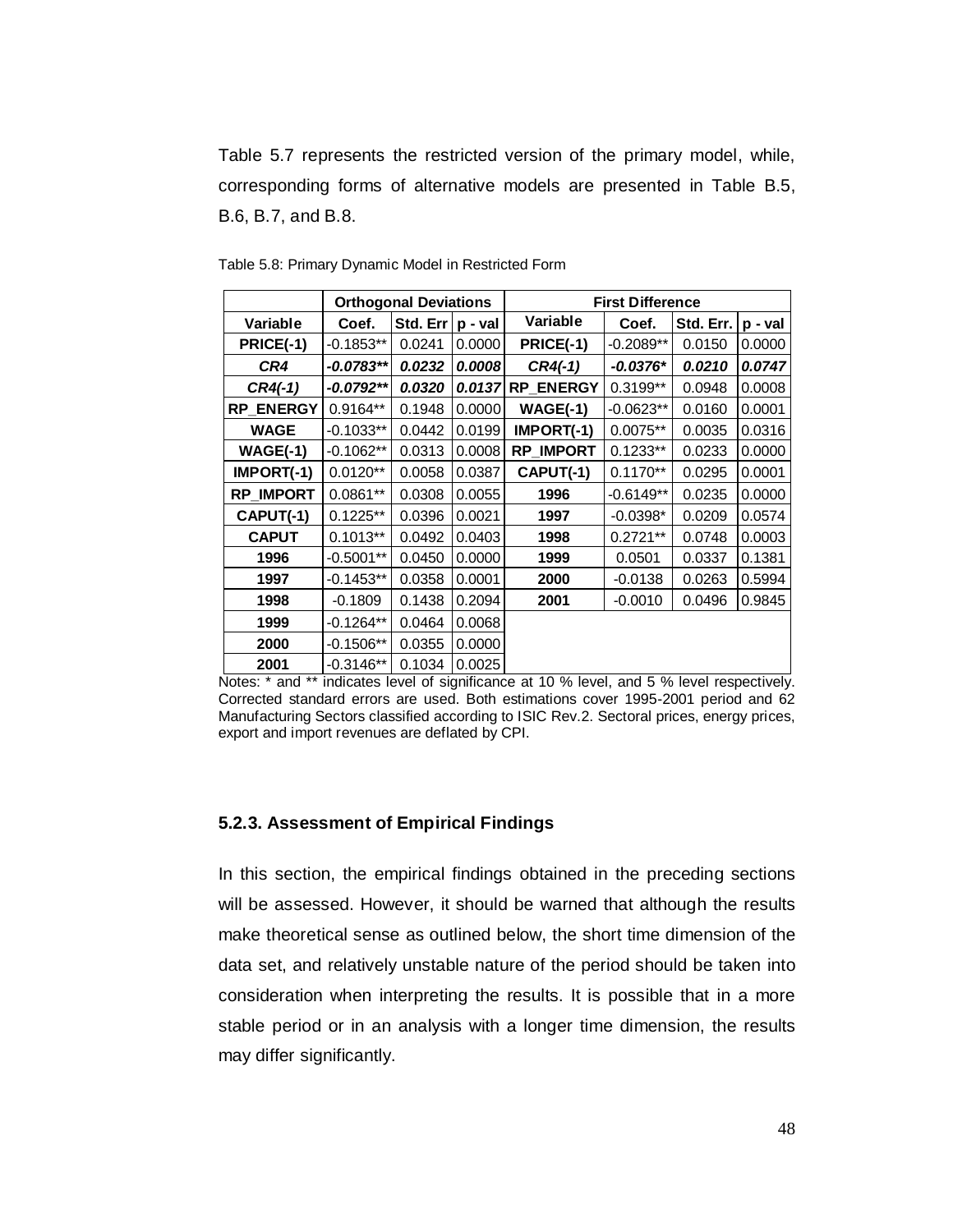Table 5.7 represents the restricted version of the primary model, while, corresponding forms of alternative models are presented in Table B.5, B.6, B.7, and B.8.

Table 5.8: Primary Dynamic Model in Restricted Form

| | Orthogonal Deviations | | | First Difference | | | |
|---|---|---|---|---|---|---|---|
| **Variable** | **Coef.** | **Std. Err** | **p - val** | **Variable** | **Coef.** | **Std. Err.** | **p - val** |
| **PRICE(-1)** | -0.1853** | 0.0241 | 0.0000 | **PRICE(-1)** | -0.2089** | 0.0150 | 0.0000 |
| ***CR4*** | ***-0.0783*** *** | ***0.0232*** | ***0.0008*** | ***CR4(-1)*** | ***-0.0376**** | ***0.0210*** | ***0.0747*** |
| ***CR4(-1)*** | ***-0.0792*** *** | ***0.0320*** | ***0.0137*** | **RP_ENERGY** | 0.3199** | 0.0948 | 0.0008 |
| **RP_ENERGY** | 0.9164** | 0.1948 | 0.0000 | **WAGE(-1)** | -0.0623** | 0.0160 | 0.0001 |
| **WAGE** | -0.1033** | 0.0442 | 0.0199 | **IMPORT(-1)** | 0.0075** | 0.0035 | 0.0316 |
| **WAGE(-1)** | -0.1062** | 0.0313 | 0.0008 | **RP_IMPORT** | 0.1233** | 0.0233 | 0.0000 |
| **IMPORT(-1)** | 0.0120** | 0.0058 | 0.0387 | **CAPUT(-1)** | 0.1170** | 0.0295 | 0.0001 |
| **RP_IMPORT** | 0.0861** | 0.0308 | 0.0055 | **1996** | -0.6149** | 0.0235 | 0.0000 |
| **CAPUT(-1)** | 0.1225** | 0.0396 | 0.0021 | **1997** | -0.0398* | 0.0209 | 0.0574 |
| **CAPUT** | 0.1013** | 0.0492 | 0.0403 | **1998** | 0.2721** | 0.0748 | 0.0003 |
| **1996** | -0.5001** | 0.0450 | 0.0000 | **1999** | 0.0501 | 0.0337 | 0.1381 |
| **1997** | -0.1453** | 0.0358 | 0.0001 | **2000** | -0.0138 | 0.0263 | 0.5994 |
| **1998** | -0.1809 | 0.1438 | 0.2094 | **2001** | -0.0010 | 0.0496 | 0.9845 |
| **1999** | -0.1264** | 0.0464 | 0.0068 | | | | |
| **2000** | -0.1506** | 0.0355 | 0.0000 | | | | |
| **2001** | -0.3146** | 0.1034 | 0.0025 | | | | |

Notes: * and ** indicates level of significance at 10 % level, and 5 % level respectively. Corrected standard errors are used. Both estimations cover 1995-2001 period and 62 Manufacturing Sectors classified according to ISIC Rev.2. Sectoral prices, energy prices, export and import revenues are deflated by CPI.

### 5.2.3. Assessment of Empirical Findings

In this section, the empirical findings obtained in the preceding sections will be assessed. However, it should be warned that although the results make theoretical sense as outlined below, the short time dimension of the data set, and relatively unstable nature of the period should be taken into consideration when interpreting the results. It is possible that in a more stable period or in an analysis with a longer time dimension, the results may differ significantly.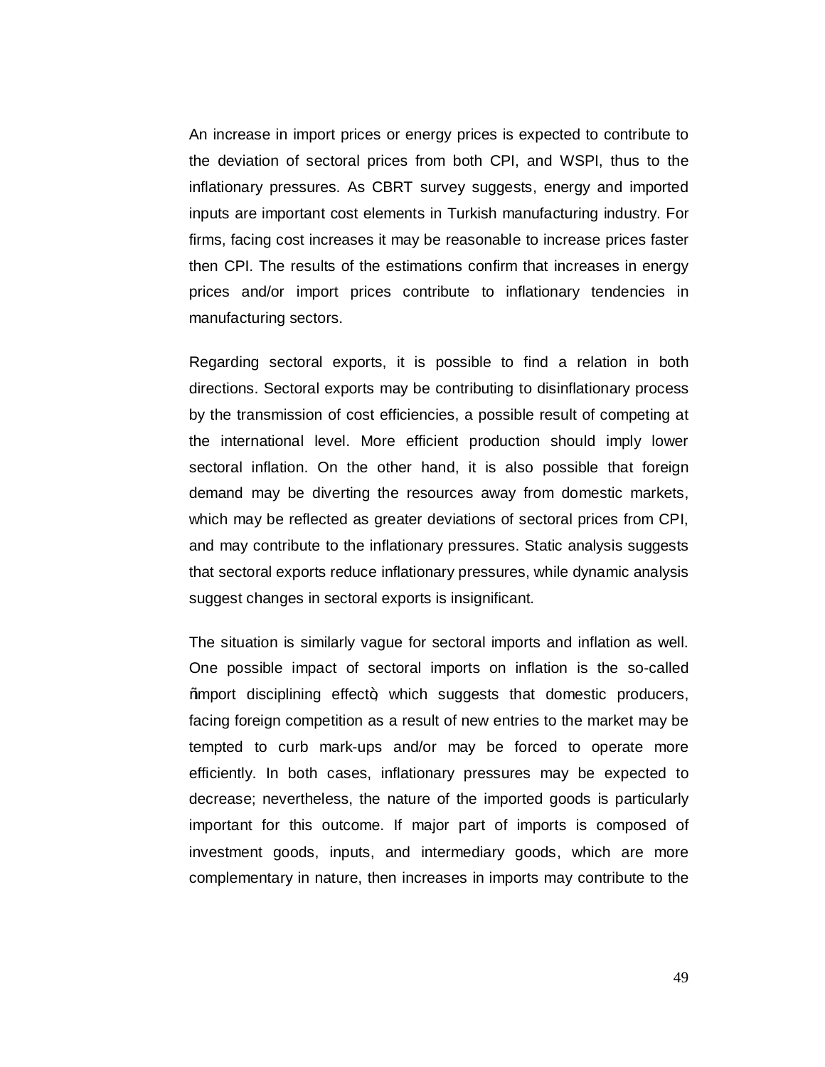An increase in import prices or energy prices is expected to contribute to the deviation of sectoral prices from both CPI, and WSPI, thus to the inflationary pressures. As CBRT survey suggests, energy and imported inputs are important cost elements in Turkish manufacturing industry. For firms, facing cost increases it may be reasonable to increase prices faster then CPI. The results of the estimations confirm that increases in energy prices and/or import prices contribute to inflationary tendencies in manufacturing sectors.

Regarding sectoral exports, it is possible to find a relation in both directions. Sectoral exports may be contributing to disinflationary process by the transmission of cost efficiencies, a possible result of competing at the international level. More efficient production should imply lower sectoral inflation. On the other hand, it is also possible that foreign demand may be diverting the resources away from domestic markets, which may be reflected as greater deviations of sectoral prices from CPI, and may contribute to the inflationary pressures. Static analysis suggests that sectoral exports reduce inflationary pressures, while dynamic analysis suggest changes in sectoral exports is insignificant.

The situation is similarly vague for sectoral imports and inflation as well. One possible impact of sectoral imports on inflation is the so-called "import disciplining effect", which suggests that domestic producers, facing foreign competition as a result of new entries to the market may be tempted to curb mark-ups and/or may be forced to operate more efficiently. In both cases, inflationary pressures may be expected to decrease; nevertheless, the nature of the imported goods is particularly important for this outcome. If major part of imports is composed of investment goods, inputs, and intermediary goods, which are more complementary in nature, then increases in imports may contribute to the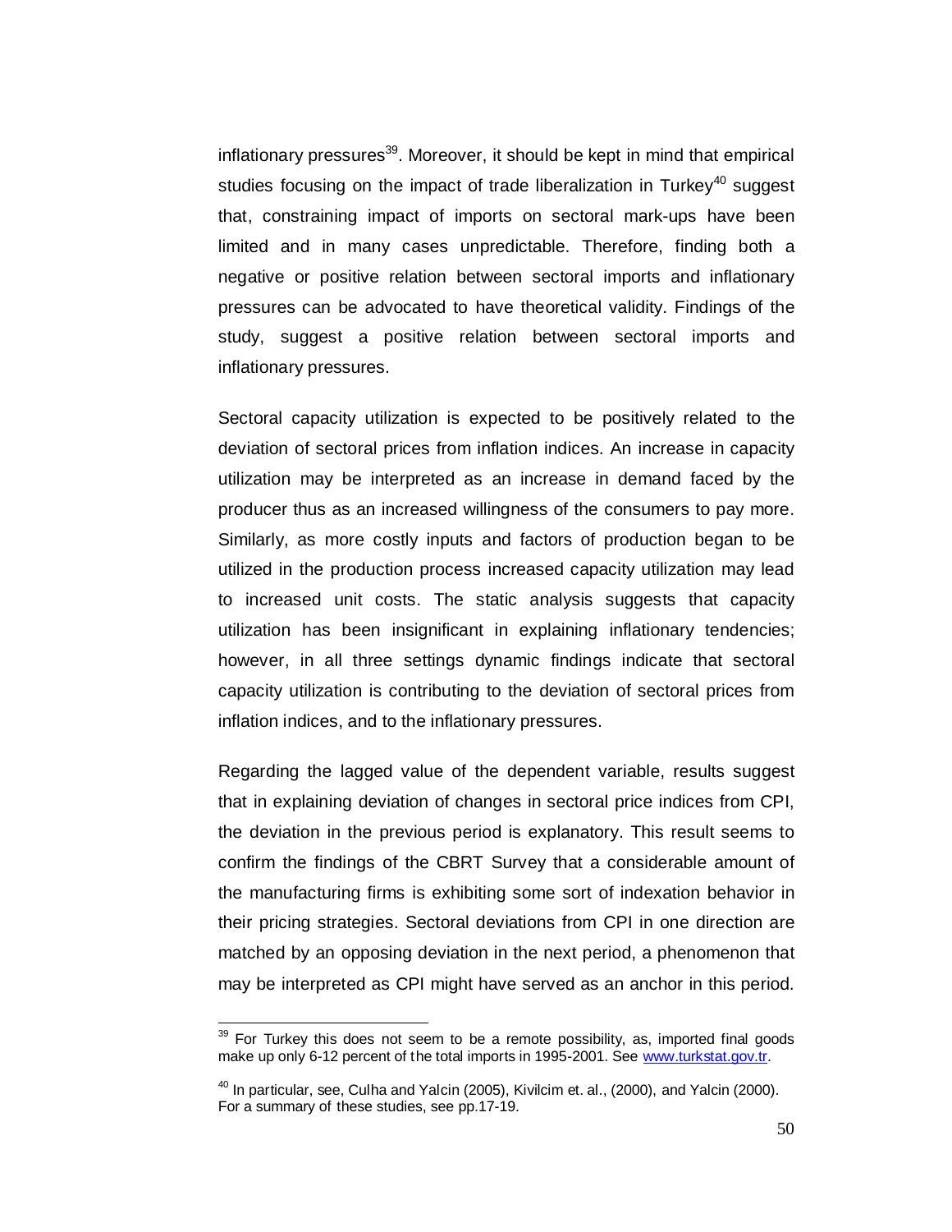inflationary pressures[39]. Moreover, it should be kept in mind that empirical studies focusing on the impact of trade liberalization in Turkey[40] suggest that, constraining impact of imports on sectoral mark-ups have been limited and in many cases unpredictable. Therefore, finding both a negative or positive relation between sectoral imports and inflationary pressures can be advocated to have theoretical validity. Findings of the study, suggest a positive relation between sectoral imports and inflationary pressures.

Sectoral capacity utilization is expected to be positively related to the deviation of sectoral prices from inflation indices. An increase in capacity utilization may be interpreted as an increase in demand faced by the producer thus as an increased willingness of the consumers to pay more. Similarly, as more costly inputs and factors of production began to be utilized in the production process increased capacity utilization may lead to increased unit costs. The static analysis suggests that capacity utilization has been insignificant in explaining inflationary tendencies; however, in all three settings dynamic findings indicate that sectoral capacity utilization is contributing to the deviation of sectoral prices from inflation indices, and to the inflationary pressures.

Regarding the lagged value of the dependent variable, results suggest that in explaining deviation of changes in sectoral price indices from CPI, the deviation in the previous period is explanatory. This result seems to confirm the findings of the CBRT Survey that a considerable amount of the manufacturing firms is exhibiting some sort of indexation behavior in their pricing strategies. Sectoral deviations from CPI in one direction are matched by an opposing deviation in the next period, a phenomenon that may be interpreted as CPI might have served as an anchor in this period.

---

[39] For Turkey this does not seem to be a remote possibility, as, imported final goods make up only 6-12 percent of the total imports in 1995-2001. See www.turkstat.gov.tr.

[40] In particular, see, Culha and Yalcin (2005), Kivilcim et. al., (2000), and Yalcin (2000). For a summary of these studies, see pp.17-19.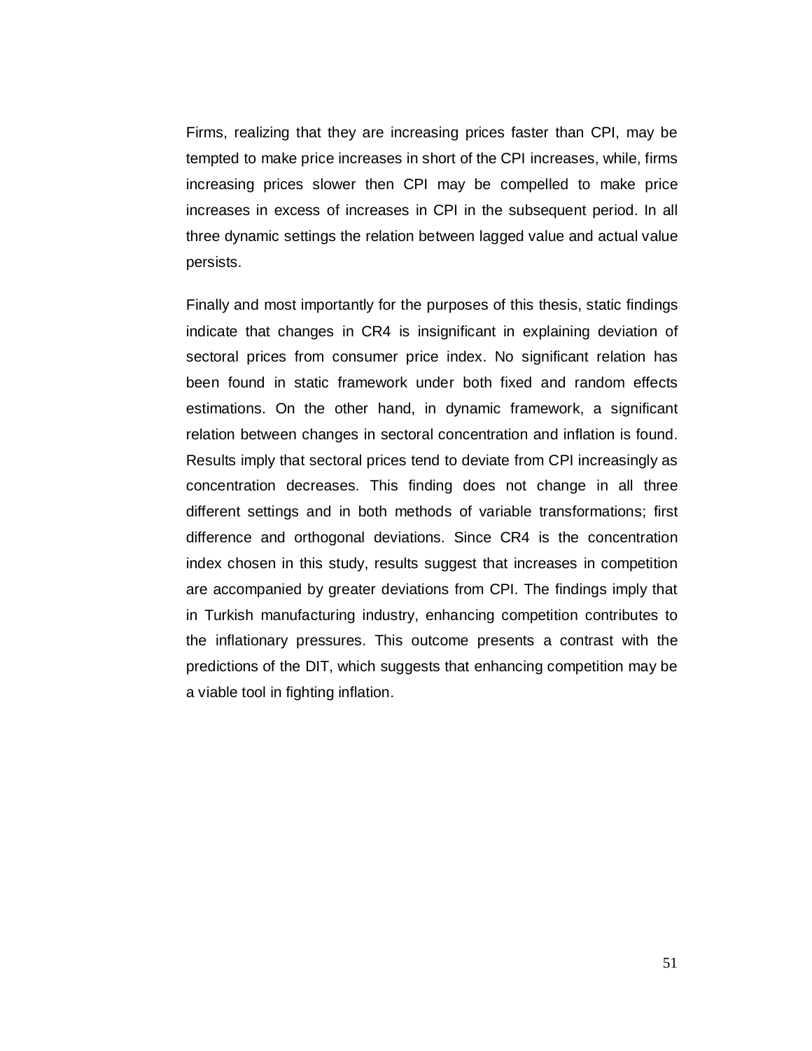Firms, realizing that they are increasing prices faster than CPI, may be tempted to make price increases in short of the CPI increases, while, firms increasing prices slower then CPI may be compelled to make price increases in excess of increases in CPI in the subsequent period. In all three dynamic settings the relation between lagged value and actual value persists.

Finally and most importantly for the purposes of this thesis, static findings indicate that changes in CR4 is insignificant in explaining deviation of sectoral prices from consumer price index. No significant relation has been found in static framework under both fixed and random effects estimations. On the other hand, in dynamic framework, a significant relation between changes in sectoral concentration and inflation is found. Results imply that sectoral prices tend to deviate from CPI increasingly as concentration decreases. This finding does not change in all three different settings and in both methods of variable transformations; first difference and orthogonal deviations. Since CR4 is the concentration index chosen in this study, results suggest that increases in competition are accompanied by greater deviations from CPI. The findings imply that in Turkish manufacturing industry, enhancing competition contributes to the inflationary pressures. This outcome presents a contrast with the predictions of the DIT, which suggests that enhancing competition may be a viable tool in fighting inflation.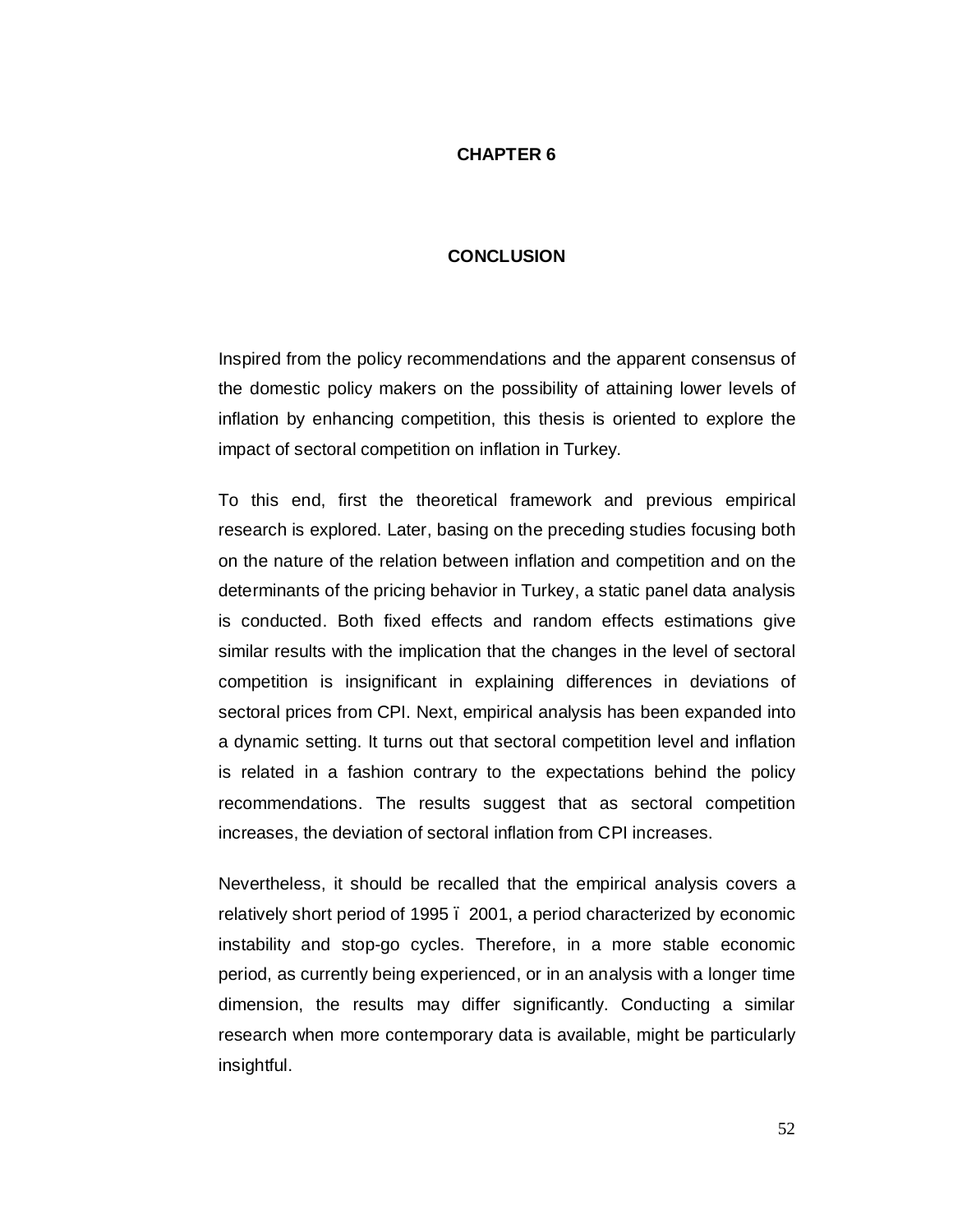# CHAPTER 6

# CONCLUSION

Inspired from the policy recommendations and the apparent consensus of the domestic policy makers on the possibility of attaining lower levels of inflation by enhancing competition, this thesis is oriented to explore the impact of sectoral competition on inflation in Turkey.

To this end, first the theoretical framework and previous empirical research is explored. Later, basing on the preceding studies focusing both on the nature of the relation between inflation and competition and on the determinants of the pricing behavior in Turkey, a static panel data analysis is conducted. Both fixed effects and random effects estimations give similar results with the implication that the changes in the level of sectoral competition is insignificant in explaining differences in deviations of sectoral prices from CPI. Next, empirical analysis has been expanded into a dynamic setting. It turns out that sectoral competition level and inflation is related in a fashion contrary to the expectations behind the policy recommendations. The results suggest that as sectoral competition increases, the deviation of sectoral inflation from CPI increases.

Nevertheless, it should be recalled that the empirical analysis covers a relatively short period of 1995 – 2001, a period characterized by economic instability and stop-go cycles. Therefore, in a more stable economic period, as currently being experienced, or in an analysis with a longer time dimension, the results may differ significantly. Conducting a similar research when more contemporary data is available, might be particularly insightful.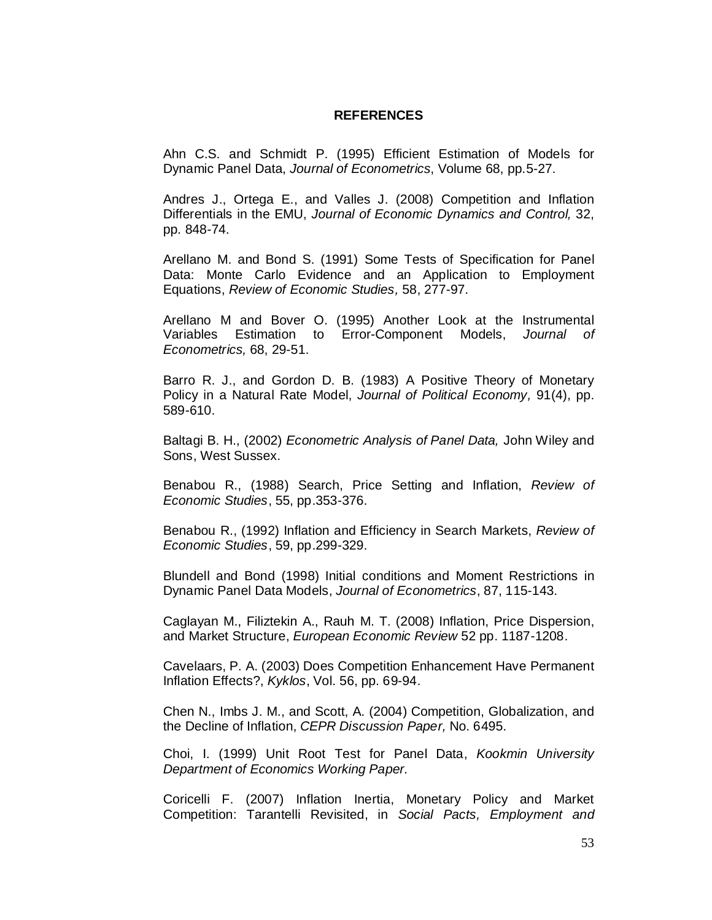## REFERENCES

Ahn C.S. and Schmidt P. (1995) Efficient Estimation of Models for Dynamic Panel Data, *Journal of Econometrics*, Volume 68, pp.5-27.

Andres J., Ortega E., and Valles J. (2008) Competition and Inflation Differentials in the EMU, *Journal of Economic Dynamics and Control,* 32, pp. 848-74.

Arellano M. and Bond S. (1991) Some Tests of Specification for Panel Data: Monte Carlo Evidence and an Application to Employment Equations, *Review of Economic Studies,* 58, 277-97.

Arellano M and Bover O. (1995) Another Look at the Instrumental Variables Estimation to Error-Component Models, *Journal of Econometrics,* 68, 29-51.

Barro R. J., and Gordon D. B. (1983) A Positive Theory of Monetary Policy in a Natural Rate Model, *Journal of Political Economy,* 91(4), pp. 589-610.

Baltagi B. H., (2002) *Econometric Analysis of Panel Data,* John Wiley and Sons, West Sussex.

Benabou R., (1988) Search, Price Setting and Inflation, *Review of Economic Studies*, 55, pp.353-376.

Benabou R., (1992) Inflation and Efficiency in Search Markets, *Review of Economic Studies*, 59, pp.299-329.

Blundell and Bond (1998) Initial conditions and Moment Restrictions in Dynamic Panel Data Models, *Journal of Econometrics*, 87, 115-143.

Caglayan M., Filiztekin A., Rauh M. T. (2008) Inflation, Price Dispersion, and Market Structure, *European Economic Review* 52 pp. 1187-1208.

Cavelaars, P. A. (2003) Does Competition Enhancement Have Permanent Inflation Effects?, *Kyklos*, Vol. 56, pp. 69-94.

Chen N., Imbs J. M., and Scott, A. (2004) Competition, Globalization, and the Decline of Inflation, *CEPR Discussion Paper,* No. 6495.

Choi, I. (1999) Unit Root Test for Panel Data, *Kookmin University Department of Economics Working Paper.*

Coricelli F. (2007) Inflation Inertia, Monetary Policy and Market Competition: Tarantelli Revisited, in *Social Pacts, Employment and*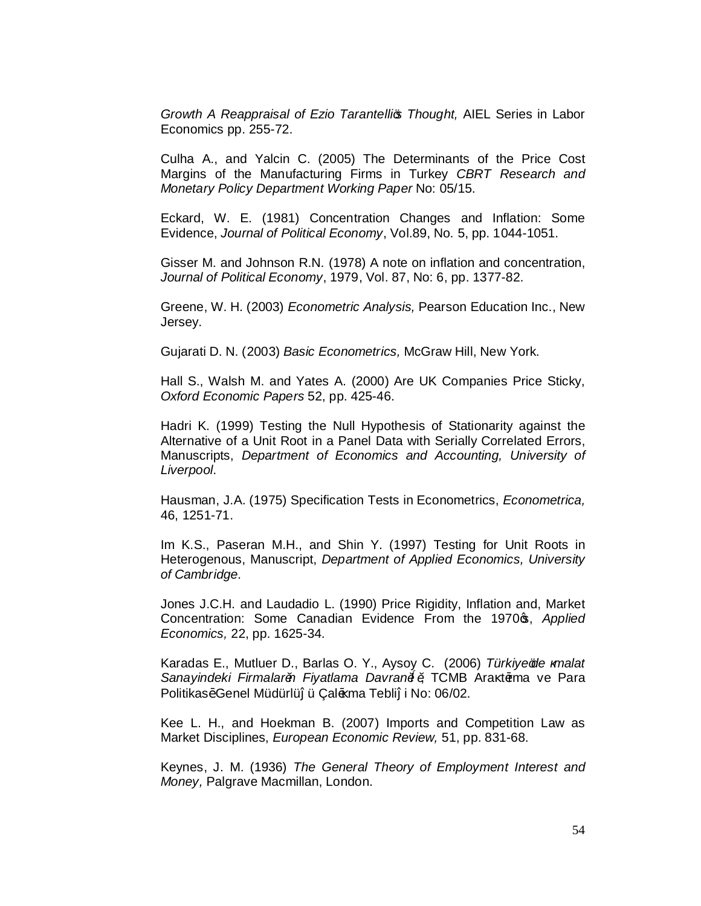*Growth A Reappraisal of Ezio Tarantelli's Thought,* AIEL Series in Labor Economics pp. 255-72.

Culha A., and Yalcin C. (2005) The Determinants of the Price Cost Margins of the Manufacturing Firms in Turkey *CBRT Research and Monetary Policy Department Working Paper* No: 05/15.

Eckard, W. E. (1981) Concentration Changes and Inflation: Some Evidence, *Journal of Political Economy*, Vol.89, No. 5, pp. 1044-1051.

Gisser M. and Johnson R.N. (1978) A note on inflation and concentration, *Journal of Political Economy*, 1979, Vol. 87, No: 6, pp. 1377-82.

Greene, W. H. (2003) *Econometric Analysis,* Pearson Education Inc., New Jersey.

Gujarati D. N. (2003) *Basic Econometrics,* McGraw Hill, New York.

Hall S., Walsh M. and Yates A. (2000) Are UK Companies Price Sticky, *Oxford Economic Papers* 52, pp. 425-46.

Hadri K. (1999) Testing the Null Hypothesis of Stationarity against the Alternative of a Unit Root in a Panel Data with Serially Correlated Errors, Manuscripts, *Department of Economics and Accounting, University of Liverpool*.

Hausman, J.A. (1975) Specification Tests in Econometrics, *Econometrica,* 46, 1251-71.

Im K.S., Paseran M.H., and Shin Y. (1997) Testing for Unit Roots in Heterogenous, Manuscript, *Department of Applied Economics, University of Cambridge*.

Jones J.C.H. and Laudadio L. (1990) Price Rigidity, Inflation and, Market Concentration: Some Canadian Evidence From the 1970's, *Applied Economics,* 22, pp. 1625-34.

Karadas E., Mutluer D., Barlas O. Y., Aysoy C. (2006) *Türkiye'de İmalat Sanayindeki Firmaların Fiyatlama Davranışı,* TCMB Araştırma ve Para Politikası Genel Müdürlüğü Çalışma Tebliği No: 06/02.

Kee L. H., and Hoekman B. (2007) Imports and Competition Law as Market Disciplines, *European Economic Review,* 51, pp. 831-68.

Keynes, J. M. (1936) *The General Theory of Employment Interest and Money,* Palgrave Macmillan, London.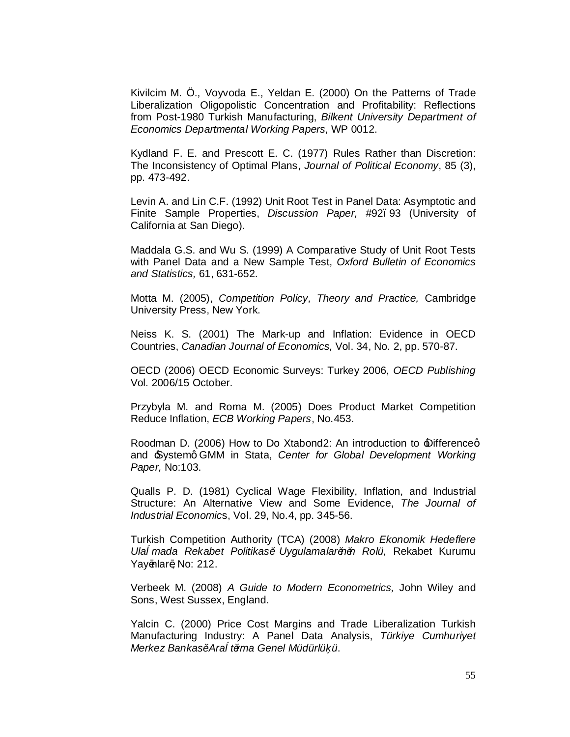Kivilcim M. Ö., Voyvoda E., Yeldan E. (2000) On the Patterns of Trade Liberalization Oligopolistic Concentration and Profitability: Reflections from Post-1980 Turkish Manufacturing, *Bilkent University Department of Economics Departmental Working Papers,* WP 0012.

Kydland F. E. and Prescott E. C. (1977) Rules Rather than Discretion: The Inconsistency of Optimal Plans, *Journal of Political Economy*, 85 (3), pp. 473-492.

Levin A. and Lin C.F. (1992) Unit Root Test in Panel Data: Asymptotic and Finite Sample Properties, *Discussion Paper,* #92ï 93 (University of California at San Diego).

Maddala G.S. and Wu S. (1999) A Comparative Study of Unit Root Tests with Panel Data and a New Sample Test, *Oxford Bulletin of Economics and Statistics,* 61, 631-652.

Motta M. (2005), *Competition Policy, Theory and Practice,* Cambridge University Press, New York.

Neiss K. S. (2001) The Mark-up and Inflation: Evidence in OECD Countries, *Canadian Journal of Economics,* Vol. 34, No. 2, pp. 570-87.

OECD (2006) OECD Economic Surveys: Turkey 2006, *OECD Publishing* Vol. 2006/15 October.

Przybyla M. and Roma M. (2005) Does Product Market Competition Reduce Inflation, *ECB Working Papers*, No.453.

Roodman D. (2006) How to Do Xtabond2: An introduction to ôDifferenceô and ôSystemô GMM in Stata, *Center for Global Development Working Paper,* No:103.

Qualls P. D. (1981) Cyclical Wage Flexibility, Inflation, and Industrial Structure: An Alternative View and Some Evidence, *The Journal of Industrial Economics*, Vol. 29, No.4, pp. 345-56.

Turkish Competition Authority (TCA) (2008) *Makro Ekonomik Hedeflere Ula�















mada Rekabet Politikasĕ Uygulamalarĕnĕn Rolü,* Rekabet Kurumu Yayĕnlarĕ, No: 212.

Verbeek M. (2008) *A Guide to Modern Econometrics,* John Wiley and Sons, West Sussex, England.

Yalcin C. (2000) Price Cost Margins and Trade Liberalization Turkish Manufacturing Industry: A Panel Data Analysis, *Türkiye Cumhuriyet Merkez Bankasĕ AraĹ tĕrma Genel Müdürlüķü.*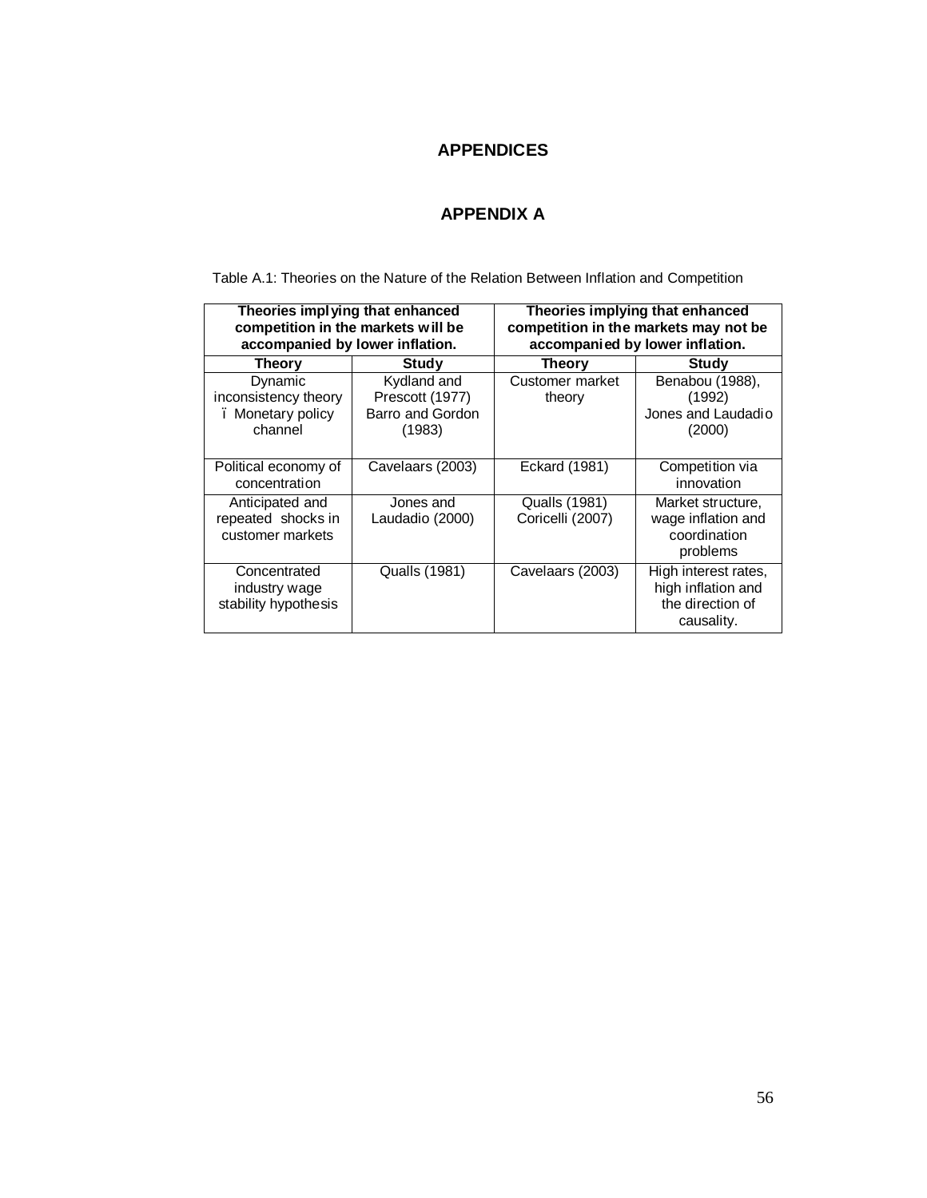# APPENDICES

## APPENDIX A

Table A.1: Theories on the Nature of the Relation Between Inflation and Competition

| Theories implying that enhanced competition in the markets will be accompanied by lower inflation. | | Theories implying that enhanced competition in the markets may not be accompanied by lower inflation. | |
|---|---|---|---|
| **Theory** | **Study** | **Theory** | **Study** |
| Dynamic inconsistency theory ï Monetary policy channel | Kydland and Prescott (1977) Barro and Gordon (1983) | Customer market theory | Benabou (1988), (1992) Jones and Laudadio (2000) |
| Political economy of concentration | Cavelaars (2003) | Eckard (1981) | Competition via innovation |
| Anticipated and repeated shocks in customer markets | Jones and Laudadio (2000) | Qualls (1981) Coricelli (2007) | Market structure, wage inflation and coordination problems |
| Concentrated industry wage stability hypothesis | Qualls (1981) | Cavelaars (2003) | High interest rates, high inflation and the direction of causality. |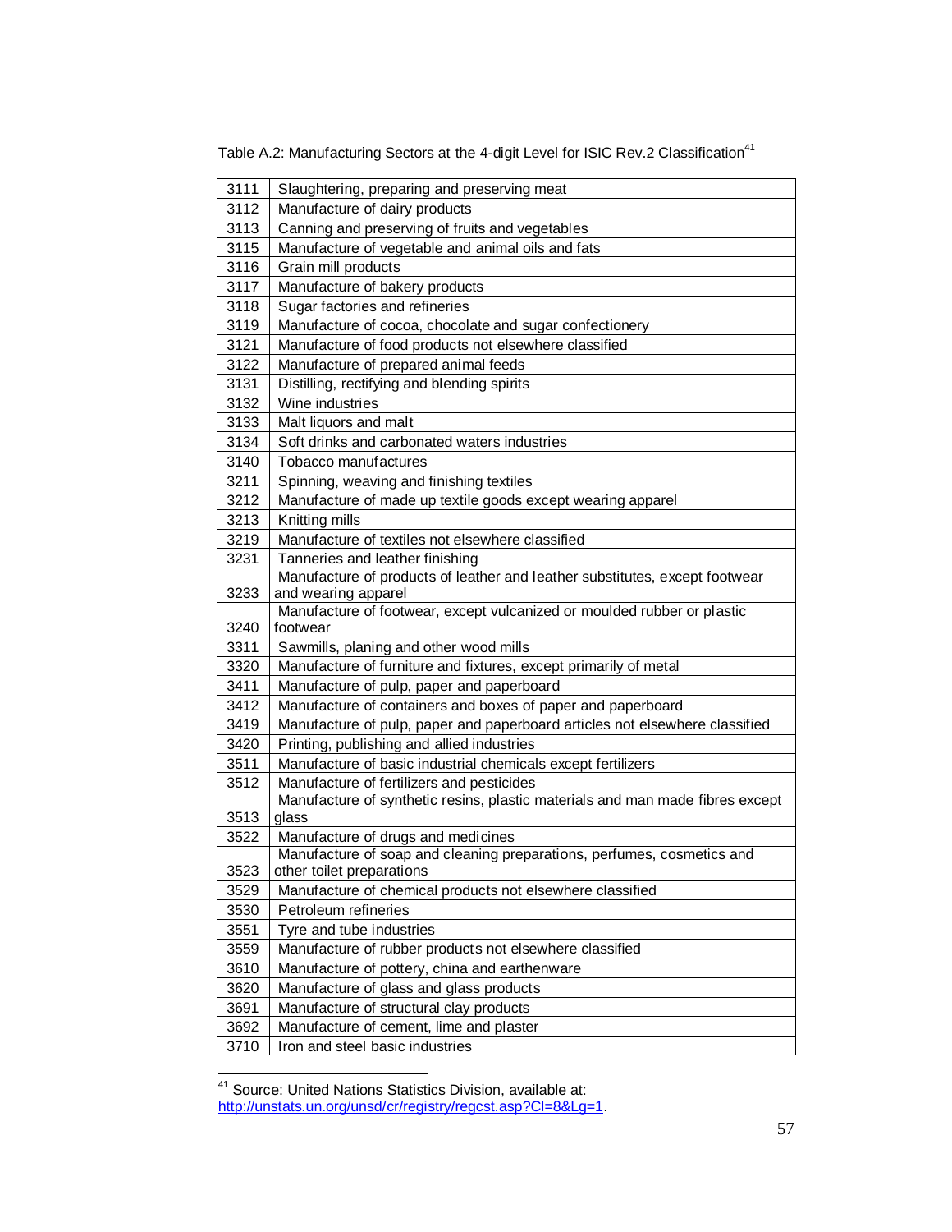Table A.2: Manufacturing Sectors at the 4-digit Level for ISIC Rev.2 Classification[41]

| | |
|---|---|
| 3111 | Slaughtering, preparing and preserving meat |
| 3112 | Manufacture of dairy products |
| 3113 | Canning and preserving of fruits and vegetables |
| 3115 | Manufacture of vegetable and animal oils and fats |
| 3116 | Grain mill products |
| 3117 | Manufacture of bakery products |
| 3118 | Sugar factories and refineries |
| 3119 | Manufacture of cocoa, chocolate and sugar confectionery |
| 3121 | Manufacture of food products not elsewhere classified |
| 3122 | Manufacture of prepared animal feeds |
| 3131 | Distilling, rectifying and blending spirits |
| 3132 | Wine industries |
| 3133 | Malt liquors and malt |
| 3134 | Soft drinks and carbonated waters industries |
| 3140 | Tobacco manufactures |
| 3211 | Spinning, weaving and finishing textiles |
| 3212 | Manufacture of made up textile goods except wearing apparel |
| 3213 | Knitting mills |
| 3219 | Manufacture of textiles not elsewhere classified |
| 3231 | Tanneries and leather finishing |
| 3233 | Manufacture of products of leather and leather substitutes, except footwear and wearing apparel |
| 3240 | Manufacture of footwear, except vulcanized or moulded rubber or plastic footwear |
| 3311 | Sawmills, planing and other wood mills |
| 3320 | Manufacture of furniture and fixtures, except primarily of metal |
| 3411 | Manufacture of pulp, paper and paperboard |
| 3412 | Manufacture of containers and boxes of paper and paperboard |
| 3419 | Manufacture of pulp, paper and paperboard articles not elsewhere classified |
| 3420 | Printing, publishing and allied industries |
| 3511 | Manufacture of basic industrial chemicals except fertilizers |
| 3512 | Manufacture of fertilizers and pesticides |
| 3513 | Manufacture of synthetic resins, plastic materials and man made fibres except glass |
| 3522 | Manufacture of drugs and medicines |
| 3523 | Manufacture of soap and cleaning preparations, perfumes, cosmetics and other toilet preparations |
| 3529 | Manufacture of chemical products not elsewhere classified |
| 3530 | Petroleum refineries |
| 3551 | Tyre and tube industries |
| 3559 | Manufacture of rubber products not elsewhere classified |
| 3610 | Manufacture of pottery, china and earthenware |
| 3620 | Manufacture of glass and glass products |
| 3691 | Manufacture of structural clay products |
| 3692 | Manufacture of cement, lime and plaster |
| 3710 | Iron and steel basic industries |

[41] Source: United Nations Statistics Division, available at: http://unstats.un.org/unsd/cr/registry/regcst.asp?Cl=8&Lg=1.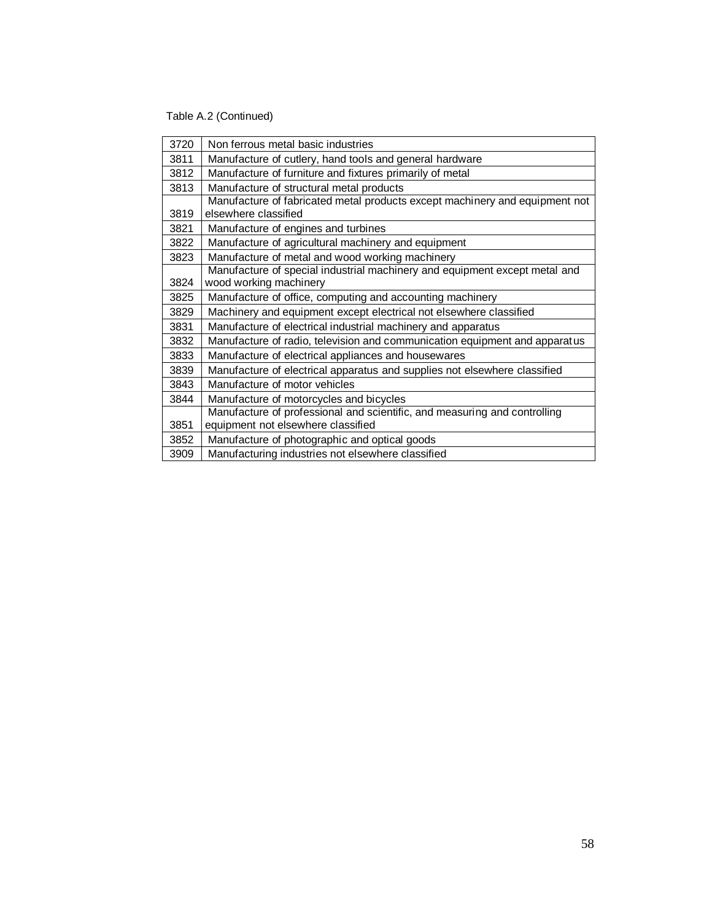Table A.2 (Continued)

| | |
|---|---|
| 3720 | Non ferrous metal basic industries |
| 3811 | Manufacture of cutlery, hand tools and general hardware |
| 3812 | Manufacture of furniture and fixtures primarily of metal |
| 3813 | Manufacture of structural metal products |
| 3819 | Manufacture of fabricated metal products except machinery and equipment not elsewhere classified |
| 3821 | Manufacture of engines and turbines |
| 3822 | Manufacture of agricultural machinery and equipment |
| 3823 | Manufacture of metal and wood working machinery |
| 3824 | Manufacture of special industrial machinery and equipment except metal and wood working machinery |
| 3825 | Manufacture of office, computing and accounting machinery |
| 3829 | Machinery and equipment except electrical not elsewhere classified |
| 3831 | Manufacture of electrical industrial machinery and apparatus |
| 3832 | Manufacture of radio, television and communication equipment and apparatus |
| 3833 | Manufacture of electrical appliances and housewares |
| 3839 | Manufacture of electrical apparatus and supplies not elsewhere classified |
| 3843 | Manufacture of motor vehicles |
| 3844 | Manufacture of motorcycles and bicycles |
| 3851 | Manufacture of professional and scientific, and measuring and controlling equipment not elsewhere classified |
| 3852 | Manufacture of photographic and optical goods |
| 3909 | Manufacturing industries not elsewhere classified |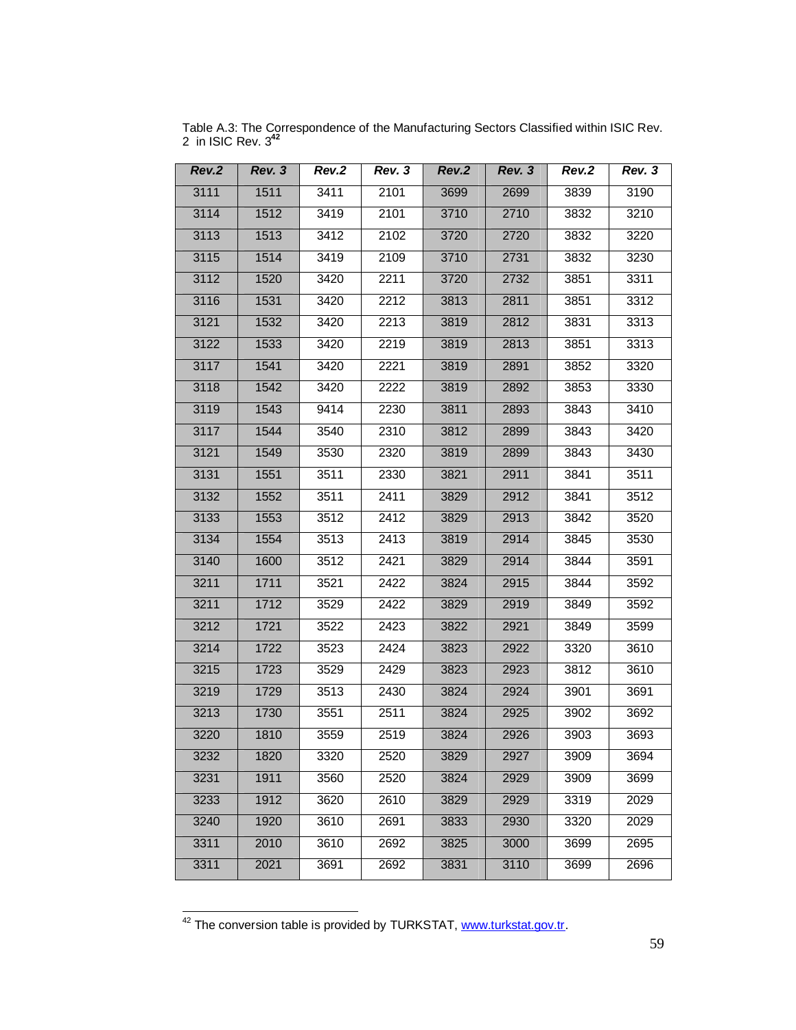Table A.3: The Correspondence of the Manufacturing Sectors Classified within ISIC Rev. 2 in ISIC Rev. 3[42]

| *Rev.2* | *Rev. 3* | *Rev.2* | *Rev. 3* | *Rev.2* | *Rev. 3* | *Rev.2* | *Rev. 3* |
|---|---|---|---|---|---|---|---|
| 3111 | 1511 | 3411 | 2101 | 3699 | 2699 | 3839 | 3190 |
| 3114 | 1512 | 3419 | 2101 | 3710 | 2710 | 3832 | 3210 |
| 3113 | 1513 | 3412 | 2102 | 3720 | 2720 | 3832 | 3220 |
| 3115 | 1514 | 3419 | 2109 | 3710 | 2731 | 3832 | 3230 |
| 3112 | 1520 | 3420 | 2211 | 3720 | 2732 | 3851 | 3311 |
| 3116 | 1531 | 3420 | 2212 | 3813 | 2811 | 3851 | 3312 |
| 3121 | 1532 | 3420 | 2213 | 3819 | 2812 | 3831 | 3313 |
| 3122 | 1533 | 3420 | 2219 | 3819 | 2813 | 3851 | 3313 |
| 3117 | 1541 | 3420 | 2221 | 3819 | 2891 | 3852 | 3320 |
| 3118 | 1542 | 3420 | 2222 | 3819 | 2892 | 3853 | 3330 |
| 3119 | 1543 | 9414 | 2230 | 3811 | 2893 | 3843 | 3410 |
| 3117 | 1544 | 3540 | 2310 | 3812 | 2899 | 3843 | 3420 |
| 3121 | 1549 | 3530 | 2320 | 3819 | 2899 | 3843 | 3430 |
| 3131 | 1551 | 3511 | 2330 | 3821 | 2911 | 3841 | 3511 |
| 3132 | 1552 | 3511 | 2411 | 3829 | 2912 | 3841 | 3512 |
| 3133 | 1553 | 3512 | 2412 | 3829 | 2913 | 3842 | 3520 |
| 3134 | 1554 | 3513 | 2413 | 3819 | 2914 | 3845 | 3530 |
| 3140 | 1600 | 3512 | 2421 | 3829 | 2914 | 3844 | 3591 |
| 3211 | 1711 | 3521 | 2422 | 3824 | 2915 | 3844 | 3592 |
| 3211 | 1712 | 3529 | 2422 | 3829 | 2919 | 3849 | 3592 |
| 3212 | 1721 | 3522 | 2423 | 3822 | 2921 | 3849 | 3599 |
| 3214 | 1722 | 3523 | 2424 | 3823 | 2922 | 3320 | 3610 |
| 3215 | 1723 | 3529 | 2429 | 3823 | 2923 | 3812 | 3610 |
| 3219 | 1729 | 3513 | 2430 | 3824 | 2924 | 3901 | 3691 |
| 3213 | 1730 | 3551 | 2511 | 3824 | 2925 | 3902 | 3692 |
| 3220 | 1810 | 3559 | 2519 | 3824 | 2926 | 3903 | 3693 |
| 3232 | 1820 | 3320 | 2520 | 3829 | 2927 | 3909 | 3694 |
| 3231 | 1911 | 3560 | 2520 | 3824 | 2929 | 3909 | 3699 |
| 3233 | 1912 | 3620 | 2610 | 3829 | 2929 | 3319 | 2029 |
| 3240 | 1920 | 3610 | 2691 | 3833 | 2930 | 3320 | 2029 |
| 3311 | 2010 | 3610 | 2692 | 3825 | 3000 | 3699 | 2695 |
| 3311 | 2021 | 3691 | 2692 | 3831 | 3110 | 3699 | 2696 |

[42] The conversion table is provided by TURKSTAT, www.turkstat.gov.tr.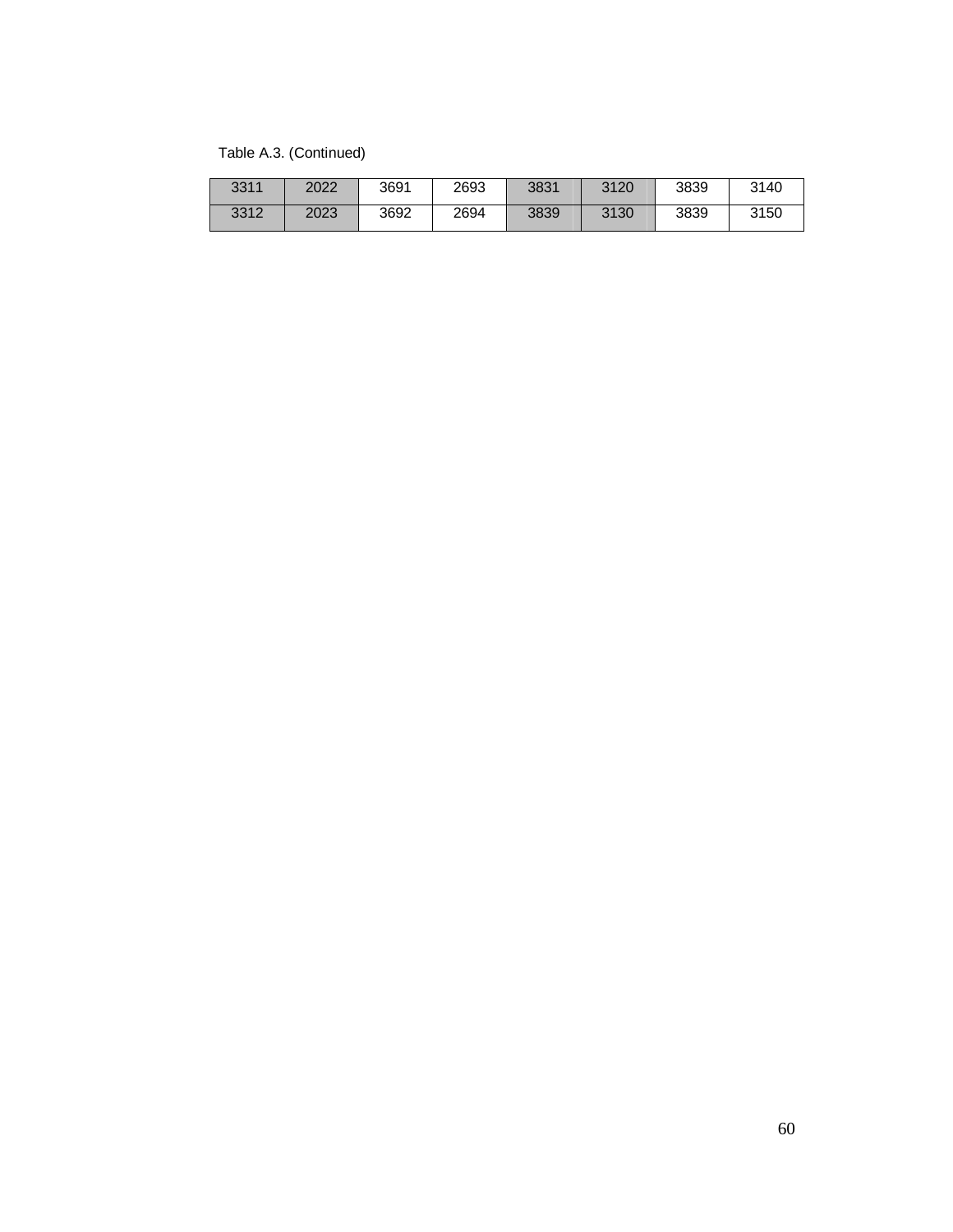Table A.3. (Continued)

| | | | | | | | |
|---|---|---|---|---|---|---|---|
| 3311 | 2022 | 3691 | 2693 | 3831 | 3120 | 3839 | 3140 |
| 3312 | 2023 | 3692 | 2694 | 3839 | 3130 | 3839 | 3150 |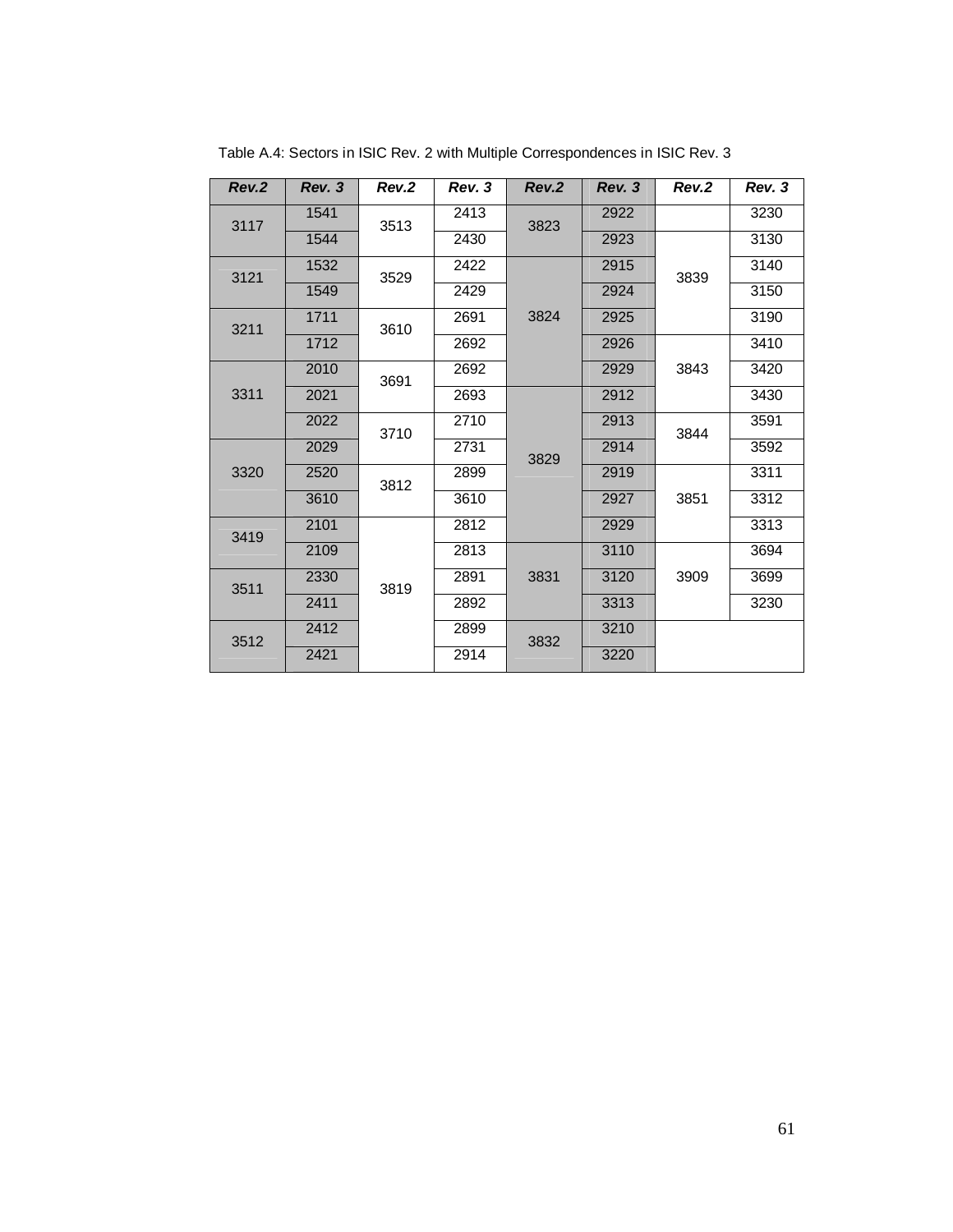Table A.4: Sectors in ISIC Rev. 2 with Multiple Correspondences in ISIC Rev. 3

| *Rev.2* | *Rev. 3* | *Rev.2* | *Rev. 3* | *Rev.2* | *Rev. 3* | *Rev.2* | *Rev. 3* |
|---|---|---|---|---|---|---|---|
| 3117 | 1541 | 3513 | 2413 | 3823 | 2922 | | 3230 |
| | 1544 | | 2430 | | 2923 | 3839 | 3130 |
| 3121 | 1532 | 3529 | 2422 | 3824 | 2915 | | 3140 |
| | 1549 | | 2429 | | 2924 | | 3150 |
| 3211 | 1711 | 3610 | 2691 | | 2925 | | 3190 |
| | 1712 | | 2692 | | 2926 | 3843 | 3410 |
| 3311 | 2010 | 3691 | 2692 | | 2929 | | 3420 |
| | 2021 | | 2693 | 3829 | 2912 | | 3430 |
| | 2022 | 3710 | 2710 | | 2913 | 3844 | 3591 |
| 3320 | 2029 | | 2731 | | 2914 | | 3592 |
| | 2520 | 3812 | 2899 | | 2919 | 3851 | 3311 |
| | 3610 | | 3610 | | 2927 | | 3312 |
| 3419 | 2101 | 3819 | 2812 | | 2929 | | 3313 |
| | 2109 | | 2813 | 3831 | 3110 | 3909 | 3694 |
| 3511 | 2330 | | 2891 | | 3120 | | 3699 |
| | 2411 | | 2892 | | 3313 | | 3230 |
| 3512 | 2412 | | 2899 | 3832 | 3210 | | |
| | 2421 | | 2914 | | 3220 | | |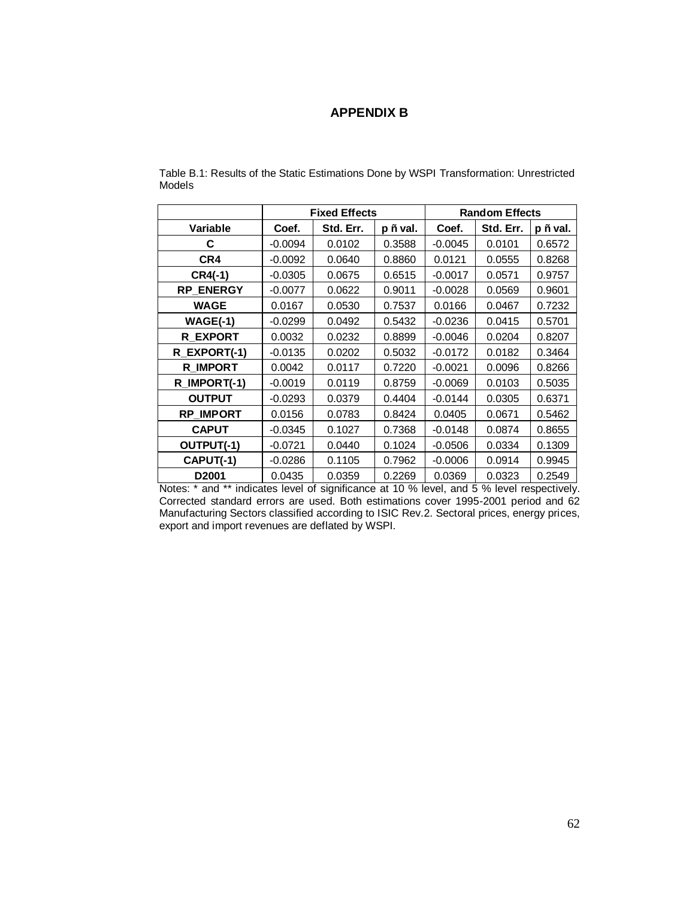# APPENDIX B

Table B.1: Results of the Static Estimations Done by WSPI Transformation: Unrestricted Models

| | Fixed Effects | | | Random Effects | | |
|---|---|---|---|---|---|---|
| **Variable** | **Coef.** | **Std. Err.** | **p ñ val.** | **Coef.** | **Std. Err.** | **p ñ val.** |
| **C** | -0.0094 | 0.0102 | 0.3588 | -0.0045 | 0.0101 | 0.6572 |
| **CR4** | -0.0092 | 0.0640 | 0.8860 | 0.0121 | 0.0555 | 0.8268 |
| **CR4(-1)** | -0.0305 | 0.0675 | 0.6515 | -0.0017 | 0.0571 | 0.9757 |
| **RP_ENERGY** | -0.0077 | 0.0622 | 0.9011 | -0.0028 | 0.0569 | 0.9601 |
| **WAGE** | 0.0167 | 0.0530 | 0.7537 | 0.0166 | 0.0467 | 0.7232 |
| **WAGE(-1)** | -0.0299 | 0.0492 | 0.5432 | -0.0236 | 0.0415 | 0.5701 |
| **R_EXPORT** | 0.0032 | 0.0232 | 0.8899 | -0.0046 | 0.0204 | 0.8207 |
| **R_EXPORT(-1)** | -0.0135 | 0.0202 | 0.5032 | -0.0172 | 0.0182 | 0.3464 |
| **R_IMPORT** | 0.0042 | 0.0117 | 0.7220 | -0.0021 | 0.0096 | 0.8266 |
| **R_IMPORT(-1)** | -0.0019 | 0.0119 | 0.8759 | -0.0069 | 0.0103 | 0.5035 |
| **OUTPUT** | -0.0293 | 0.0379 | 0.4404 | -0.0144 | 0.0305 | 0.6371 |
| **RP_IMPORT** | 0.0156 | 0.0783 | 0.8424 | 0.0405 | 0.0671 | 0.5462 |
| **CAPUT** | -0.0345 | 0.1027 | 0.7368 | -0.0148 | 0.0874 | 0.8655 |
| **OUTPUT(-1)** | -0.0721 | 0.0440 | 0.1024 | -0.0506 | 0.0334 | 0.1309 |
| **CAPUT(-1)** | -0.0286 | 0.1105 | 0.7962 | -0.0006 | 0.0914 | 0.9945 |
| **D2001** | 0.0435 | 0.0359 | 0.2269 | 0.0369 | 0.0323 | 0.2549 |

Notes: * and ** indicates level of significance at 10 % level, and 5 % level respectively. Corrected standard errors are used. Both estimations cover 1995-2001 period and 62 Manufacturing Sectors classified according to ISIC Rev.2. Sectoral prices, energy prices, export and import revenues are deflated by WSPI.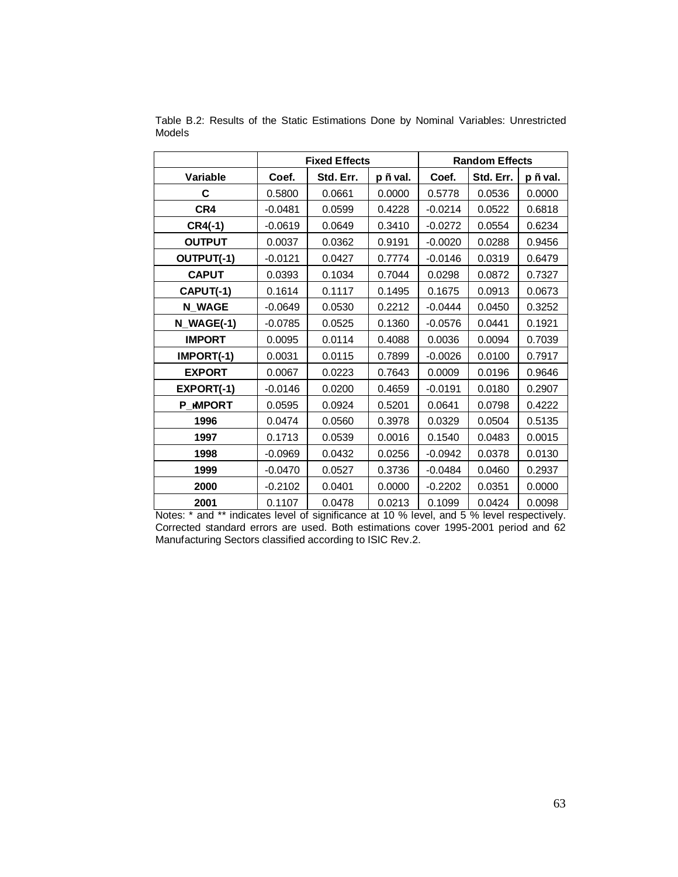Table B.2: Results of the Static Estimations Done by Nominal Variables: Unrestricted Models

| | Fixed Effects | | | Random Effects | | |
|---|---|---|---|---|---|---|
| **Variable** | **Coef.** | **Std. Err.** | **p ñ val.** | **Coef.** | **Std. Err.** | **p ñ val.** |
| **C** | 0.5800 | 0.0661 | 0.0000 | 0.5778 | 0.0536 | 0.0000 |
| **CR4** | -0.0481 | 0.0599 | 0.4228 | -0.0214 | 0.0522 | 0.6818 |
| **CR4(-1)** | -0.0619 | 0.0649 | 0.3410 | -0.0272 | 0.0554 | 0.6234 |
| **OUTPUT** | 0.0037 | 0.0362 | 0.9191 | -0.0020 | 0.0288 | 0.9456 |
| **OUTPUT(-1)** | -0.0121 | 0.0427 | 0.7774 | -0.0146 | 0.0319 | 0.6479 |
| **CAPUT** | 0.0393 | 0.1034 | 0.7044 | 0.0298 | 0.0872 | 0.7327 |
| **CAPUT(-1)** | 0.1614 | 0.1117 | 0.1495 | 0.1675 | 0.0913 | 0.0673 |
| **N_WAGE** | -0.0649 | 0.0530 | 0.2212 | -0.0444 | 0.0450 | 0.3252 |
| **N_WAGE(-1)** | -0.0785 | 0.0525 | 0.1360 | -0.0576 | 0.0441 | 0.1921 |
| **IMPORT** | 0.0095 | 0.0114 | 0.4088 | 0.0036 | 0.0094 | 0.7039 |
| **IMPORT(-1)** | 0.0031 | 0.0115 | 0.7899 | -0.0026 | 0.0100 | 0.7917 |
| **EXPORT** | 0.0067 | 0.0223 | 0.7643 | 0.0009 | 0.0196 | 0.9646 |
| **EXPORT(-1)** | -0.0146 | 0.0200 | 0.4659 | -0.0191 | 0.0180 | 0.2907 |
| **P_IMPORT** | 0.0595 | 0.0924 | 0.5201 | 0.0641 | 0.0798 | 0.4222 |
| **1996** | 0.0474 | 0.0560 | 0.3978 | 0.0329 | 0.0504 | 0.5135 |
| **1997** | 0.1713 | 0.0539 | 0.0016 | 0.1540 | 0.0483 | 0.0015 |
| **1998** | -0.0969 | 0.0432 | 0.0256 | -0.0942 | 0.0378 | 0.0130 |
| **1999** | -0.0470 | 0.0527 | 0.3736 | -0.0484 | 0.0460 | 0.2937 |
| **2000** | -0.2102 | 0.0401 | 0.0000 | -0.2202 | 0.0351 | 0.0000 |
| **2001** | 0.1107 | 0.0478 | 0.0213 | 0.1099 | 0.0424 | 0.0098 |

Notes: * and ** indicates level of significance at 10 % level, and 5 % level respectively. Corrected standard errors are used. Both estimations cover 1995-2001 period and 62 Manufacturing Sectors classified according to ISIC Rev.2.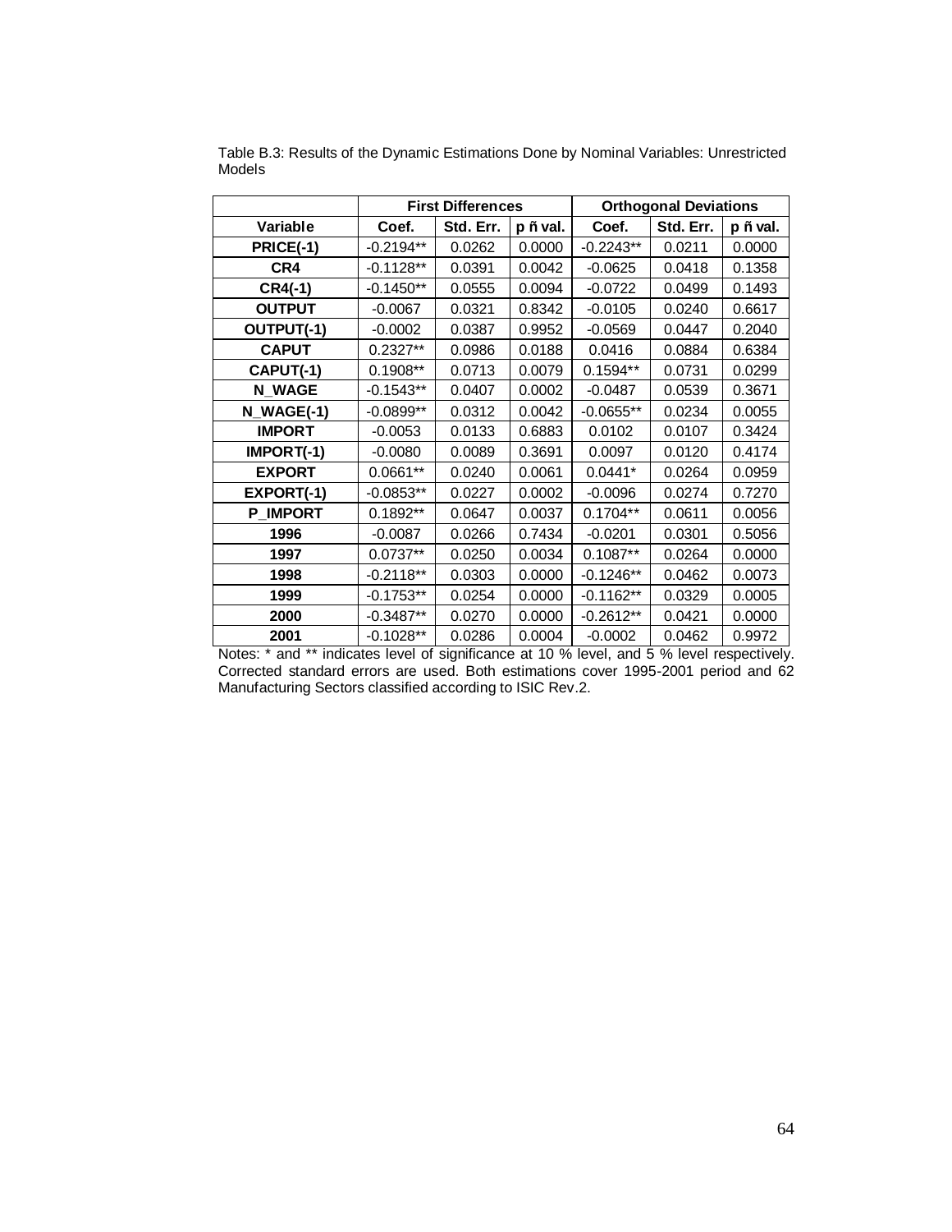Table B.3: Results of the Dynamic Estimations Done by Nominal Variables: Unrestricted Models

| | First Differences | | | Orthogonal Deviations | | |
|---|---|---|---|---|---|---|
| Variable | Coef. | Std. Err. | p ñ val. | Coef. | Std. Err. | p ñ val. |
| PRICE(-1) | -0.2194** | 0.0262 | 0.0000 | -0.2243** | 0.0211 | 0.0000 |
| CR4 | -0.1128** | 0.0391 | 0.0042 | -0.0625 | 0.0418 | 0.1358 |
| CR4(-1) | -0.1450** | 0.0555 | 0.0094 | -0.0722 | 0.0499 | 0.1493 |
| OUTPUT | -0.0067 | 0.0321 | 0.8342 | -0.0105 | 0.0240 | 0.6617 |
| OUTPUT(-1) | -0.0002 | 0.0387 | 0.9952 | -0.0569 | 0.0447 | 0.2040 |
| CAPUT | 0.2327** | 0.0986 | 0.0188 | 0.0416 | 0.0884 | 0.6384 |
| CAPUT(-1) | 0.1908** | 0.0713 | 0.0079 | 0.1594** | 0.0731 | 0.0299 |
| N_WAGE | -0.1543** | 0.0407 | 0.0002 | -0.0487 | 0.0539 | 0.3671 |
| N_WAGE(-1) | -0.0899** | 0.0312 | 0.0042 | -0.0655** | 0.0234 | 0.0055 |
| IMPORT | -0.0053 | 0.0133 | 0.6883 | 0.0102 | 0.0107 | 0.3424 |
| IMPORT(-1) | -0.0080 | 0.0089 | 0.3691 | 0.0097 | 0.0120 | 0.4174 |
| EXPORT | 0.0661** | 0.0240 | 0.0061 | 0.0441* | 0.0264 | 0.0959 |
| EXPORT(-1) | -0.0853** | 0.0227 | 0.0002 | -0.0096 | 0.0274 | 0.7270 |
| P_IMPORT | 0.1892** | 0.0647 | 0.0037 | 0.1704** | 0.0611 | 0.0056 |
| 1996 | -0.0087 | 0.0266 | 0.7434 | -0.0201 | 0.0301 | 0.5056 |
| 1997 | 0.0737** | 0.0250 | 0.0034 | 0.1087** | 0.0264 | 0.0000 |
| 1998 | -0.2118** | 0.0303 | 0.0000 | -0.1246** | 0.0462 | 0.0073 |
| 1999 | -0.1753** | 0.0254 | 0.0000 | -0.1162** | 0.0329 | 0.0005 |
| 2000 | -0.3487** | 0.0270 | 0.0000 | -0.2612** | 0.0421 | 0.0000 |
| 2001 | -0.1028** | 0.0286 | 0.0004 | -0.0002 | 0.0462 | 0.9972 |

Notes: * and ** indicates level of significance at 10 % level, and 5 % level respectively. Corrected standard errors are used. Both estimations cover 1995-2001 period and 62 Manufacturing Sectors classified according to ISIC Rev.2.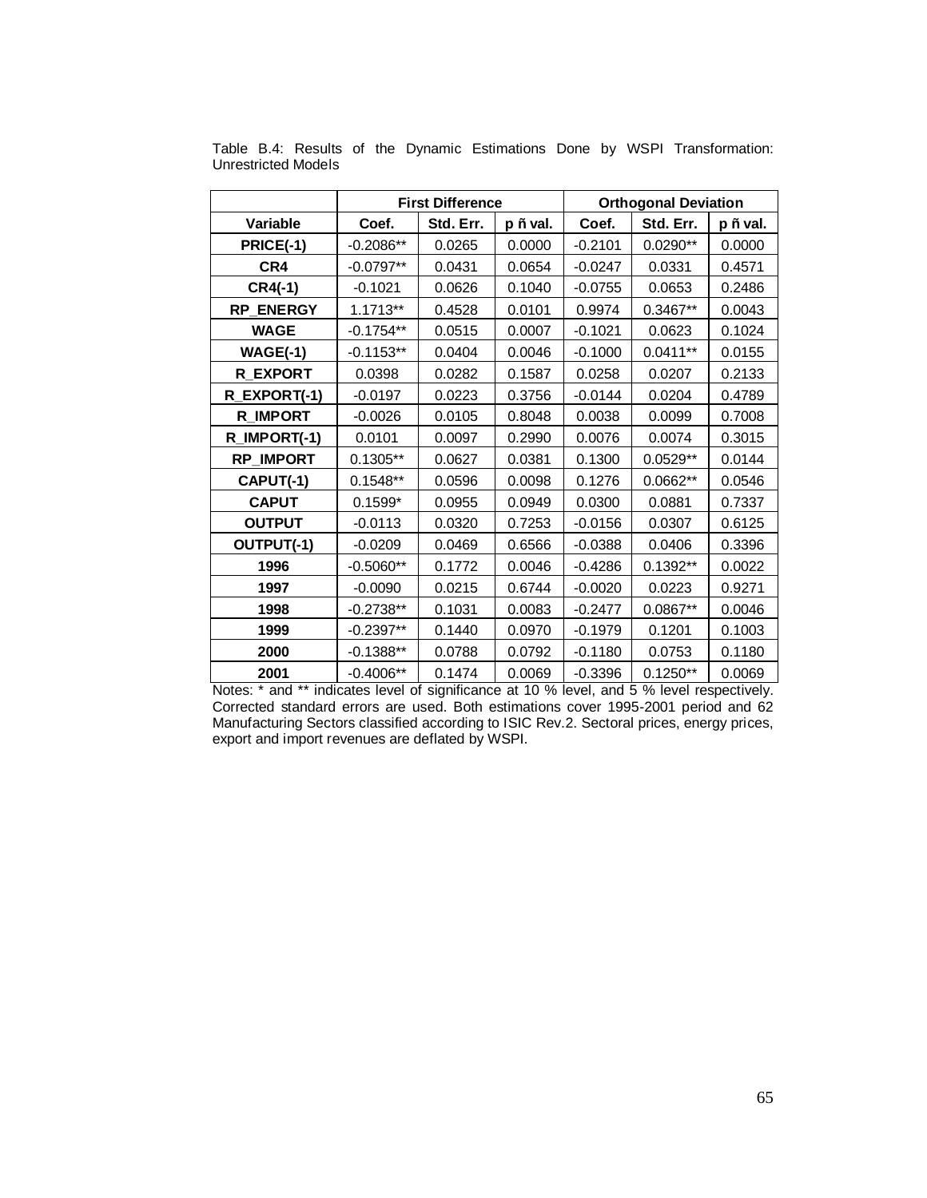Table B.4: Results of the Dynamic Estimations Done by WSPI Transformation: Unrestricted Models

| | First Difference | | | Orthogonal Deviation | | |
|---|---|---|---|---|---|---|
| **Variable** | **Coef.** | **Std. Err.** | **p ñ val.** | **Coef.** | **Std. Err.** | **p ñ val.** |
| **PRICE(-1)** | -0.2086** | 0.0265 | 0.0000 | -0.2101 | 0.0290** | 0.0000 |
| **CR4** | -0.0797** | 0.0431 | 0.0654 | -0.0247 | 0.0331 | 0.4571 |
| **CR4(-1)** | -0.1021 | 0.0626 | 0.1040 | -0.0755 | 0.0653 | 0.2486 |
| **RP_ENERGY** | 1.1713** | 0.4528 | 0.0101 | 0.9974 | 0.3467** | 0.0043 |
| **WAGE** | -0.1754** | 0.0515 | 0.0007 | -0.1021 | 0.0623 | 0.1024 |
| **WAGE(-1)** | -0.1153** | 0.0404 | 0.0046 | -0.1000 | 0.0411** | 0.0155 |
| **R_EXPORT** | 0.0398 | 0.0282 | 0.1587 | 0.0258 | 0.0207 | 0.2133 |
| **R_EXPORT(-1)** | -0.0197 | 0.0223 | 0.3756 | -0.0144 | 0.0204 | 0.4789 |
| **R_IMPORT** | -0.0026 | 0.0105 | 0.8048 | 0.0038 | 0.0099 | 0.7008 |
| **R_IMPORT(-1)** | 0.0101 | 0.0097 | 0.2990 | 0.0076 | 0.0074 | 0.3015 |
| **RP_IMPORT** | 0.1305** | 0.0627 | 0.0381 | 0.1300 | 0.0529** | 0.0144 |
| **CAPUT(-1)** | 0.1548** | 0.0596 | 0.0098 | 0.1276 | 0.0662** | 0.0546 |
| **CAPUT** | 0.1599* | 0.0955 | 0.0949 | 0.0300 | 0.0881 | 0.7337 |
| **OUTPUT** | -0.0113 | 0.0320 | 0.7253 | -0.0156 | 0.0307 | 0.6125 |
| **OUTPUT(-1)** | -0.0209 | 0.0469 | 0.6566 | -0.0388 | 0.0406 | 0.3396 |
| **1996** | -0.5060** | 0.1772 | 0.0046 | -0.4286 | 0.1392** | 0.0022 |
| **1997** | -0.0090 | 0.0215 | 0.6744 | -0.0020 | 0.0223 | 0.9271 |
| **1998** | -0.2738** | 0.1031 | 0.0083 | -0.2477 | 0.0867** | 0.0046 |
| **1999** | -0.2397** | 0.1440 | 0.0970 | -0.1979 | 0.1201 | 0.1003 |
| **2000** | -0.1388** | 0.0788 | 0.0792 | -0.1180 | 0.0753 | 0.1180 |
| **2001** | -0.4006** | 0.1474 | 0.0069 | -0.3396 | 0.1250** | 0.0069 |

Notes: * and ** indicates level of significance at 10 % level, and 5 % level respectively. Corrected standard errors are used. Both estimations cover 1995-2001 period and 62 Manufacturing Sectors classified according to ISIC Rev.2. Sectoral prices, energy prices, export and import revenues are deflated by WSPI.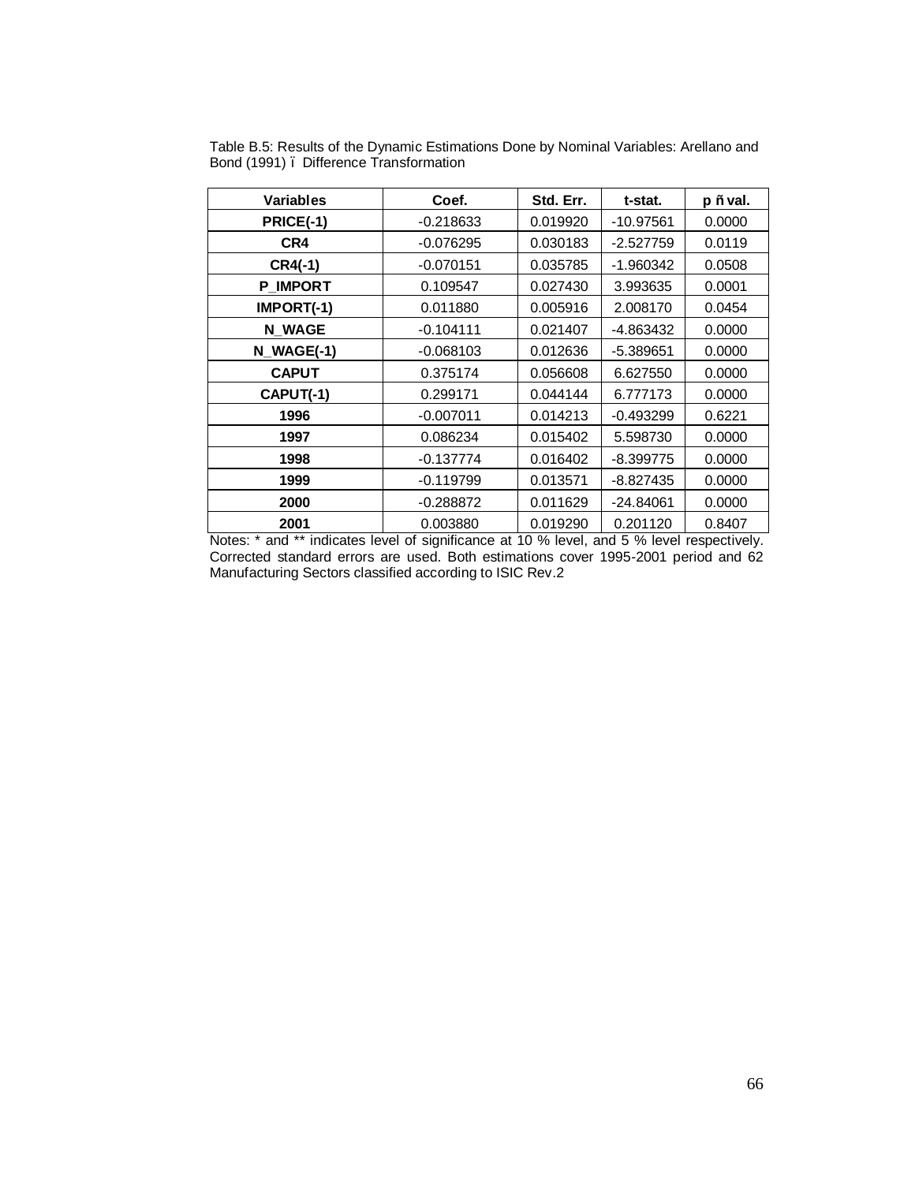Table B.5: Results of the Dynamic Estimations Done by Nominal Variables: Arellano and Bond (1991) – Difference Transformation

| Variables | Coef. | Std. Err. | t-stat. | p – val. |
|---|---|---|---|---|
| PRICE(-1) | -0.218633 | 0.019920 | -10.97561 | 0.0000 |
| CR4 | -0.076295 | 0.030183 | -2.527759 | 0.0119 |
| CR4(-1) | -0.070151 | 0.035785 | -1.960342 | 0.0508 |
| P_IMPORT | 0.109547 | 0.027430 | 3.993635 | 0.0001 |
| IMPORT(-1) | 0.011880 | 0.005916 | 2.008170 | 0.0454 |
| N_WAGE | -0.104111 | 0.021407 | -4.863432 | 0.0000 |
| N_WAGE(-1) | -0.068103 | 0.012636 | -5.389651 | 0.0000 |
| CAPUT | 0.375174 | 0.056608 | 6.627550 | 0.0000 |
| CAPUT(-1) | 0.299171 | 0.044144 | 6.777173 | 0.0000 |
| 1996 | -0.007011 | 0.014213 | -0.493299 | 0.6221 |
| 1997 | 0.086234 | 0.015402 | 5.598730 | 0.0000 |
| 1998 | -0.137774 | 0.016402 | -8.399775 | 0.0000 |
| 1999 | -0.119799 | 0.013571 | -8.827435 | 0.0000 |
| 2000 | -0.288872 | 0.011629 | -24.84061 | 0.0000 |
| 2001 | 0.003880 | 0.019290 | 0.201120 | 0.8407 |

Notes: * and ** indicates level of significance at 10 % level, and 5 % level respectively. Corrected standard errors are used. Both estimations cover 1995-2001 period and 62 Manufacturing Sectors classified according to ISIC Rev.2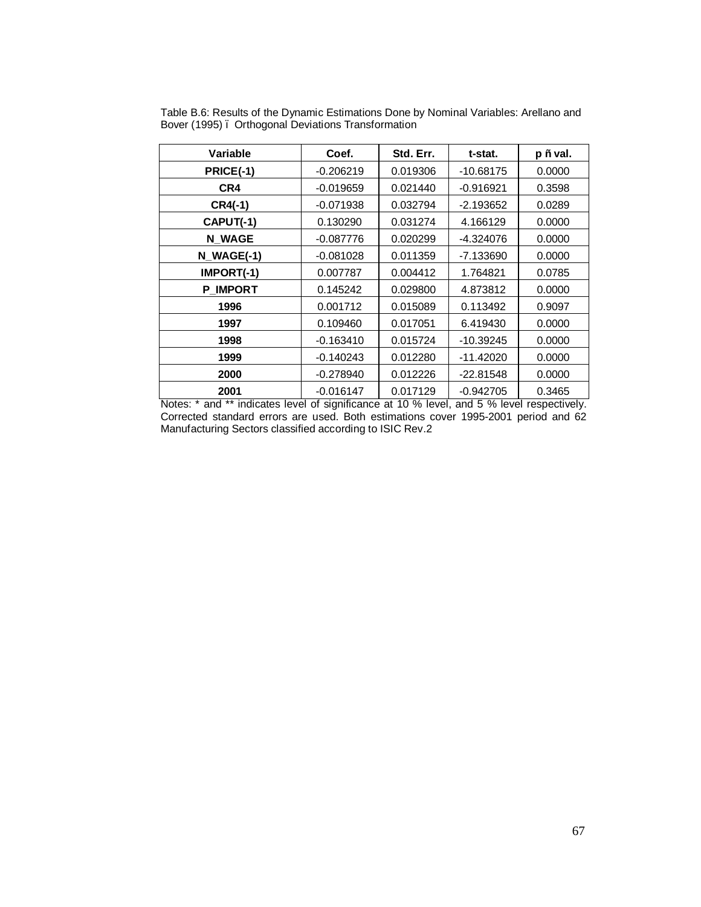Table B.6: Results of the Dynamic Estimations Done by Nominal Variables: Arellano and Bover (1995) – Orthogonal Deviations Transformation

| Variable | Coef. | Std. Err. | t-stat. | p – val. |
|---|---|---|---|---|
| **PRICE(-1)** | -0.206219 | 0.019306 | -10.68175 | 0.0000 |
| **CR4** | -0.019659 | 0.021440 | -0.916921 | 0.3598 |
| **CR4(-1)** | -0.071938 | 0.032794 | -2.193652 | 0.0289 |
| **CAPUT(-1)** | 0.130290 | 0.031274 | 4.166129 | 0.0000 |
| **N_WAGE** | -0.087776 | 0.020299 | -4.324076 | 0.0000 |
| **N_WAGE(-1)** | -0.081028 | 0.011359 | -7.133690 | 0.0000 |
| **IMPORT(-1)** | 0.007787 | 0.004412 | 1.764821 | 0.0785 |
| **P_IMPORT** | 0.145242 | 0.029800 | 4.873812 | 0.0000 |
| **1996** | 0.001712 | 0.015089 | 0.113492 | 0.9097 |
| **1997** | 0.109460 | 0.017051 | 6.419430 | 0.0000 |
| **1998** | -0.163410 | 0.015724 | -10.39245 | 0.0000 |
| **1999** | -0.140243 | 0.012280 | -11.42020 | 0.0000 |
| **2000** | -0.278940 | 0.012226 | -22.81548 | 0.0000 |
| **2001** | -0.016147 | 0.017129 | -0.942705 | 0.3465 |

Notes: * and ** indicates level of significance at 10 % level, and 5 % level respectively. Corrected standard errors are used. Both estimations cover 1995-2001 period and 62 Manufacturing Sectors classified according to ISIC Rev.2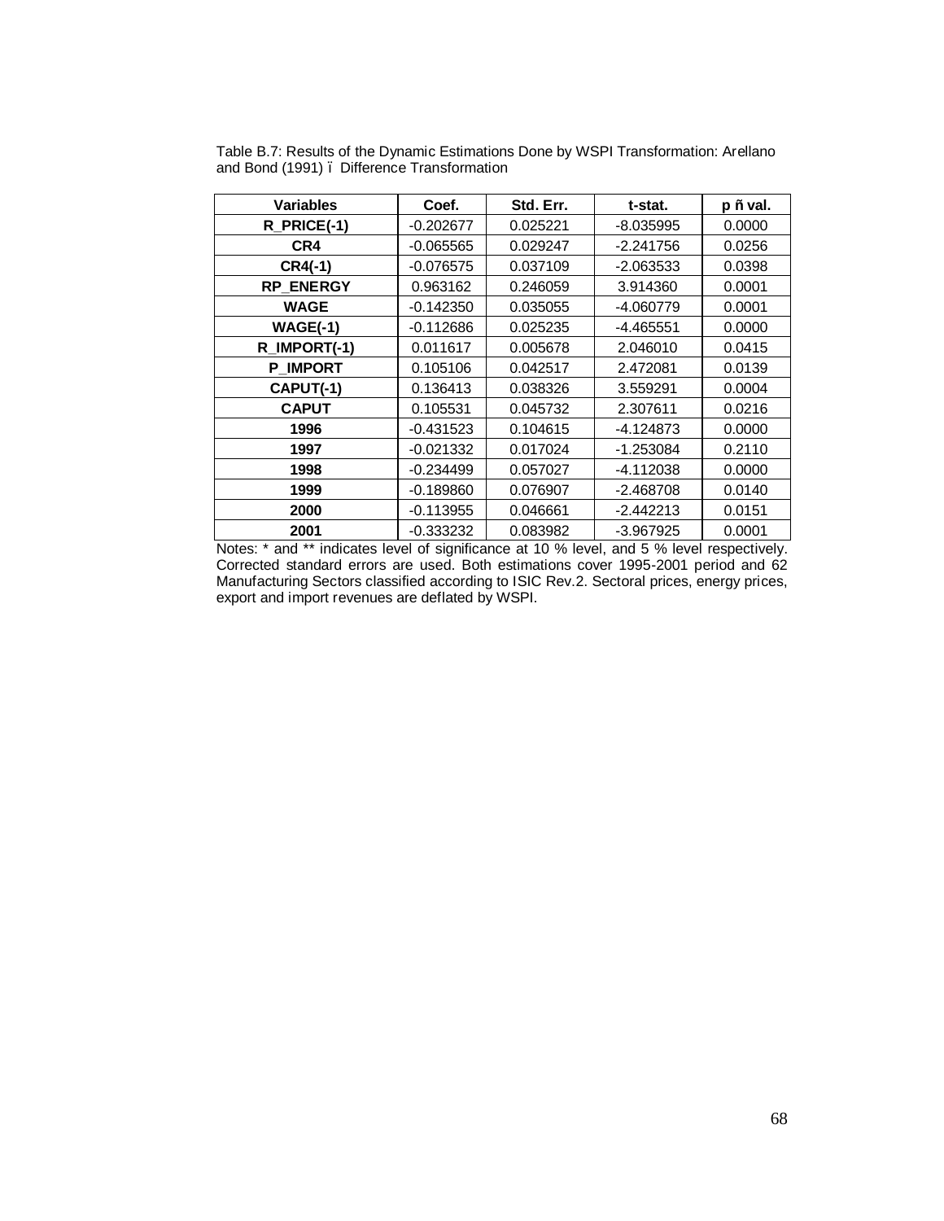Table B.7: Results of the Dynamic Estimations Done by WSPI Transformation: Arellano and Bond (1991) – Difference Transformation

| Variables | Coef. | Std. Err. | t-stat. | p – val. |
|---|---|---|---|---|
| R_PRICE(-1) | -0.202677 | 0.025221 | -8.035995 | 0.0000 |
| CR4 | -0.065565 | 0.029247 | -2.241756 | 0.0256 |
| CR4(-1) | -0.076575 | 0.037109 | -2.063533 | 0.0398 |
| RP_ENERGY | 0.963162 | 0.246059 | 3.914360 | 0.0001 |
| WAGE | -0.142350 | 0.035055 | -4.060779 | 0.0001 |
| WAGE(-1) | -0.112686 | 0.025235 | -4.465551 | 0.0000 |
| R_IMPORT(-1) | 0.011617 | 0.005678 | 2.046010 | 0.0415 |
| P_IMPORT | 0.105106 | 0.042517 | 2.472081 | 0.0139 |
| CAPUT(-1) | 0.136413 | 0.038326 | 3.559291 | 0.0004 |
| CAPUT | 0.105531 | 0.045732 | 2.307611 | 0.0216 |
| 1996 | -0.431523 | 0.104615 | -4.124873 | 0.0000 |
| 1997 | -0.021332 | 0.017024 | -1.253084 | 0.2110 |
| 1998 | -0.234499 | 0.057027 | -4.112038 | 0.0000 |
| 1999 | -0.189860 | 0.076907 | -2.468708 | 0.0140 |
| 2000 | -0.113955 | 0.046661 | -2.442213 | 0.0151 |
| 2001 | -0.333232 | 0.083982 | -3.967925 | 0.0001 |

Notes: * and ** indicates level of significance at 10 % level, and 5 % level respectively. Corrected standard errors are used. Both estimations cover 1995-2001 period and 62 Manufacturing Sectors classified according to ISIC Rev.2. Sectoral prices, energy prices, export and import revenues are deflated by WSPI.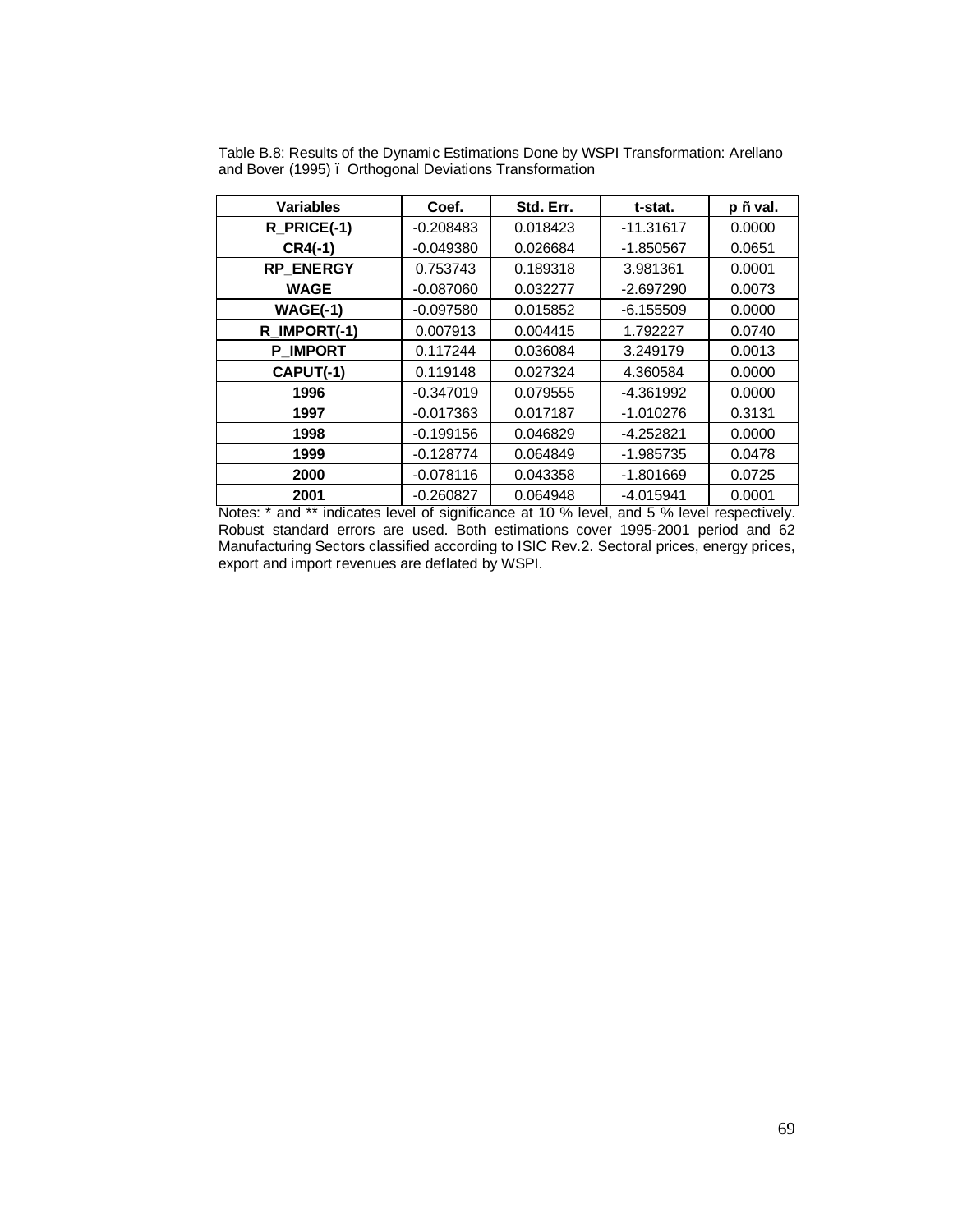Table B.8: Results of the Dynamic Estimations Done by WSPI Transformation: Arellano and Bover (1995) ï Orthogonal Deviations Transformation

| Variables | Coef. | Std. Err. | t-stat. | p ñ val. |
|---|---|---|---|---|
| R_PRICE(-1) | -0.208483 | 0.018423 | -11.31617 | 0.0000 |
| CR4(-1) | -0.049380 | 0.026684 | -1.850567 | 0.0651 |
| RP_ENERGY | 0.753743 | 0.189318 | 3.981361 | 0.0001 |
| WAGE | -0.087060 | 0.032277 | -2.697290 | 0.0073 |
| WAGE(-1) | -0.097580 | 0.015852 | -6.155509 | 0.0000 |
| R_IMPORT(-1) | 0.007913 | 0.004415 | 1.792227 | 0.0740 |
| P_IMPORT | 0.117244 | 0.036084 | 3.249179 | 0.0013 |
| CAPUT(-1) | 0.119148 | 0.027324 | 4.360584 | 0.0000 |
| 1996 | -0.347019 | 0.079555 | -4.361992 | 0.0000 |
| 1997 | -0.017363 | 0.017187 | -1.010276 | 0.3131 |
| 1998 | -0.199156 | 0.046829 | -4.252821 | 0.0000 |
| 1999 | -0.128774 | 0.064849 | -1.985735 | 0.0478 |
| 2000 | -0.078116 | 0.043358 | -1.801669 | 0.0725 |
| 2001 | -0.260827 | 0.064948 | -4.015941 | 0.0001 |

Notes: * and ** indicates level of significance at 10 % level, and 5 % level respectively. Robust standard errors are used. Both estimations cover 1995-2001 period and 62 Manufacturing Sectors classified according to ISIC Rev.2. Sectoral prices, energy prices, export and import revenues are deflated by WSPI.